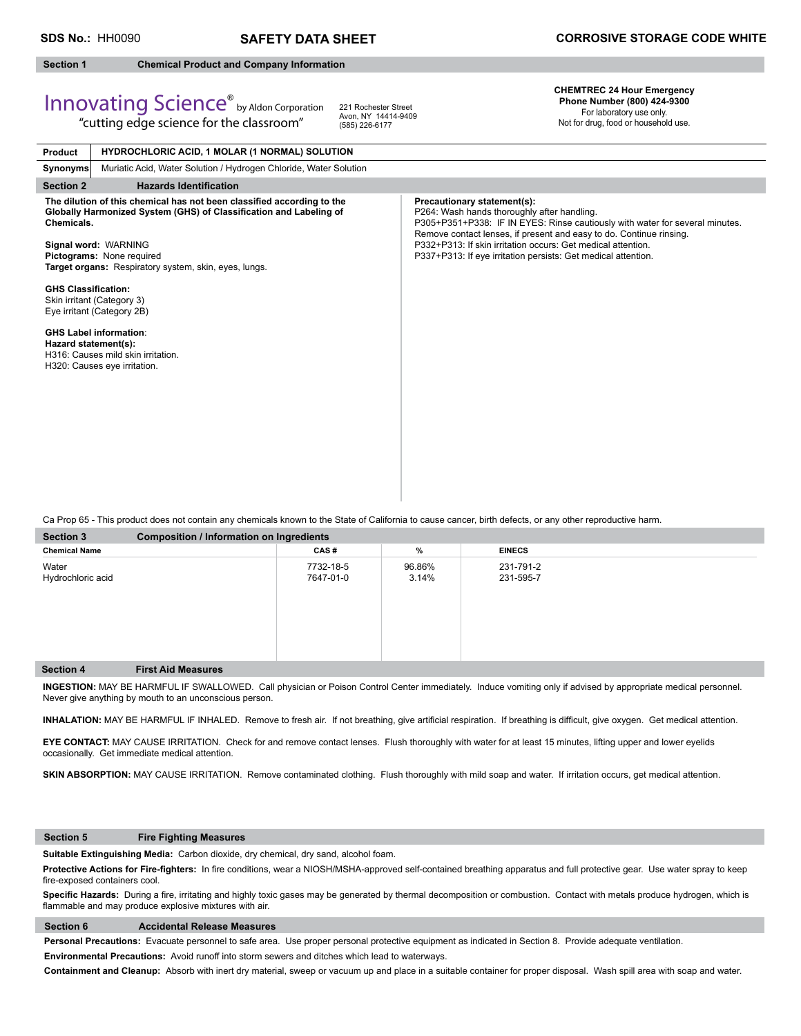**SDS No.:** HH0090 **SAFETY DATA SHEET** **CORROSIVE STORAGE CODE WHITE**

## Section 1 Chemical Product and Company Information

Innovating Science® by Aldon Corporation
"cutting edge science for the classroom"

221 Rochester Street
Avon, NY 14414-9409
(585) 226-6177

**CHEMTREC 24 Hour Emergency Phone Number (800) 424-9300**
For laboratory use only.
Not for drug, food or household use.

| **Product** | **HYDROCHLORIC ACID, 1 MOLAR (1 NORMAL) SOLUTION** |
|---|---|
| **Synonyms** | Muriatic Acid, Water Solution / Hydrogen Chloride, Water Solution |

## Section 2 Hazards Identification

**The dilution of this chemical has not been classified according to the Globally Harmonized System (GHS) of Classification and Labeling of Chemicals.**

**Signal word:** WARNING
**Pictograms:** None required
**Target organs:** Respiratory system, skin, eyes, lungs.

**GHS Classification:**
Skin irritant (Category 3)
Eye irritant (Category 2B)

**GHS Label information**:
**Hazard statement(s):**
H316: Causes mild skin irritation.
H320: Causes eye irritation.

**Precautionary statement(s):**
P264: Wash hands thoroughly after handling.
P305+P351+P338: IF IN EYES: Rinse cautiously with water for several minutes. Remove contact lenses, if present and easy to do. Continue rinsing.
P332+P313: If skin irritation occurs: Get medical attention.
P337+P313: If eye irritation persists: Get medical attention.

Ca Prop 65 - This product does not contain any chemicals known to the State of California to cause cancer, birth defects, or any other reproductive harm.

## Section 3 Composition / Information on Ingredients

| Chemical Name | CAS # | % | EINECS |
|---|---|---|---|
| Water | 7732-18-5 | 96.86% | 231-791-2 |
| Hydrochloric acid | 7647-01-0 | 3.14% | 231-595-7 |

## Section 4 First Aid Measures

**INGESTION:** MAY BE HARMFUL IF SWALLOWED. Call physician or Poison Control Center immediately. Induce vomiting only if advised by appropriate medical personnel. Never give anything by mouth to an unconscious person.

**INHALATION:** MAY BE HARMFUL IF INHALED. Remove to fresh air. If not breathing, give artificial respiration. If breathing is difficult, give oxygen. Get medical attention.

**EYE CONTACT:** MAY CAUSE IRRITATION. Check for and remove contact lenses. Flush thoroughly with water for at least 15 minutes, lifting upper and lower eyelids occasionally. Get immediate medical attention.

**SKIN ABSORPTION:** MAY CAUSE IRRITATION. Remove contaminated clothing. Flush thoroughly with mild soap and water. If irritation occurs, get medical attention.

## Section 5 Fire Fighting Measures

**Suitable Extinguishing Media:** Carbon dioxide, dry chemical, dry sand, alcohol foam.

**Protective Actions for Fire-fighters:** In fire conditions, wear a NIOSH/MSHA-approved self-contained breathing apparatus and full protective gear. Use water spray to keep fire-exposed containers cool.

**Specific Hazards:** During a fire, irritating and highly toxic gases may be generated by thermal decomposition or combustion. Contact with metals produce hydrogen, which is flammable and may produce explosive mixtures with air.

## Section 6 Accidental Release Measures

**Personal Precautions:** Evacuate personnel to safe area. Use proper personal protective equipment as indicated in Section 8. Provide adequate ventilation.

**Environmental Precautions:** Avoid runoff into storm sewers and ditches which lead to waterways.

**Containment and Cleanup:** Absorb with inert dry material, sweep or vacuum up and place in a suitable container for proper disposal. Wash spill area with soap and water.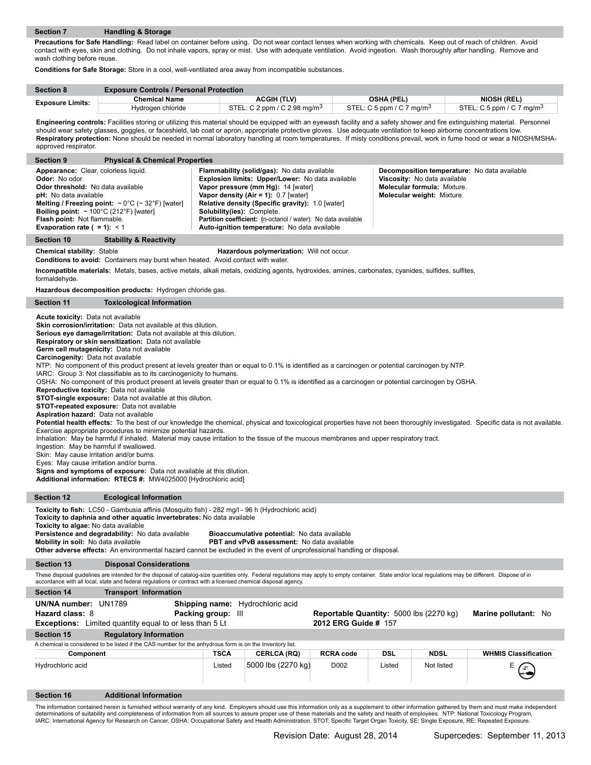## Section 7 Handling & Storage

**Precautions for Safe Handling:** Read label on container before using. Do not wear contact lenses when working with chemicals. Keep out of reach of children. Avoid contact with eyes, skin and clothing. Do not inhale vapors, spray or mist. Use with adequate ventilation. Avoid ingestion. Wash thoroughly after handling. Remove and wash clothing before reuse.

**Conditions for Safe Storage:** Store in a cool, well-ventilated area away from incompatible substances.

## Section 8 Exposure Controls / Personal Protection

| Exposure Limits: | Chemical Name | ACGIH (TLV) | OSHA (PEL) | NIOSH (REL) |
|---|---|---|---|---|
| | Hydrogen chloride | STEL: C 2 ppm / C 2.98 mg/m$^3$ | STEL: C 5 ppm / C 7 mg/m$^3$ | STEL: C 5 ppm / C 7 mg/m$^3$ |

**Engineering controls:** Facilities storing or utilizing this material should be equipped with an eyewash facility and a safety shower and fire extinguishing material. Personnel should wear safety glasses, goggles, or faceshield, lab coat or apron, appropriate protective gloves. Use adequate ventilation to keep airborne concentrations low.
**Respiratory protection:** None should be needed in normal laboratory handling at room temperatures. If misty conditions prevail, work in fume hood or wear a NIOSH/MSHA-approved respirator.

## Section 9 Physical & Chemical Properties

**Appearance:** Clear, colorless liquid.
**Odor:** No odor.
**Odor threshold:** No data available
**pH:** No data available
**Melting / Freezing point:** ~ 0°C (~ 32°F) [water]
**Boiling point:** ~ 100°C (212°F) [water]
**Flash point:** Not flammable.
**Evaporation rate ( = 1):** < 1

**Flammability (solid/gas):** No data available
**Explosion limits: Upper/Lower:** No data available
**Vapor pressure (mm Hg):** 14 [water]
**Vapor density (Air = 1):** 0.7 [water]
**Relative density (Specific gravity):** 1.0 [water]
**Solubility(ies):** Complete.
**Partition coefficient: (**n-octanol / water): No data available
**Auto-ignition temperature:** No data available

**Decomposition temperature:** No data available
**Viscosity:** No data available
**Molecular formula:** Mixture.
**Molecular weight:** Mixture.

## Section 10 Stability & Reactivity

**Chemical stability:** Stable
**Hazardous polymerization:** Will not occur.
**Conditions to avoid:** Containers may burst when heated. Avoid contact with water.

**Incompatible materials:** Metals, bases, active metals, alkali metals, oxidizing agents, hydroxides, amines, carbonates, cyanides, sulfides, sulfites, formaldehyde.

**Hazardous decomposition products:** Hydrogen chloride gas.

## Section 11 Toxicological Information

**Acute toxicity:** Data not available
**Skin corrosion/irritation:** Data not available at this dilution.
**Serious eye damage/irritation:** Data not available at this dilution.
**Respiratory or skin sensitization:** Data not available
**Germ cell mutagenicity:** Data not available
**Carcinogenity:** Data not available
NTP: No component of this product present at levels greater than or equal to 0.1% is identified as a carcinogen or potential carcinogen by NTP.
IARC: Group 3: Not classifiable as to its carcinogenicity to humans.
OSHA: No component of this product present at levels greater than or equal to 0.1% is identified as a carcinogen or potential carcinogen by OSHA.
**Reproductive toxicity:** Data not available
**STOT-single exposure:** Data not available at this dilution.
**STOT-repeated exposure:** Data not available
**Aspiration hazard:** Data not available
**Potential health effects:** To the best of our knowledge the chemical, physical and toxicological properties have not been thoroughly investigated. Specific data is not available. Exercise appropriate procedures to minimize potential hazards.
Inhalation: May be harmful if inhaled. Material may cause irritation to the tissue of the mucous membranes and upper respiratory tract.
Ingestion: May be harmful if swallowed.
Skin: May cause irritation and/or burns.
Eyes: May cause irritation and/or burns.
**Signs and symptoms of exposure:** Data not available at this dilution.
**Additional information: RTECS #:** MW4025000 [Hydrochloric acid]

## Section 12 Ecological Information

**Toxicity to fish:** LC50 - Gambusia affinis (Mosquito fish) - 282 mg/l - 96 h (Hydrochloric acid)
**Toxicity to daphnia and other aquatic invertebrates:** No data available
**Toxicity to algae:** No data available
**Persistence and degradability:** No data available
**Bioaccumulative potential:** No data available
**Mobility in soil:** No data available
**PBT and vPvB assessment:** No data available
**Other adverse effects:** An environmental hazard cannot be excluded in the event of unprofessional handling or disposal.

## Section 13 Disposal Considerations

These disposal guidelines are intended for the disposal of catalog-size quantities only. Federal regulations may apply to empty container. State and/or local regulations may be different. Dispose of in accordance with all local, state and federal regulations or contract with a licensed chemical disposal agency.

## Section 14 Transport Information

**UN/NA number:** UN1789
**Shipping name:** Hydrochloric acid
**Hazard class:** 8
**Packing group:** III
**Reportable Quantity:** 5000 lbs (2270 kg)
**Marine pollutant:** No
**Exceptions:** Limited quantity equal to or less than 5 Lt
**2012 ERG Guide #** 157

## Section 15 Regulatory Information

A chemical is considered to be listed if the CAS number for the anhydrous form is on the Inventory list.

| Component | TSCA | CERLCA (RQ) | RCRA code | DSL | NDSL | WHMIS Classification |
|---|---|---|---|---|---|---|
| Hydrochloric acid | Listed | 5000 lbs (2270 kg) | D002 | Listed | Not listed | E |

## Section 16 Additional Information

The information contained herein is furnished without warranty of any kind. Employers should use this information only as a supplement to other information gathered by them and must make independent determinations of suitability and completeness of information from all sources to assure proper use of these materials and the safety and health of employees. NTP: National Toxicology Program, IARC: International Agency for Research on Cancer, OSHA: Occupational Safety and Health Administration, STOT: Specific Target Organ Toxicity, SE: Single Exposure, RE: Repeated Exposure.

Revision Date: August 28, 2014 Supercedes: September 11, 2013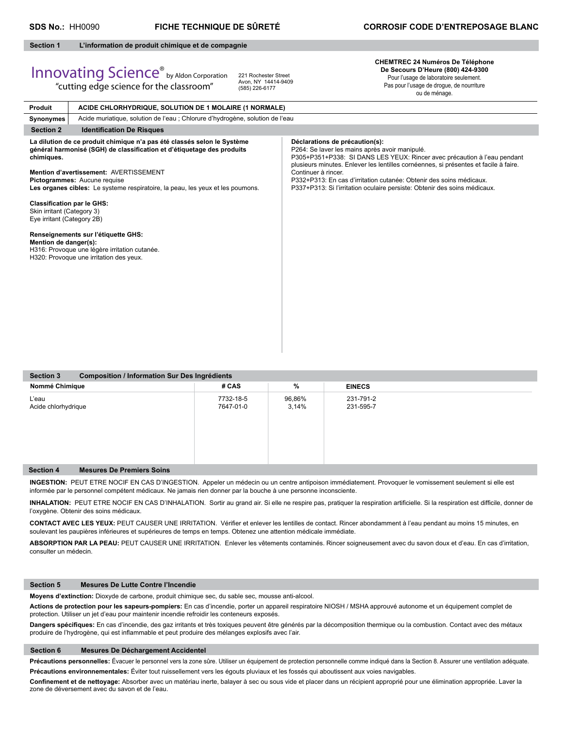**SDS No.:** HH0090 **FICHE TECHNIQUE DE SÛRETÉ** **CORROSIF CODE D'ENTREPOSAGE BLANC**

## Section 1 L'information de produit chimique et de compagnie

Innovating Science® by Aldon Corporation
"cutting edge science for the classroom"

221 Rochester Street
Avon, NY 14414-9409
(585) 226-6177

**CHEMTREC 24 Numéros De Téléphone De Secours D'Heure (800) 424-9300**
Pour l'usage de laboratoire seulement.
Pas pour l'usage de drogue, de nourriture ou de ménage.

| | |
|---|---|
| **Produit** | **ACIDE CHLORHYDRIQUE, SOLUTION DE 1 MOLAIRE (1 NORMALE)** |
| **Synonymes** | Acide muriatique, solution de l'eau ; Chlorure d'hydrogène, solution de l'eau |

## Section 2 Identification De Risques

**La dilution de ce produit chimique n'a pas été classés selon le Système général harmonisé (SGH) de classification et d'étiquetage des produits chimiques.**

**Mention d'avertissement:** AVERTISSEMENT
**Pictogrammes:** Aucune requise
**Les organes cibles:** Le systeme respiratoire, la peau, les yeux et les poumons.

**Classification par le GHS:**
Skin irritant (Category 3)
Eye irritant (Category 2B)

**Renseignements sur l'étiquette GHS:**
**Mention de danger(s):**
H316: Provoque une légère irritation cutanée.
H320: Provoque une irritation des yeux.

**Déclarations de précaution(s):**
P264: Se laver les mains après avoir manipulé.
P305+P351+P338: SI DANS LES YEUX: Rincer avec précaution à l'eau pendant plusieurs minutes. Enlever les lentilles cornéennes, si présentes et facile à faire. Continuer à rincer.
P332+P313: En cas d'irritation cutanée: Obtenir des soins médicaux.
P337+P313: Si l'irritation oculaire persiste: Obtenir des soins médicaux.

## Section 3 Composition / Information Sur Des Ingrédients

| Nommé Chimique | # CAS | % | EINECS |
|---|---|---|---|
| L'eau | 7732-18-5 | 96,86% | 231-791-2 |
| Acide chlorhydrique | 7647-01-0 | 3,14% | 231-595-7 |

## Section 4 Mesures De Premiers Soins

**INGESTION:** PEUT ETRE NOCIF EN CAS D'INGESTION. Appeler un médecin ou un centre antipoison immédiatement. Provoquer le vomissement seulement si elle est informée par le personnel compétent médicaux. Ne jamais rien donner par la bouche à une personne inconsciente.

**INHALATION:** PEUT ETRE NOCIF EN CAS D'INHALATION. Sortir au grand air. Si elle ne respire pas, pratiquer la respiration artificielle. Si la respiration est difficile, donner de l'oxygène. Obtenir des soins médicaux.

**CONTACT AVEC LES YEUX:** PEUT CAUSER UNE IRRITATION. Vérifier et enlever les lentilles de contact. Rincer abondamment à l'eau pendant au moins 15 minutes, en soulevant les paupières inférieures et supérieures de temps en temps. Obtenez une attention médicale immédiate.

**ABSORPTION PAR LA PEAU:** PEUT CAUSER UNE IRRITATION. Enlever les vêtements contaminés. Rincer soigneusement avec du savon doux et d'eau. En cas d'irritation, consulter un médecin.

## Section 5 Mesures De Lutte Contre l'Incendie

**Moyens d'extinction:** Dioxyde de carbone, produit chimique sec, du sable sec, mousse anti-alcool.

**Actions de protection pour les sapeurs-pompiers:** En cas d'incendie, porter un appareil respiratoire NIOSH / MSHA approuvé autonome et un équipement complet de protection. Utiliser un jet d'eau pour maintenir incendie refroidir les conteneurs exposés.

**Dangers spécifiques:** En cas d'incendie, des gaz irritants et très toxiques peuvent être générés par la décomposition thermique ou la combustion. Contact avec des métaux produire de l'hydrogène, qui est inflammable et peut produire des mélanges explosifs avec l'air.

## Section 6 Mesures De Déchargement Accidentel

**Précautions personnelles:** Évacuer le personnel vers la zone sûre. Utiliser un équipement de protection personnelle comme indiqué dans la Section 8. Assurer une ventilation adéquate.

**Précautions environnementales:** Éviter tout ruissellement vers les égouts pluviaux et les fossés qui aboutissent aux voies navigables.

**Confinement et de nettoyage:** Absorber avec un matériau inerte, balayer à sec ou sous vide et placer dans un récipient approprié pour une élimination appropriée. Laver la zone de déversement avec du savon et de l'eau.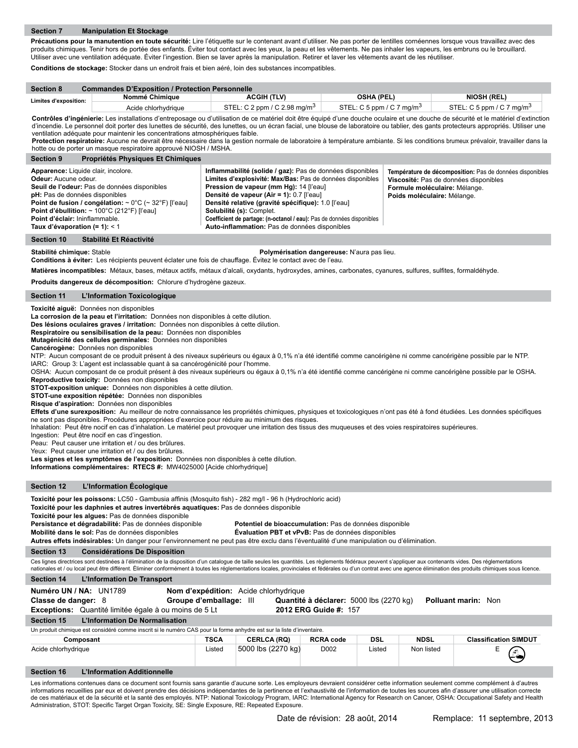## Section 7 Manipulation Et Stockage

**Précautions pour la manutention en toute sécurité:** Lire l'étiquette sur le contenant avant d'utiliser. Ne pas porter de lentilles cornéennes lorsque vous travaillez avec des produits chimiques. Tenir hors de portée des enfants. Éviter tout contact avec les yeux, la peau et les vêtements. Ne pas inhaler les vapeurs, les embruns ou le brouillard. Utiliser avec une ventilation adéquate. Éviter l'ingestion. Bien se laver après la manipulation. Retirer et laver les vêtements avant de les réutiliser.

**Conditions de stockage:** Stocker dans un endroit frais et bien aéré, loin des substances incompatibles.

## Section 8 Commandes D'Exposition / Protection Personnelle

| Limites d'exposition: | Nommé Chimique | ACGIH (TLV) | OSHA (PEL) | NIOSH (REL) |
|---|---|---|---|---|
| | Acide chlorhydrique | STEL: C 2 ppm / C 2.98 mg/m$^3$ | STEL: C 5 ppm / C 7 mg/m$^3$ | STEL: C 5 ppm / C 7 mg/m$^3$ |

**Contrôles d'ingénierie:** Les installations d'entreposage ou d'utilisation de ce matériel doit être équipé d'une douche oculaire et une douche de sécurité et le matériel d'extinction d'incendie. Le personnel doit porter des lunettes de sécurité, des lunettes, ou un écran facial, une blouse de laboratoire ou tablier, des gants protecteurs appropriés. Utiliser une ventilation adéquate pour maintenir les concentrations atmosphériques faible.

**Protection respiratoire:** Aucune ne devrait être nécessaire dans la gestion normale de laboratoire à température ambiante. Si les conditions brumeux prévaloir, travailler dans la hotte ou de porter un masque respiratoire approuvé NIOSH / MSHA.

## Section 9 Propriétés Physiques Et Chimiques

**Apparence:** Liquide clair, incolore.
**Odeur:** Aucune odeur.
**Seuil de l'odeur:** Pas de données disponibles
**pH:** Pas de données disponibles
**Point de fusion / congélation:** ~ 0°C (~ 32°F) [l'eau]
**Point d'ébullition:** ~ 100°C (212°F) [l'eau]
**Point d'éclair:** Ininflammable.
**Taux d'évaporation (= 1):** < 1

**Inflammabilité (solide / gaz):** Pas de données disponibles
**Limites d'explosivité: Max/Bas:** Pas de données disponibles
**Pression de vapeur (mm Hg):** 14 [l'eau]
**Densité de vapeur (Air = 1):** 0.7 [l'eau]
**Densité relative (gravité spécifique):** 1.0 [l'eau]
**Solubilité (s):** Complet.
**Coefficient de partage: (n-octanol / eau):** Pas de données disponibles
**Auto-inflammation:** Pas de données disponibles

**Température de décomposition:** Pas de données disponibles
**Viscosité:** Pas de données disponibles
**Formule moléculaire:** Mélange.
**Poids moléculaire:** Mélange.

## Section 10 Stabilité Et Réactivité

**Stabilité chimique:** Stable
**Polymérisation dangereuse:** N'aura pas lieu.
**Conditions à éviter:** Les récipients peuvent éclater une fois de chauffage. Évitez le contact avec de l'eau.

**Matières incompatibles:** Métaux, bases, métaux actifs, métaux d'alcali, oxydants, hydroxydes, amines, carbonates, cyanures, sulfures, sulfites, formaldéhyde.

**Produits dangereux de décomposition:** Chlorure d'hydrogène gazeux.

## Section 11 L'Information Toxicologique

**Toxicité aiguë:** Données non disponibles
**La corrosion de la peau et l'irritation:** Données non disponibles à cette dilution.
**Des lésions oculaires graves / irritation:** Données non disponibles à cette dilution.
**Respiratoire ou sensibilisation de la peau:** Données non disponibles
**Mutagénicité des cellules germinales:** Données non disponibles
**Cancérogène:** Données non disponibles
NTP: Aucun composant de ce produit présent à des niveaux supérieurs ou égaux à 0,1% n'a été identifié comme cancérigène ni comme cancérigène possible par le NTP.
IARC: Group 3: L'agent est inclassable quant à sa cancérogénicité pour l'homme.
OSHA: Aucun composant de ce produit présent à des niveaux supérieurs ou égaux à 0,1% n'a été identifié comme cancérigène ni comme cancérigène possible par le OSHA.
**Reproductive toxicity:** Données non disponibles
**STOT-exposition unique:** Données non disponibles à cette dilution.
**STOT-une exposition répétée:** Données non disponibles
**Risque d'aspiration:** Données non disponibles
**Effets d'une surexposition:** Au meilleur de notre connaissance les propriétés chimiques, physiques et toxicologiques n'ont pas été à fond étudiées. Les données spécifiques ne sont pas disponibles. Procédures appropriées d'exercice pour réduire au minimum des risques.
Inhalation: Peut être nocif en cas d'inhalation. Le matériel peut provoquer une irritation des tissus des muqueuses et des voies respiratoires supérieures.
Ingestion: Peut être nocif en cas d'ingestion.
Peau: Peut causer une irritation et / ou des brûlures.
Yeux: Peut causer une irritation et / ou des brûlures.
**Les signes et les symptômes de l'exposition:** Données non disponibles à cette dilution.
**Informations complémentaires: RTECS #:** MW4025000 [Acide chlorhydrique]

## Section 12 L'Information Écologique

**Toxicité pour les poissons:** LC50 - Gambusia affinis (Mosquito fish) - 282 mg/l - 96 h (Hydrochloric acid)
**Toxicité pour les daphnies et autres invertébrés aquatiques:** Pas de données disponible
**Toxicité pour les algues:** Pas de données disponible
**Persistance et dégradabilité:** Pas de données disponible
**Potentiel de bioaccumulation:** Pas de données disponible
**Mobilité dans le sol:** Pas de données disponibles
**Évaluation PBT et vPvB:** Pas de données disponibles
**Autres effets indésirables:** Un danger pour l'environnement ne peut pas être exclu dans l'éventualité d'une manipulation ou d'élimination.

## Section 13 Considérations De Disposition

Ces lignes directrices sont destinées à l'élimination de la disposition d'un catalogue de taille seules les quantités. Les règlements fédéraux peuvent s'appliquer aux contenants vides. Des réglementations nationales et / ou local peut être différent. Éliminer conformément à toutes les réglementations locales, provinciales et fédérales ou d'un contrat avec une agence élimination des produits chimiques sous licence.

## Section 14 L'Information De Transport

**Numéro UN / NA:** UN1789
**Nom d'expédition:** Acide chlorhydrique
**Classe de danger:** 8
**Groupe d'emballage:** III
**Quantité à déclarer:** 5000 lbs (2270 kg)
**Polluant marin:** Non
**Exceptions:** Quantité limitée égale à ou moins de 5 Lt
**2012 ERG Guide #:** 157

## Section 15 L'Information De Normalisation

Un produit chimique est considéré comme inscrit si le numéro CAS pour la forme anhydre est sur la liste d'inventaire.

| Composant | TSCA | CERLCA (RQ) | RCRA code | DSL | NDSL | Classification SIMDUT |
|---|---|---|---|---|---|---|
| Acide chlorhydrique | Listed | 5000 lbs (2270 kg) | D002 | Listed | Non listed | E |

## Section 16 L'Information Additionnelle

Les informations contenues dans ce document sont fournis sans garantie d'aucune sorte. Les employeurs devraient considérer cette information seulement comme complément à d'autres informations recueillies par eux et doivent prendre des décisions indépendantes de la pertinence et l'exhaustivité de l'information de toutes les sources afin d'assurer une utilisation correcte de ces matériaux et de la sécurité et la santé des employés. NTP: National Toxicology Program, IARC: International Agency for Research on Cancer, OSHA: Occupational Safety and Health Administration, STOT: Specific Target Organ Toxicity, SE: Single Exposure, RE: Repeated Exposure.

Date de révision: 28 août, 2014 Remplace: 11 septembre, 2013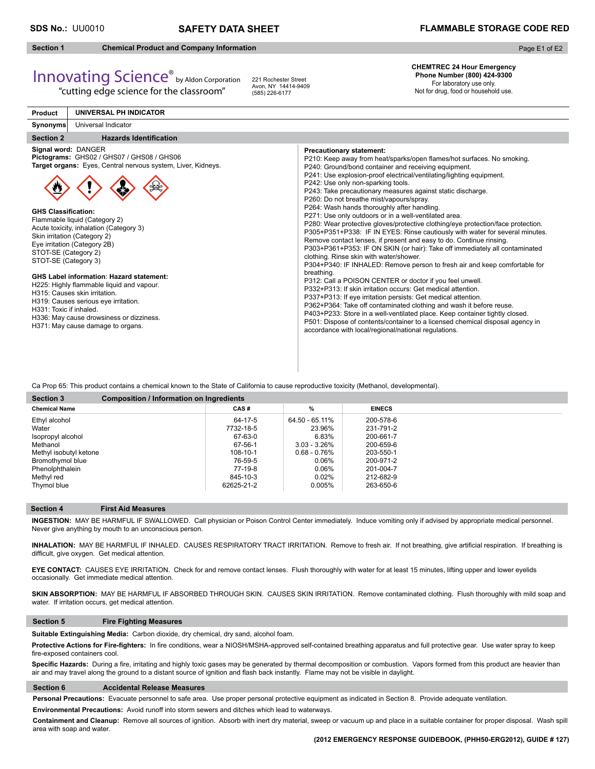**SDS No.:** UU0010 — **SAFETY DATA SHEET** — **FLAMMABLE STORAGE CODE RED**

## Section 1 — Chemical Product and Company Information

Innovating Science® by Aldon Corporation
"cutting edge science for the classroom"

221 Rochester Street
Avon, NY 14414-9409
(585) 226-6177

**CHEMTREC 24 Hour Emergency Phone Number (800) 424-9300**
For laboratory use only.
Not for drug, food or household use.

| **Product** | **UNIVERSAL PH INDICATOR** |
|---|---|
| **Synonyms** | Universal Indicator |

## Section 2 — Hazards Identification

**Signal word:** DANGER
**Pictograms:** GHS02 / GHS07 / GHS08 / GHS06
**Target organs:** Eyes, Central nervous system, Liver, Kidneys.

**GHS Classification:**
Flammable liquid (Category 2)
Acute toxicity, inhalation (Category 3)
Skin irritation (Category 2)
Eye irritation (Category 2B)
STOT-SE (Category 2)
STOT-SE (Category 3)

**GHS Label information**: **Hazard statement:**
H225: Highly flammable liquid and vapour.
H315: Causes skin irritation.
H319: Causes serious eye irritation.
H331: Toxic if inhaled.
H336: May cause drowsiness or dizziness.
H371: May cause damage to organs.

**Precautionary statement:**
P210: Keep away from heat/sparks/open flames/hot surfaces. No smoking.
P240: Ground/bond container and receiving equipment.
P241: Use explosion-proof electrical/ventilating/lighting equipment.
P242: Use only non-sparking tools.
P243: Take precautionary measures against static discharge.
P260: Do not breathe mist/vapours/spray.
P264: Wash hands thoroughly after handling.
P271: Use only outdoors or in a well-ventilated area.
P280: Wear protective gloves/protective clothing/eye protection/face protection.
P305+P351+P338: IF IN EYES: Rinse cautiously with water for several minutes. Remove contact lenses, if present and easy to do. Continue rinsing.
P303+P361+P353: IF ON SKIN (or hair): Take off immediately all contaminated clothing. Rinse skin with water/shower.
P304+P340: IF INHALED: Remove person to fresh air and keep comfortable for breathing.
P312: Call a POISON CENTER or doctor if you feel unwell.
P332+P313: If skin irritation occurs: Get medical attention.
P337+P313: If eye irritation persists: Get medical attention.
P362+P364: Take off contaminated clothing and wash it before reuse.
P403+P233: Store in a well-ventilated place. Keep container tightly closed.
P501: Dispose of contents/container to a licensed chemical disposal agency in accordance with local/regional/national regulations.

Ca Prop 65: This product contains a chemical known to the State of California to cause reproductive toxicity (Methanol, developmental).

## Section 3 — Composition / Information on Ingredients

| Chemical Name | CAS # | % | EINECS |
|---|---|---|---|
| Ethyl alcohol | 64-17-5 | 64.50 - 65.11% | 200-578-6 |
| Water | 7732-18-5 | 23.96% | 231-791-2 |
| Isopropyl alcohol | 67-63-0 | 6.83% | 200-661-7 |
| Methanol | 67-56-1 | 3.03 - 3.26% | 200-659-6 |
| Methyl isobutyl ketone | 108-10-1 | 0.68 - 0.76% | 203-550-1 |
| Bromothymol blue | 76-59-5 | 0.06% | 200-971-2 |
| Phenolphthalein | 77-19-8 | 0.06% | 201-004-7 |
| Methyl red | 845-10-3 | 0.02% | 212-682-9 |
| Thymol blue | 62625-21-2 | 0.005% | 263-650-6 |

## Section 4 — First Aid Measures

**INGESTION:** MAY BE HARMFUL IF SWALLOWED. Call physician or Poison Control Center immediately. Induce vomiting only if advised by appropriate medical personnel. Never give anything by mouth to an unconscious person.

**INHALATION:** MAY BE HARMFUL IF INHALED. CAUSES RESPIRATORY TRACT IRRITATION. Remove to fresh air. If not breathing, give artificial respiration. If breathing is difficult, give oxygen. Get medical attention.

**EYE CONTACT:** CAUSES EYE IRRITATION. Check for and remove contact lenses. Flush thoroughly with water for at least 15 minutes, lifting upper and lower eyelids occasionally. Get immediate medical attention.

**SKIN ABSORPTION:** MAY BE HARMFUL IF ABSORBED THROUGH SKIN. CAUSES SKIN IRRITATION. Remove contaminated clothing. Flush thoroughly with mild soap and water. If irritation occurs, get medical attention.

## Section 5 — Fire Fighting Measures

**Suitable Extinguishing Media:** Carbon dioxide, dry chemical, dry sand, alcohol foam.

**Protective Actions for Fire-fighters:** In fire conditions, wear a NIOSH/MSHA-approved self-contained breathing apparatus and full protective gear. Use water spray to keep fire-exposed containers cool.

**Specific Hazards:** During a fire, irritating and highly toxic gases may be generated by thermal decomposition or combustion. Vapors formed from this product are heavier than air and may travel along the ground to a distant source of ignition and flash back instantly. Flame may not be visible in daylight.

## Section 6 — Accidental Release Measures

**Personal Precautions:** Evacuate personnel to safe area. Use proper personal protective equipment as indicated in Section 8. Provide adequate ventilation.

**Environmental Precautions:** Avoid runoff into storm sewers and ditches which lead to waterways.

**Containment and Cleanup:** Remove all sources of ignition. Absorb with inert dry material, sweep or vacuum up and place in a suitable container for proper disposal. Wash spill area with soap and water.

**(2012 EMERGENCY RESPONSE GUIDEBOOK, (PHH50-ERG2012), GUIDE # 127)**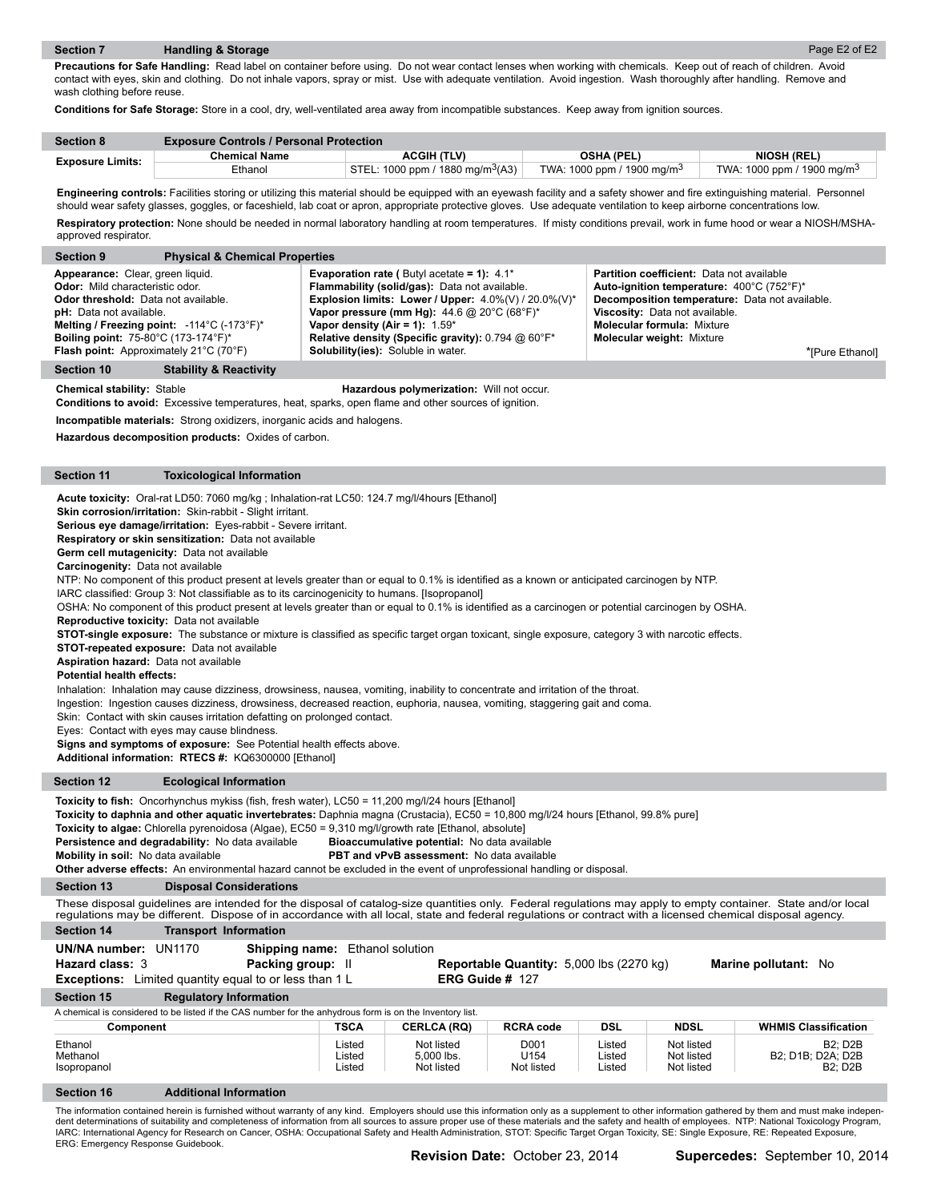## Section 7 Handling & Storage

**Precautions for Safe Handling:** Read label on container before using. Do not wear contact lenses when working with chemicals. Keep out of reach of children. Avoid contact with eyes, skin and clothing. Do not inhale vapors, spray or mist. Use with adequate ventilation. Avoid ingestion. Wash thoroughly after handling. Remove and wash clothing before reuse.

**Conditions for Safe Storage:** Store in a cool, dry, well-ventilated area away from incompatible substances. Keep away from ignition sources.

## Section 8 Exposure Controls / Personal Protection

| Exposure Limits: | Chemical Name | ACGIH (TLV) | OSHA (PEL) | NIOSH (REL) |
|---|---|---|---|---|
| | Ethanol | STEL: 1000 ppm / 1880 mg/m$^3$(A3) | TWA: 1000 ppm / 1900 mg/m$^3$ | TWA: 1000 ppm / 1900 mg/m$^3$ |

**Engineering controls:** Facilities storing or utilizing this material should be equipped with an eyewash facility and a safety shower and fire extinguishing material. Personnel should wear safety glasses, goggles, or faceshield, lab coat or apron, appropriate protective gloves. Use adequate ventilation to keep airborne concentrations low.

**Respiratory protection:** None should be needed in normal laboratory handling at room temperatures. If misty conditions prevail, work in fume hood or wear a NIOSH/MSHA-approved respirator.

## Section 9 Physical & Chemical Properties

**Appearance:** Clear, green liquid.
**Odor:** Mild characteristic odor.
**Odor threshold:** Data not available.
**pH:** Data not available.
**Melting / Freezing point:** -114°C (-173°F)*
**Boiling point:** 75-80°C (173-174°F)*
**Flash point:** Approximately 21°C (70°F)

**Evaporation rate** ( Butyl acetate **= 1):** 4.1*
**Flammability (solid/gas):** Data not available.
**Explosion limits: Lower / Upper:** 4.0%(V) / 20.0%(V)*
**Vapor pressure (mm Hg):** 44.6 @ 20°C (68°F)*
**Vapor density (Air = 1):** 1.59*
**Relative density (Specific gravity):** 0.794 @ 60°F*
**Solubility(ies):** Soluble in water.

**Partition coefficient:** Data not available
**Auto-ignition temperature:** 400°C (752°F)*
**Decomposition temperature:** Data not available.
**Viscosity:** Data not available.
**Molecular formula:** Mixture
**Molecular weight:** Mixture

*[Pure Ethanol]

## Section 10 Stability & Reactivity

**Chemical stability:** Stable **Hazardous polymerization:** Will not occur.
**Conditions to avoid:** Excessive temperatures, heat, sparks, open flame and other sources of ignition.

**Incompatible materials:** Strong oxidizers, inorganic acids and halogens.

**Hazardous decomposition products:** Oxides of carbon.

## Section 11 Toxicological Information

**Acute toxicity:** Oral-rat LD50: 7060 mg/kg ; Inhalation-rat LC50: 124.7 mg/l/4hours [Ethanol]
**Skin corrosion/irritation:** Skin-rabbit - Slight irritant.
**Serious eye damage/irritation:** Eyes-rabbit - Severe irritant.
**Respiratory or skin sensitization:** Data not available
**Germ cell mutagenicity:** Data not available
**Carcinogenity:** Data not available
NTP: No component of this product present at levels greater than or equal to 0.1% is identified as a known or anticipated carcinogen by NTP.
IARC classified: Group 3: Not classifiable as to its carcinogenicity to humans. [Isopropanol]
OSHA: No component of this product present at levels greater than or equal to 0.1% is identified as a carcinogen or potential carcinogen by OSHA.
**Reproductive toxicity:** Data not available
**STOT-single exposure:** The substance or mixture is classified as specific target organ toxicant, single exposure, category 3 with narcotic effects.
**STOT-repeated exposure:** Data not available
**Aspiration hazard:** Data not available
**Potential health effects:**
Inhalation: Inhalation may cause dizziness, drowsiness, nausea, vomiting, inability to concentrate and irritation of the throat.
Ingestion: Ingestion causes dizziness, drowsiness, decreased reaction, euphoria, nausea, vomiting, staggering gait and coma.
Skin: Contact with skin causes irritation defatting on prolonged contact.
Eyes: Contact with eyes may cause blindness.
**Signs and symptoms of exposure:** See Potential health effects above.
**Additional information: RTECS #:** KQ6300000 [Ethanol]

## Section 12 Ecological Information

**Toxicity to fish:** Oncorhynchus mykiss (fish, fresh water), LC50 = 11,200 mg/l/24 hours [Ethanol]
**Toxicity to daphnia and other aquatic invertebrates:** Daphnia magna (Crustacia), EC50 = 10,800 mg/l/24 hours [Ethanol, 99.8% pure]
**Toxicity to algae:** Chlorella pyrenoidosa (Algae), EC50 = 9,310 mg/l/growth rate [Ethanol, absolute]
**Persistence and degradability:** No data available **Bioaccumulative potential:** No data available
**Mobility in soil:** No data available **PBT and vPvB assessment:** No data available
**Other adverse effects:** An environmental hazard cannot be excluded in the event of unprofessional handling or disposal.

## Section 13 Disposal Considerations

These disposal guidelines are intended for the disposal of catalog-size quantities only. Federal regulations may apply to empty container. State and/or local regulations may be different. Dispose of in accordance with all local, state and federal regulations or contract with a licensed chemical disposal agency.

## Section 14 Transport Information

**UN/NA number:** UN1170 **Shipping name:** Ethanol solution
**Hazard class:** 3 **Packing group:** II **Reportable Quantity:** 5,000 lbs (2270 kg) **Marine pollutant:** No
**Exceptions:** Limited quantity equal to or less than 1 L **ERG Guide #** 127

## Section 15 Regulatory Information

A chemical is considered to be listed if the CAS number for the anhydrous form is on the Inventory list.

| Component | TSCA | CERLCA (RQ) | RCRA code | DSL | NDSL | WHMIS Classification |
|---|---|---|---|---|---|---|
| Ethanol | Listed | Not listed | D001 | Listed | Not listed | B2; D2B |
| Methanol | Listed | 5,000 lbs. | U154 | Listed | Not listed | B2; D1B; D2A; D2B |
| Isopropanol | Listed | Not listed | Not listed | Listed | Not listed | B2; D2B |

## Section 16 Additional Information

The information contained herein is furnished without warranty of any kind. Employers should use this information only as a supplement to other information gathered by them and must make independent determinations of suitability and completeness of information from all sources to assure proper use of these materials and the safety and health of employees. NTP: National Toxicology Program, IARC: International Agency for Research on Cancer, OSHA: Occupational Safety and Health Administration, STOT: Specific Target Organ Toxicity, SE: Single Exposure, RE: Repeated Exposure, ERG: Emergency Response Guidebook.

**Revision Date:** October 23, 2014 **Supercedes:** September 10, 2014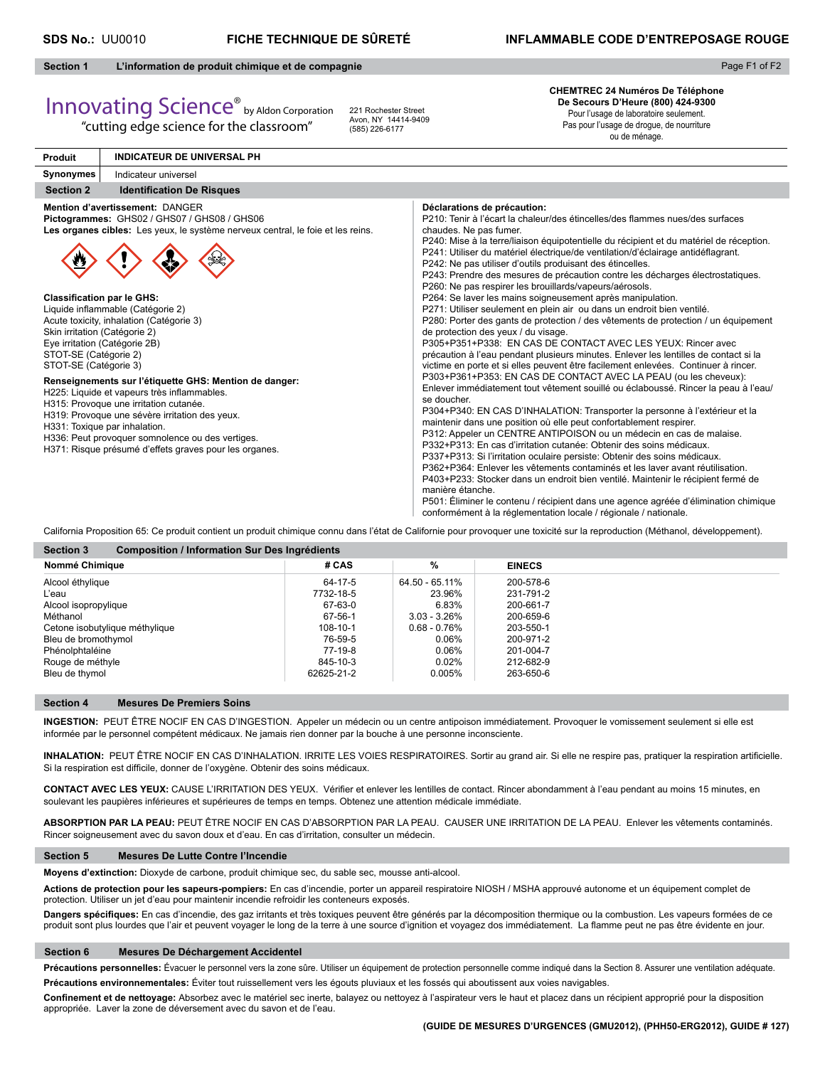**SDS No.:** UU0010 **FICHE TECHNIQUE DE SÛRETÉ** **INFLAMMABLE CODE D'ENTREPOSAGE ROUGE**

## Section 1 L'information de produit chimique et de compagnie

Innovating Science® by Aldon Corporation
"cutting edge science for the classroom"

221 Rochester Street
Avon, NY 14414-9409
(585) 226-6177

**CHEMTREC 24 Numéros De Téléphone De Secours D'Heure (800) 424-9300**
Pour l'usage de laboratoire seulement.
Pas pour l'usage de drogue, de nourriture ou de ménage.

| **Produit** | **INDICATEUR DE UNIVERSAL PH** |
|---|---|
| **Synonymes** | Indicateur universel |

## Section 2 Identification De Risques

**Mention d'avertissement:** DANGER
**Pictogrammes:** GHS02 / GHS07 / GHS08 / GHS06
**Les organes cibles:** Les yeux, le système nerveux central, le foie et les reins.

**Classification par le GHS:**
Liquide inflammable (Catégorie 2)
Acute toxicity, inhalation (Catégorie 3)
Skin irritation (Catégorie 2)
Eye irritation (Catégorie 2B)
STOT-SE (Catégorie 2)
STOT-SE (Catégorie 3)

**Renseignements sur l'étiquette GHS: Mention de danger:**
H225: Liquide et vapeurs très inflammables.
H315: Provoque une irritation cutanée.
H319: Provoque une sévère irritation des yeux.
H331: Toxique par inhalation.
H336: Peut provoquer somnolence ou des vertiges.
H371: Risque présumé d'effets graves pour les organes.

**Déclarations de précaution:**
P210: Tenir à l'écart la chaleur/des étincelles/des flammes nues/des surfaces chaudes. Ne pas fumer.
P240: Mise à la terre/liaison équipotentielle du récipient et du matériel de réception.
P241: Utiliser du matériel électrique/de ventilation/d'éclairage antidéflagrant.
P242: Ne pas utiliser d'outils produisant des étincelles.
P243: Prendre des mesures de précaution contre les décharges électrostatiques.
P260: Ne pas respirer les brouillards/vapeurs/aérosols.
P264: Se laver les mains soigneusement après manipulation.
P271: Utiliser seulement en plein air ou dans un endroit bien ventilé.
P280: Porter des gants de protection / des vêtements de protection / un équipement de protection des yeux / du visage.
P305+P351+P338: EN CAS DE CONTACT AVEC LES YEUX: Rincer avec précaution à l'eau pendant plusieurs minutes. Enlever les lentilles de contact si la victime en porte et si elles peuvent être facilement enlevées. Continuer à rincer.
P303+P361+P353: EN CAS DE CONTACT AVEC LA PEAU (ou les cheveux): Enlever immédiatement tout vêtement souillé ou éclaboussé. Rincer la peau à l'eau/se doucher.
P304+P340: EN CAS D'INHALATION: Transporter la personne à l'extérieur et la maintenir dans une position où elle peut confortablement respirer.
P312: Appeler un CENTRE ANTIPOISON ou un médecin en cas de malaise.
P332+P313: En cas d'irritation cutanée: Obtenir des soins médicaux.
P337+P313: Si l'irritation oculaire persiste: Obtenir des soins médicaux.
P362+P364: Enlever les vêtements contaminés et les laver avant réutilisation.
P403+P233: Stocker dans un endroit bien ventilé. Maintenir le récipient fermé de manière étanche.
P501: Éliminer le contenu / récipient dans une agence agréée d'élimination chimique conformément à la réglementation locale / régionale / nationale.

California Proposition 65: Ce produit contient un produit chimique connu dans l'état de Californie pour provoquer une toxicité sur la reproduction (Méthanol, développement).

## Section 3 Composition / Information Sur Des Ingrédients

| Nommé Chimique | # CAS | % | EINECS |
|---|---|---|---|
| Alcool éthylique | 64-17-5 | 64.50 - 65.11% | 200-578-6 |
| L'eau | 7732-18-5 | 23.96% | 231-791-2 |
| Alcool isopropylique | 67-63-0 | 6.83% | 200-661-7 |
| Méthanol | 67-56-1 | 3.03 - 3.26% | 200-659-6 |
| Cetone isobutylique méthylique | 108-10-1 | 0.68 - 0.76% | 203-550-1 |
| Bleu de bromothymol | 76-59-5 | 0.06% | 200-971-2 |
| Phénolphtaléine | 77-19-8 | 0.06% | 201-004-7 |
| Rouge de méthyle | 845-10-3 | 0.02% | 212-682-9 |
| Bleu de thymol | 62625-21-2 | 0.005% | 263-650-6 |

## Section 4 Mesures De Premiers Soins

**INGESTION:** PEUT ÊTRE NOCIF EN CAS D'INGESTION. Appeler un médecin ou un centre antipoison immédiatement. Provoquer le vomissement seulement si elle est informée par le personnel compétent médicaux. Ne jamais rien donner par la bouche à une personne inconsciente.

**INHALATION:** PEUT ÊTRE NOCIF EN CAS D'INHALATION. IRRITE LES VOIES RESPIRATOIRES. Sortir au grand air. Si elle ne respire pas, pratiquer la respiration artificielle. Si la respiration est difficile, donner de l'oxygène. Obtenir des soins médicaux.

**CONTACT AVEC LES YEUX:** CAUSE L'IRRITATION DES YEUX. Vérifier et enlever les lentilles de contact. Rincer abondamment à l'eau pendant au moins 15 minutes, en soulevant les paupières inférieures et supérieures de temps en temps. Obtenez une attention médicale immédiate.

**ABSORPTION PAR LA PEAU:** PEUT ÊTRE NOCIF EN CAS D'ABSORPTION PAR LA PEAU. CAUSER UNE IRRITATION DE LA PEAU. Enlever les vêtements contaminés. Rincer soigneusement avec du savon doux et d'eau. En cas d'irritation, consulter un médecin.

## Section 5 Mesures De Lutte Contre l'Incendie

**Moyens d'extinction:** Dioxyde de carbone, produit chimique sec, du sable sec, mousse anti-alcool.

**Actions de protection pour les sapeurs-pompiers:** En cas d'incendie, porter un appareil respiratoire NIOSH / MSHA approuvé autonome et un équipement complet de protection. Utiliser un jet d'eau pour maintenir incendie refroidir les conteneurs exposés.

**Dangers spécifiques:** En cas d'incendie, des gaz irritants et très toxiques peuvent être générés par la décomposition thermique ou la combustion. Les vapeurs formées de ce produit sont plus lourdes que l'air et peuvent voyager le long de la terre à une source d'ignition et voyagez dos immédiatement. La flamme peut ne pas être évidente en jour.

## Section 6 Mesures De Déchargement Accidentel

**Précautions personnelles:** Évacuer le personnel vers la zone sûre. Utiliser un équipement de protection personnelle comme indiqué dans la Section 8. Assurer une ventilation adéquate.

**Précautions environnementales:** Éviter tout ruissellement vers les égouts pluviaux et les fossés qui aboutissent aux voies navigables.

**Confinement et de nettoyage:** Absorbez avec le matériel sec inerte, balayez ou nettoyez à l'aspirateur vers le haut et placez dans un récipient approprié pour la disposition appropriée. Laver la zone de déversement avec du savon et de l'eau.

**(GUIDE DE MESURES D'URGENCES (GMU2012), (PHH50-ERG2012), GUIDE # 127)**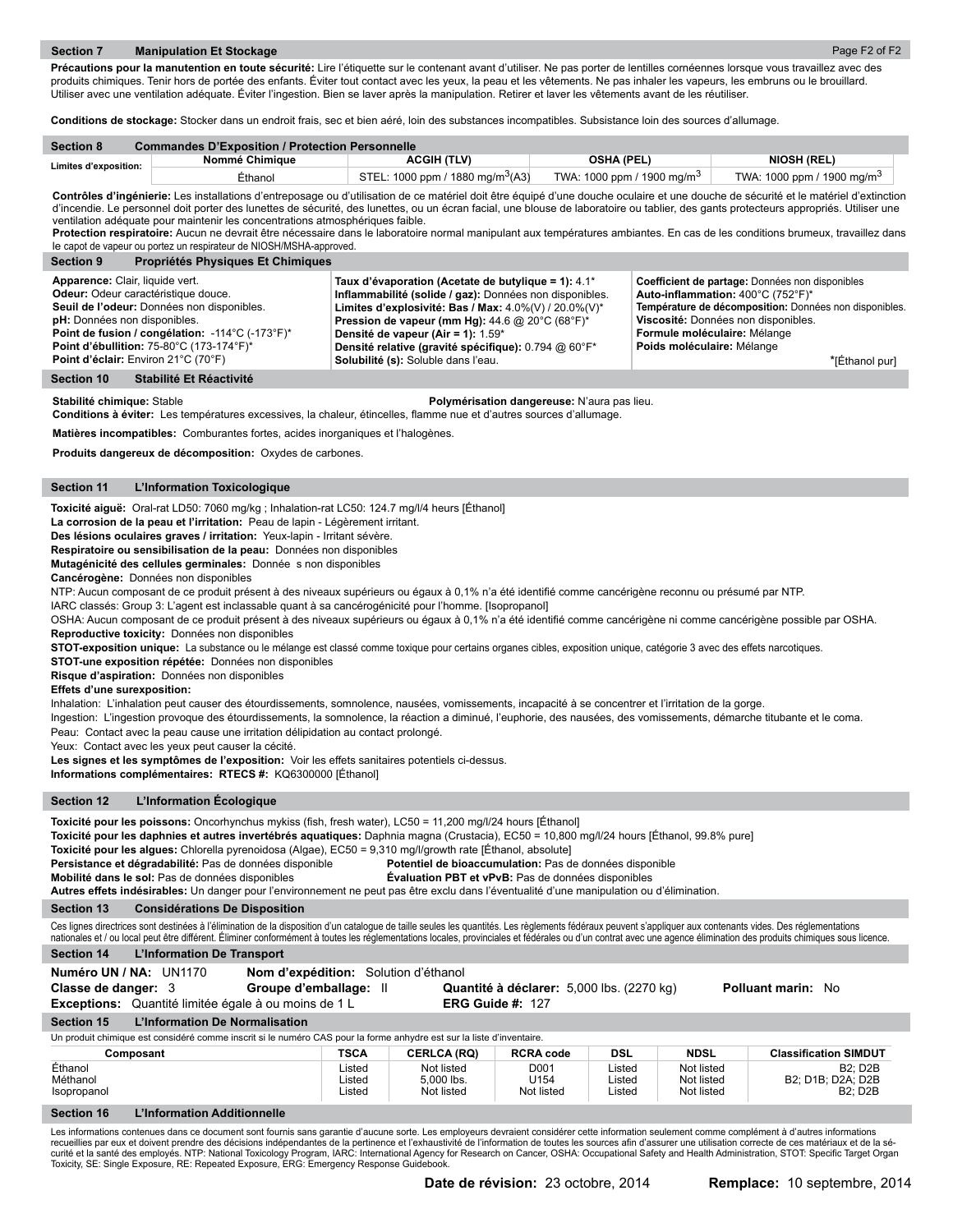## Section 7 Manipulation Et Stockage

**Précautions pour la manutention en toute sécurité:** Lire l'étiquette sur le contenant avant d'utiliser. Ne pas porter de lentilles cornéennes lorsque vous travaillez avec des produits chimiques. Tenir hors de portée des enfants. Éviter tout contact avec les yeux, la peau et les vêtements. Ne pas inhaler les vapeurs, les embruns ou le brouillard. Utiliser avec une ventilation adéquate. Éviter l'ingestion. Bien se laver après la manipulation. Retirer et laver les vêtements avant de les réutiliser.

**Conditions de stockage:** Stocker dans un endroit frais, sec et bien aéré, loin des substances incompatibles. Subsistance loin des sources d'allumage.

## Section 8 Commandes D'Exposition / Protection Personnelle

| Limites d'exposition: | Nommé Chimique | ACGIH (TLV) | OSHA (PEL) | NIOSH (REL) |
|---|---|---|---|---|
| | Éthanol | STEL: 1000 ppm / 1880 mg/m$^3$(A3) | TWA: 1000 ppm / 1900 mg/m$^3$ | TWA: 1000 ppm / 1900 mg/m$^3$ |

**Contrôles d'ingénierie:** Les installations d'entreposage ou d'utilisation de ce matériel doit être équipé d'une douche oculaire et une douche de sécurité et le matériel d'extinction d'incendie. Le personnel doit porter des lunettes de sécurité, des lunettes, ou un écran facial, une blouse de laboratoire ou tablier, des gants protecteurs appropriés. Utiliser une ventilation adéquate pour maintenir les concentrations atmosphériques faible.
**Protection respiratoire:** Aucun ne devrait être nécessaire dans le laboratoire normal manipulant aux températures ambiantes. En cas de les conditions brumeux, travaillez dans le capot de vapeur ou portez un respirateur de NIOSH/MSHA-approved.

## Section 9 Propriétés Physiques Et Chimiques

**Apparence:** Clair, liquide vert.
**Odeur:** Odeur caractéristique douce.
**Seuil de l'odeur:** Données non disponibles.
**pH:** Données non disponibles.
**Point de fusion / congélation:** -114°C (-173°F)*
**Point d'ébullition:** 75-80°C (173-174°F)*
**Point d'éclair:** Environ 21°C (70°F)

**Taux d'évaporation (Acetate de butylique = 1):** 4.1*
**Inflammabilité (solide / gaz):** Données non disponibles.
**Limites d'explosivité: Bas / Max:** 4.0%(V) / 20.0%(V)*
**Pression de vapeur (mm Hg):** 44.6 @ 20°C (68°F)*
**Densité de vapeur (Air = 1):** 1.59*
**Densité relative (gravité spécifique):** 0.794 @ 60°F*
**Solubilité (s):** Soluble dans l'eau.

**Coefficient de partage:** Données non disponibles
**Auto-inflammation:** 400°C (752°F)*
**Température de décomposition:** Données non disponibles.
**Viscosité:** Données non disponibles.
**Formule moléculaire:** Mélange
**Poids moléculaire:** Mélange

*[Éthanol pur]

## Section 10 Stabilité Et Réactivité

**Stabilité chimique:** Stable
**Polymérisation dangereuse:** N'aura pas lieu.
**Conditions à éviter:** Les températures excessives, la chaleur, étincelles, flamme nue et d'autres sources d'allumage.

**Matières incompatibles:** Comburantes fortes, acides inorganiques et l'halogènes.

**Produits dangereux de décomposition:** Oxydes de carbones.

## Section 11 L'Information Toxicologique

**Toxicité aiguë:** Oral-rat LD50: 7060 mg/kg ; Inhalation-rat LC50: 124.7 mg/l/4 heures [Éthanol]
**La corrosion de la peau et l'irritation:** Peau de lapin - Légèrement irritant.
**Des lésions oculaires graves / irritation:** Yeux-lapin - Irritant sévère.
**Respiratoire ou sensibilisation de la peau:** Données non disponibles
**Mutagénicité des cellules germinales:** Donnée s non disponibles
**Cancérogène:** Données non disponibles
NTP: Aucun composant de ce produit présent à des niveaux supérieurs ou égaux à 0,1% n'a été identifié comme cancérigène reconnu ou présumé par NTP.
IARC classés: Group 3: L'agent est inclassable quant à sa cancérogénicité pour l'homme. [Isopropanol]
OSHA: Aucun composant de ce produit présent à des niveaux supérieurs ou égaux à 0,1% n'a été identifié comme cancérigène ni comme cancérigène possible par OSHA.
**Reproductive toxicity:** Données non disponibles
**STOT-exposition unique:** La substance ou le mélange est classé comme toxique pour certains organes cibles, exposition unique, catégorie 3 avec des effets narcotiques.
**STOT-une exposition répétée:** Données non disponibles
**Risque d'aspiration:** Données non disponibles
**Effets d'une surexposition:**
Inhalation: L'inhalation peut causer des étourdissements, somnolence, nausées, vomissements, incapacité à se concentrer et l'irritation de la gorge.
Ingestion: L'ingestion provoque des étourdissements, la somnolence, la réaction a diminué, l'euphorie, des nausées, des vomissements, démarche titubante et le coma.
Peau: Contact avec la peau cause une irritation délipidation au contact prolongé.
Yeux: Contact avec les yeux peut causer la cécité.
**Les signes et les symptômes de l'exposition:** Voir les effets sanitaires potentiels ci-dessus.
**Informations complémentaires: RTECS #:** KQ6300000 [Éthanol]

## Section 12 L'Information Écologique

**Toxicité pour les poissons:** Oncorhynchus mykiss (fish, fresh water), LC50 = 11,200 mg/l/24 hours [Éthanol]
**Toxicité pour les daphnies et autres invertébrés aquatiques:** Daphnia magna (Crustacia), EC50 = 10,800 mg/l/24 hours [Éthanol, 99.8% pure]
**Toxicité pour les algues:** Chlorella pyrenoidosa (Algae), EC50 = 9,310 mg/l/growth rate [Éthanol, absolute]
**Persistance et dégradabilité:** Pas de données disponible
**Potentiel de bioaccumulation:** Pas de données disponible
**Mobilité dans le sol:** Pas de données disponibles
**Évaluation PBT et vPvB:** Pas de données disponibles
**Autres effets indésirables:** Un danger pour l'environnement ne peut pas être exclu dans l'éventualité d'une manipulation ou d'élimination.

## Section 13 Considérations De Disposition

Ces lignes directrices sont destinées à l'élimination de la disposition d'un catalogue de taille seules les quantités. Les règlements fédéraux peuvent s'appliquer aux contenants vides. Des réglementations nationales et / ou local peut être différent. Éliminer conformément à toutes les réglementations locales, provinciales et fédérales ou d'un contrat avec une agence élimination des produits chimiques sous licence.

## Section 14 L'Information De Transport

**Numéro UN / NA:** UN1170 **Nom d'expédition:** Solution d'éthanol
**Classe de danger:** 3 **Groupe d'emballage:** II **Quantité à déclarer:** 5,000 lbs. (2270 kg) **Polluant marin:** No
**Exceptions:** Quantité limitée égale à ou moins de 1 L **ERG Guide #:** 127

## Section 15 L'Information De Normalisation

Un produit chimique est considéré comme inscrit si le numéro CAS pour la forme anhydre est sur la liste d'inventaire.

| Composant | TSCA | CERLCA (RQ) | RCRA code | DSL | NDSL | Classification SIMDUT |
|---|---|---|---|---|---|---|
| Éthanol | Listed | Not listed | D001 | Listed | Not listed | B2; D2B |
| Méthanol | Listed | 5,000 lbs. | U154 | Listed | Not listed | B2; D1B; D2A; D2B |
| Isopropanol | Listed | Not listed | Not listed | Listed | Not listed | B2; D2B |

## Section 16 L'Information Additionnelle

Les informations contenues dans ce document sont fournis sans garantie d'aucune sorte. Les employeurs devraient considérer cette information seulement comme complément à d'autres informations recueillies par eux et doivent prendre des décisions indépendantes de la pertinence et l'exhaustivité de l'information de toutes les sources afin d'assurer une utilisation correcte de ces matériaux et de la sécurité et la santé des employés. NTP: National Toxicology Program, IARC: International Agency for Research on Cancer, OSHA: Occupational Safety and Health Administration, STOT: Specific Target Organ Toxicity, SE: Single Exposure, RE: Repeated Exposure, ERG: Emergency Response Guidebook.

**Date de révision:** 23 octobre, 2014 **Remplace:** 10 septembre, 2014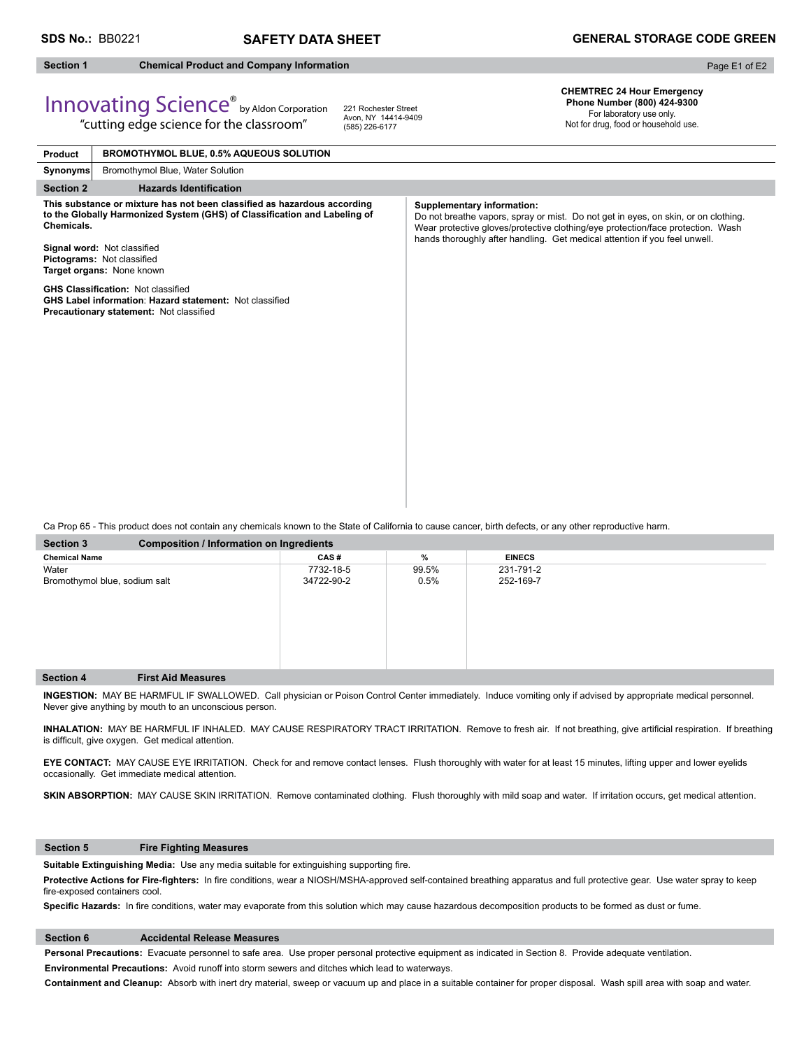**SDS No.:** BB0221 **SAFETY DATA SHEET** **GENERAL STORAGE CODE GREEN**

## Section 1 Chemical Product and Company Information

Innovating Science® by Aldon Corporation
"cutting edge science for the classroom"

221 Rochester Street
Avon, NY 14414-9409
(585) 226-6177

**CHEMTREC 24 Hour Emergency Phone Number (800) 424-9300**
For laboratory use only.
Not for drug, food or household use.

| **Product** | **BROMOTHYMOL BLUE, 0.5% AQUEOUS SOLUTION** |
|---|---|
| **Synonyms** | Bromothymol Blue, Water Solution |

## Section 2 Hazards Identification

**This substance or mixture has not been classified as hazardous according to the Globally Harmonized System (GHS) of Classification and Labeling of Chemicals.**

**Signal word:** Not classified
**Pictograms:** Not classified
**Target organs:** None known

**GHS Classification:** Not classified
**GHS Label information**: **Hazard statement:** Not classified
**Precautionary statement:** Not classified

**Supplementary information:**
Do not breathe vapors, spray or mist. Do not get in eyes, on skin, or on clothing. Wear protective gloves/protective clothing/eye protection/face protection. Wash hands thoroughly after handling. Get medical attention if you feel unwell.

Ca Prop 65 - This product does not contain any chemicals known to the State of California to cause cancer, birth defects, or any other reproductive harm.

## Section 3 Composition / Information on Ingredients

| Chemical Name | CAS # | % | EINECS |
|---|---|---|---|
| Water | 7732-18-5 | 99.5% | 231-791-2 |
| Bromothymol blue, sodium salt | 34722-90-2 | 0.5% | 252-169-7 |

## Section 4 First Aid Measures

**INGESTION:** MAY BE HARMFUL IF SWALLOWED. Call physician or Poison Control Center immediately. Induce vomiting only if advised by appropriate medical personnel. Never give anything by mouth to an unconscious person.

**INHALATION:** MAY BE HARMFUL IF INHALED. MAY CAUSE RESPIRATORY TRACT IRRITATION. Remove to fresh air. If not breathing, give artificial respiration. If breathing is difficult, give oxygen. Get medical attention.

**EYE CONTACT:** MAY CAUSE EYE IRRITATION. Check for and remove contact lenses. Flush thoroughly with water for at least 15 minutes, lifting upper and lower eyelids occasionally. Get immediate medical attention.

**SKIN ABSORPTION:** MAY CAUSE SKIN IRRITATION. Remove contaminated clothing. Flush thoroughly with mild soap and water. If irritation occurs, get medical attention.

## Section 5 Fire Fighting Measures

**Suitable Extinguishing Media:** Use any media suitable for extinguishing supporting fire.

**Protective Actions for Fire-fighters:** In fire conditions, wear a NIOSH/MSHA-approved self-contained breathing apparatus and full protective gear. Use water spray to keep fire-exposed containers cool.

**Specific Hazards:** In fire conditions, water may evaporate from this solution which may cause hazardous decomposition products to be formed as dust or fume.

## Section 6 Accidental Release Measures

**Personal Precautions:** Evacuate personnel to safe area. Use proper personal protective equipment as indicated in Section 8. Provide adequate ventilation.

**Environmental Precautions:** Avoid runoff into storm sewers and ditches which lead to waterways.

**Containment and Cleanup:** Absorb with inert dry material, sweep or vacuum up and place in a suitable container for proper disposal. Wash spill area with soap and water.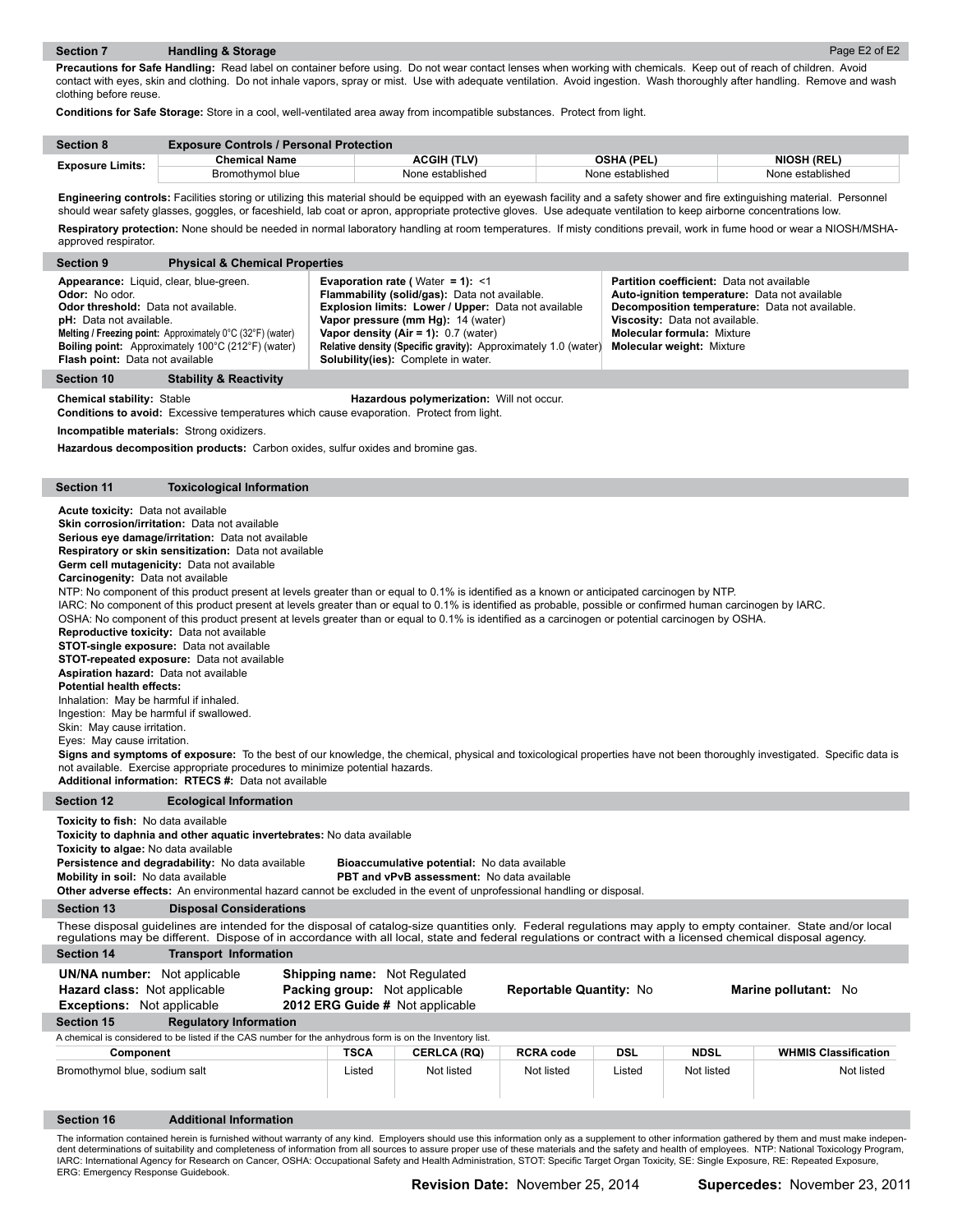## Section 7 Handling & Storage

**Precautions for Safe Handling:** Read label on container before using. Do not wear contact lenses when working with chemicals. Keep out of reach of children. Avoid contact with eyes, skin and clothing. Do not inhale vapors, spray or mist. Use with adequate ventilation. Avoid ingestion. Wash thoroughly after handling. Remove and wash clothing before reuse.

**Conditions for Safe Storage:** Store in a cool, well-ventilated area away from incompatible substances. Protect from light.

## Section 8 Exposure Controls / Personal Protection

| Exposure Limits: | Chemical Name | ACGIH (TLV) | OSHA (PEL) | NIOSH (REL) |
|---|---|---|---|---|
| | Bromothymol blue | None established | None established | None established |

**Engineering controls:** Facilities storing or utilizing this material should be equipped with an eyewash facility and a safety shower and fire extinguishing material. Personnel should wear safety glasses, goggles, or faceshield, lab coat or apron, appropriate protective gloves. Use adequate ventilation to keep airborne concentrations low.

**Respiratory protection:** None should be needed in normal laboratory handling at room temperatures. If misty conditions prevail, work in fume hood or wear a NIOSH/MSHA-approved respirator.

## Section 9 Physical & Chemical Properties

**Appearance:** Liquid, clear, blue-green.
**Odor:** No odor.
**Odor threshold:** Data not available.
**pH:** Data not available.
**Melting / Freezing point:** Approximately 0°C (32°F) (water)
**Boiling point:** Approximately 100°C (212°F) (water)
**Flash point:** Data not available

**Evaporation rate** (Water = 1): <1
**Flammability (solid/gas):** Data not available.
**Explosion limits: Lower / Upper:** Data not available
**Vapor pressure (mm Hg):** 14 (water)
**Vapor density (Air = 1):** 0.7 (water)
**Relative density (Specific gravity):** Approximately 1.0 (water)
**Solubility(ies):** Complete in water.

**Partition coefficient:** Data not available
**Auto-ignition temperature:** Data not available
**Decomposition temperature:** Data not available.
**Viscosity:** Data not available.
**Molecular formula:** Mixture
**Molecular weight:** Mixture

## Section 10 Stability & Reactivity

**Chemical stability:** Stable
**Hazardous polymerization:** Will not occur.
**Conditions to avoid:** Excessive temperatures which cause evaporation. Protect from light.

**Incompatible materials:** Strong oxidizers.

**Hazardous decomposition products:** Carbon oxides, sulfur oxides and bromine gas.

## Section 11 Toxicological Information

**Acute toxicity:** Data not available
**Skin corrosion/irritation:** Data not available
**Serious eye damage/irritation:** Data not available
**Respiratory or skin sensitization:** Data not available
**Germ cell mutagenicity:** Data not available
**Carcinogenity:** Data not available
NTP: No component of this product present at levels greater than or equal to 0.1% is identified as a known or anticipated carcinogen by NTP.
IARC: No component of this product present at levels greater than or equal to 0.1% is identified as probable, possible or confirmed human carcinogen by IARC.
OSHA: No component of this product present at levels greater than or equal to 0.1% is identified as a carcinogen or potential carcinogen by OSHA.
**Reproductive toxicity:** Data not available
**STOT-single exposure:** Data not available
**STOT-repeated exposure:** Data not available
**Aspiration hazard:** Data not available
**Potential health effects:**
Inhalation: May be harmful if inhaled.
Ingestion: May be harmful if swallowed.
Skin: May cause irritation.
Eyes: May cause irritation.
**Signs and symptoms of exposure:** To the best of our knowledge, the chemical, physical and toxicological properties have not been thoroughly investigated. Specific data is not available. Exercise appropriate procedures to minimize potential hazards.
**Additional information: RTECS #:** Data not available

## Section 12 Ecological Information

**Toxicity to fish:** No data available
**Toxicity to daphnia and other aquatic invertebrates:** No data available
**Toxicity to algae:** No data available
**Persistence and degradability:** No data available
**Bioaccumulative potential:** No data available
**Mobility in soil:** No data available
**PBT and vPvB assessment:** No data available
**Other adverse effects:** An environmental hazard cannot be excluded in the event of unprofessional handling or disposal.

## Section 13 Disposal Considerations

These disposal guidelines are intended for the disposal of catalog-size quantities only. Federal regulations may apply to empty container. State and/or local regulations may be different. Dispose of in accordance with all local, state and federal regulations or contract with a licensed chemical disposal agency.

## Section 14 Transport Information

**UN/NA number:** Not applicable
**Hazard class:** Not applicable
**Exceptions:** Not applicable
**Shipping name:** Not Regulated
**Packing group:** Not applicable
**2012 ERG Guide #** Not applicable
**Reportable Quantity:** No
**Marine pollutant:** No

## Section 15 Regulatory Information

A chemical is considered to be listed if the CAS number for the anhydrous form is on the Inventory list.

| Component | TSCA | CERLCA (RQ) | RCRA code | DSL | NDSL | WHMIS Classification |
|---|---|---|---|---|---|---|
| Bromothymol blue, sodium salt | Listed | Not listed | Not listed | Listed | Not listed | Not listed |

## Section 16 Additional Information

The information contained herein is furnished without warranty of any kind. Employers should use this information only as a supplement to other information gathered by them and must make independent determinations of suitability and completeness of information from all sources to assure proper use of these materials and the safety and health of employees. NTP: National Toxicology Program, IARC: International Agency for Research on Cancer, OSHA: Occupational Safety and Health Administration, STOT: Specific Target Organ Toxicity, SE: Single Exposure, RE: Repeated Exposure, ERG: Emergency Response Guidebook.

**Revision Date:** November 25, 2014 **Supercedes:** November 23, 2011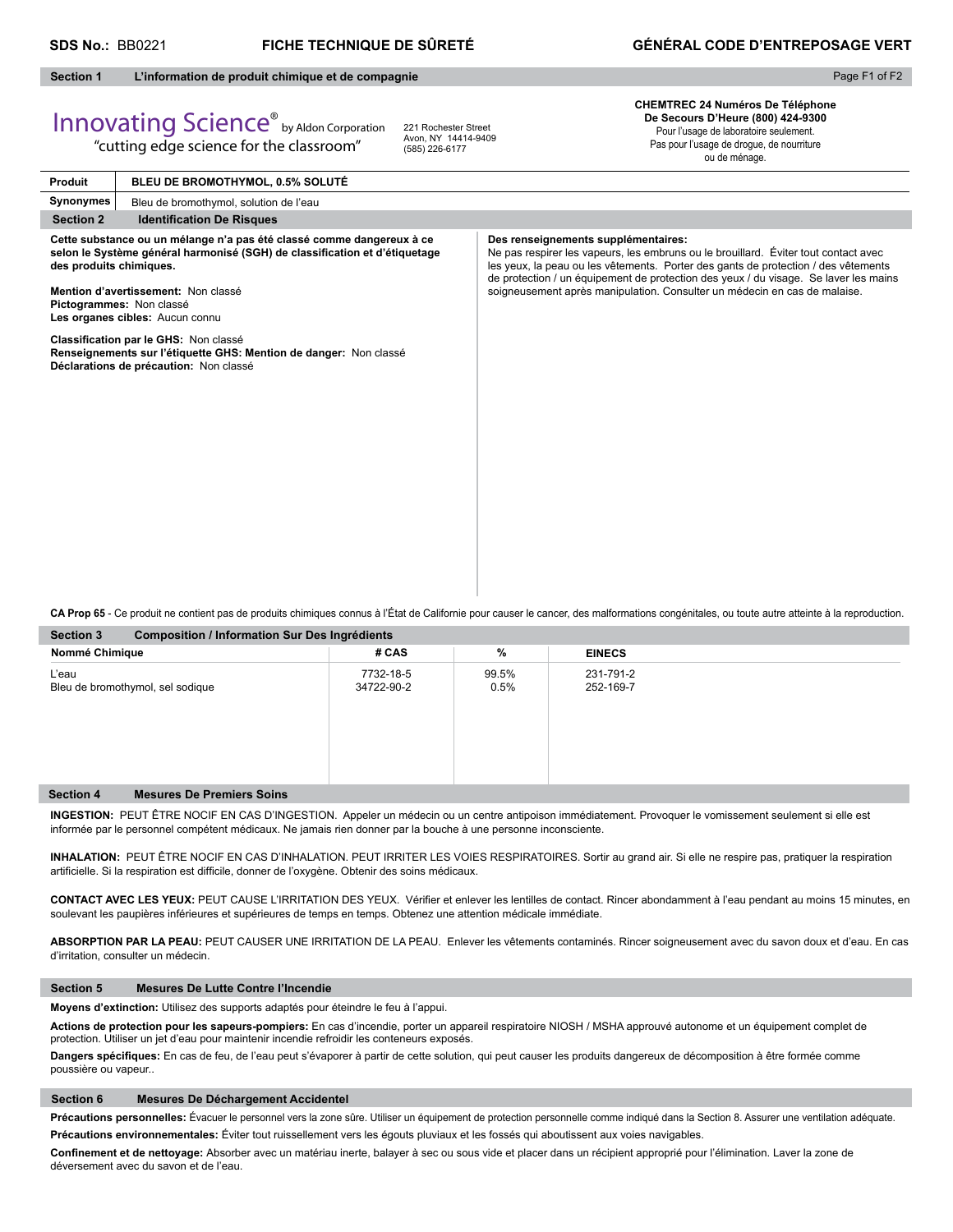**SDS No.:** BB0221 **FICHE TECHNIQUE DE SÛRETÉ** **GÉNÉRAL CODE D'ENTREPOSAGE VERT**

## Section 1 L'information de produit chimique et de compagnie

Innovating Science® by Aldon Corporation
"cutting edge science for the classroom"

221 Rochester Street
Avon, NY 14414-9409
(585) 226-6177

**CHEMTREC 24 Numéros De Téléphone De Secours D'Heure (800) 424-9300**
Pour l'usage de laboratoire seulement.
Pas pour l'usage de drogue, de nourriture ou de ménage.

| **Produit** | **BLEU DE BROMOTHYMOL, 0.5% SOLUTÉ** |
|---|---|
| **Synonymes** | Bleu de bromothymol, solution de l'eau |

## Section 2 Identification De Risques

**Cette substance ou un mélange n'a pas été classé comme dangereux à ce selon le Système général harmonisé (SGH) de classification et d'étiquetage des produits chimiques.**

**Mention d'avertissement:** Non classé
**Pictogrammes:** Non classé
**Les organes cibles:** Aucun connu

**Classification par le GHS:** Non classé
**Renseignements sur l'étiquette GHS: Mention de danger:** Non classé
**Déclarations de précaution:** Non classé

**Des renseignements supplémentaires:**
Ne pas respirer les vapeurs, les embruns ou le brouillard. Éviter tout contact avec les yeux, la peau ou les vêtements. Porter des gants de protection / des vêtements de protection / un équipement de protection des yeux / du visage. Se laver les mains soigneusement après manipulation. Consulter un médecin en cas de malaise.

**CA Prop 65** - Ce produit ne contient pas de produits chimiques connus à l'État de Californie pour causer le cancer, des malformations congénitales, ou toute autre atteinte à la reproduction.

## Section 3 Composition / Information Sur Des Ingrédients

| Nommé Chimique | # CAS | % | EINECS |
|---|---|---|---|
| L'eau | 7732-18-5 | 99.5% | 231-791-2 |
| Bleu de bromothymol, sel sodique | 34722-90-2 | 0.5% | 252-169-7 |

## Section 4 Mesures De Premiers Soins

**INGESTION:** PEUT ÊTRE NOCIF EN CAS D'INGESTION. Appeler un médecin ou un centre antipoison immédiatement. Provoquer le vomissement seulement si elle est informée par le personnel compétent médicaux. Ne jamais rien donner par la bouche à une personne inconsciente.

**INHALATION:** PEUT ÊTRE NOCIF EN CAS D'INHALATION. PEUT IRRITER LES VOIES RESPIRATOIRES. Sortir au grand air. Si elle ne respire pas, pratiquer la respiration artificielle. Si la respiration est difficile, donner de l'oxygène. Obtenir des soins médicaux.

**CONTACT AVEC LES YEUX:** PEUT CAUSE L'IRRITATION DES YEUX. Vérifier et enlever les lentilles de contact. Rincer abondamment à l'eau pendant au moins 15 minutes, en soulevant les paupières inférieures et supérieures de temps en temps. Obtenez une attention médicale immédiate.

**ABSORPTION PAR LA PEAU:** PEUT CAUSER UNE IRRITATION DE LA PEAU. Enlever les vêtements contaminés. Rincer soigneusement avec du savon doux et d'eau. En cas d'irritation, consulter un médecin.

## Section 5 Mesures De Lutte Contre l'Incendie

**Moyens d'extinction:** Utilisez des supports adaptés pour éteindre le feu à l'appui.

**Actions de protection pour les sapeurs-pompiers:** En cas d'incendie, porter un appareil respiratoire NIOSH / MSHA approuvé autonome et un équipement complet de protection. Utiliser un jet d'eau pour maintenir incendie refroidir les conteneurs exposés.

**Dangers spécifiques:** En cas de feu, de l'eau peut s'évaporer à partir de cette solution, qui peut causer les produits dangereux de décomposition à être formée comme poussière ou vapeur..

## Section 6 Mesures De Déchargement Accidentel

**Précautions personnelles:** Évacuer le personnel vers la zone sûre. Utiliser un équipement de protection personnelle comme indiqué dans la Section 8. Assurer une ventilation adéquate.

**Précautions environnementales:** Éviter tout ruissellement vers les égouts pluviaux et les fossés qui aboutissent aux voies navigables.

**Confinement et de nettoyage:** Absorber avec un matériau inerte, balayer à sec ou sous vide et placer dans un récipient approprié pour l'élimination. Laver la zone de déversement avec du savon et de l'eau.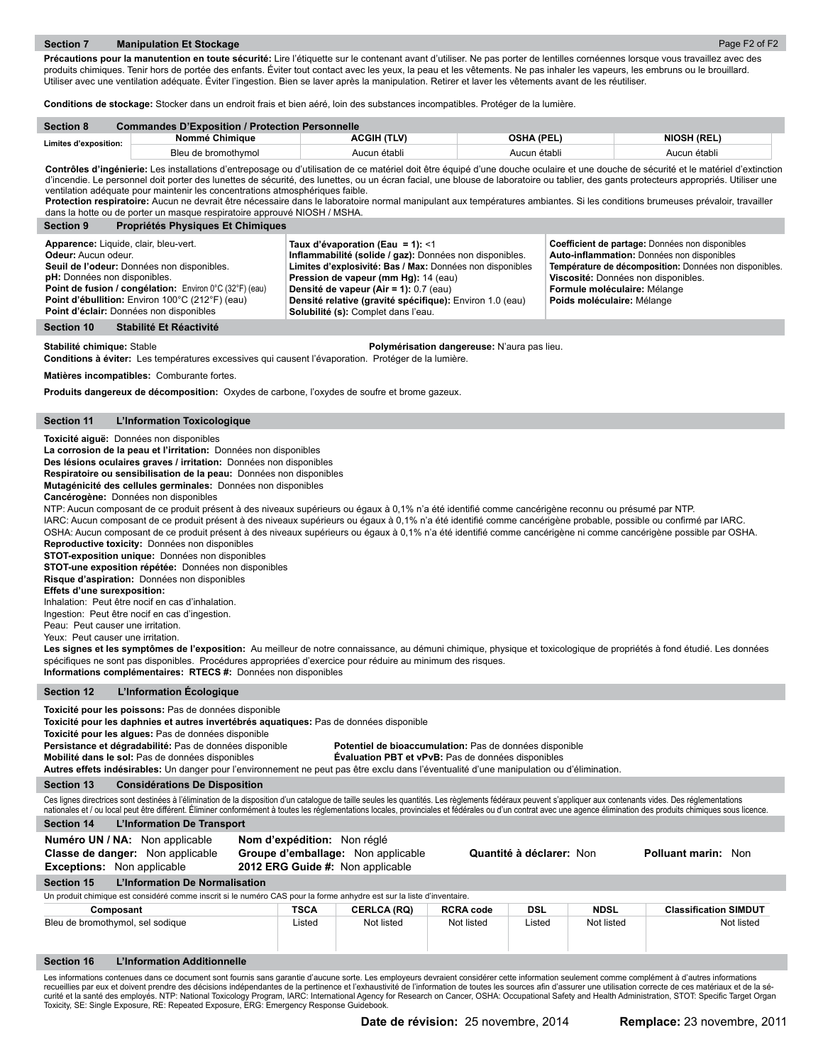## Section 7 Manipulation Et Stockage

**Précautions pour la manutention en toute sécurité:** Lire l'étiquette sur le contenant avant d'utiliser. Ne pas porter de lentilles cornéennes lorsque vous travaillez avec des produits chimiques. Tenir hors de portée des enfants. Éviter tout contact avec les yeux, la peau et les vêtements. Ne pas inhaler les vapeurs, les embruns ou le brouillard. Utiliser avec une ventilation adéquate. Éviter l'ingestion. Bien se laver après la manipulation. Retirer et laver les vêtements avant de les réutiliser.

**Conditions de stockage:** Stocker dans un endroit frais et bien aéré, loin des substances incompatibles. Protéger de la lumière.

## Section 8 Commandes D'Exposition / Protection Personnelle

| Limites d'exposition: | Nommé Chimique | ACGIH (TLV) | OSHA (PEL) | NIOSH (REL) |
|---|---|---|---|---|
| | Bleu de bromothymol | Aucun établi | Aucun établi | Aucun établi |

**Contrôles d'ingénierie:** Les installations d'entreposage ou d'utilisation de ce matériel doit être équipé d'une douche oculaire et une douche de sécurité et le matériel d'extinction d'incendie. Le personnel doit porter des lunettes de sécurité, des lunettes, ou un écran facial, une blouse de laboratoire ou tablier, des gants protecteurs appropriés. Utiliser une ventilation adéquate pour maintenir les concentrations atmosphériques faible.
**Protection respiratoire:** Aucun ne devrait être nécessaire dans le laboratoire normal manipulant aux températures ambiantes. Si les conditions brumeuses prévaloir, travailler dans la hotte ou de porter un masque respiratoire approuvé NIOSH / MSHA.

## Section 9 Propriétés Physiques Et Chimiques

**Apparence:** Liquide, clair, bleu-vert.
**Odeur:** Aucun odeur.
**Seuil de l'odeur:** Données non disponibles.
**pH:** Données non disponibles.
**Point de fusion / congélation:** Environ 0°C (32°F) (eau)
**Point d'ébullition:** Environ 100°C (212°F) (eau)
**Point d'éclair:** Données non disponibles

**Taux d'évaporation (Eau = 1):** <1
**Inflammabilité (solide / gaz):** Données non disponibles.
**Limites d'explosivité: Bas / Max:** Données non disponibles
**Pression de vapeur (mm Hg):** 14 (eau)
**Densité de vapeur (Air = 1):** 0.7 (eau)
**Densité relative (gravité spécifique):** Environ 1.0 (eau)
**Solubilité (s):** Complet dans l'eau.

**Coefficient de partage:** Données non disponibles
**Auto-inflammation:** Données non disponibles
**Température de décomposition:** Données non disponibles.
**Viscosité:** Données non disponibles.
**Formule moléculaire:** Mélange
**Poids moléculaire:** Mélange

## Section 10 Stabilité Et Réactivité

**Stabilité chimique:** Stable
**Polymérisation dangereuse:** N'aura pas lieu.
**Conditions à éviter:** Les températures excessives qui causent l'évaporation. Protéger de la lumière.

**Matières incompatibles:** Comburante fortes.

**Produits dangereux de décomposition:** Oxydes de carbone, l'oxydes de soufre et brome gazeux.

## Section 11 L'Information Toxicologique

**Toxicité aiguë:** Données non disponibles
**La corrosion de la peau et l'irritation:** Données non disponibles
**Des lésions oculaires graves / irritation:** Données non disponibles
**Respiratoire ou sensibilisation de la peau:** Données non disponibles
**Mutagénicité des cellules germinales:** Données non disponibles
**Cancérogène:** Données non disponibles
NTP: Aucun composant de ce produit présent à des niveaux supérieurs ou égaux à 0,1% n'a été identifié comme cancérigène reconnu ou présumé par NTP.
IARC: Aucun composant de ce produit présent à des niveaux supérieurs ou égaux à 0,1% n'a été identifié comme cancérigène probable, possible ou confirmé par IARC.
OSHA: Aucun composant de ce produit présent à des niveaux supérieurs ou égaux à 0,1% n'a été identifié comme cancérigène ni comme cancérigène possible par OSHA.
**Reproductive toxicity:** Données non disponibles
**STOT-exposition unique:** Données non disponibles
**STOT-une exposition répétée:** Données non disponibles
**Risque d'aspiration:** Données non disponibles
**Effets d'une surexposition:**
Inhalation: Peut être nocif en cas d'inhalation.
Ingestion: Peut être nocif en cas d'ingestion.
Peau: Peut causer une irritation.
Yeux: Peut causer une irritation.
**Les signes et les symptômes de l'exposition:** Au meilleur de notre connaissance, au démuni chimique, physique et toxicologique de propriétés à fond étudié. Les données spécifiques ne sont pas disponibles. Procédures appropriées d'exercice pour réduire au minimum des risques.
**Informations complémentaires: RTECS #:** Données non disponibles

## Section 12 L'Information Écologique

**Toxicité pour les poissons:** Pas de données disponible
**Toxicité pour les daphnies et autres invertébrés aquatiques:** Pas de données disponible
**Toxicité pour les algues:** Pas de données disponible
**Persistance et dégradabilité:** Pas de données disponible
**Potentiel de bioaccumulation:** Pas de données disponible
**Mobilité dans le sol:** Pas de données disponibles
**Évaluation PBT et vPvB:** Pas de données disponibles
**Autres effets indésirables:** Un danger pour l'environnement ne peut pas être exclu dans l'éventualité d'une manipulation ou d'élimination.

## Section 13 Considérations De Disposition

Ces lignes directrices sont destinées à l'élimination de la disposition d'un catalogue de taille seules les quantités. Les règlements fédéraux peuvent s'appliquer aux contenants vides. Des réglementations nationales et / ou local peut être différent. Éliminer conformément à toutes les réglementations locales, provinciales et fédérales ou d'un contrat avec une agence élimination des produits chimiques sous licence.

## Section 14 L'Information De Transport

**Numéro UN / NA:** Non applicable
**Classe de danger:** Non applicable
**Exceptions:** Non applicable
**Nom d'expédition:** Non réglé
**Groupe d'emballage:** Non applicable
**2012 ERG Guide #:** Non applicable
**Quantité à déclarer:** Non
**Polluant marin:** Non

## Section 15 L'Information De Normalisation

Un produit chimique est considéré comme inscrit si le numéro CAS pour la forme anhydre est sur la liste d'inventaire.

| Composant | TSCA | CERLCA (RQ) | RCRA code | DSL | NDSL | Classification SIMDUT |
|---|---|---|---|---|---|---|
| Bleu de bromothymol, sel sodique | Listed | Not listed | Not listed | Listed | Not listed | Not listed |

## Section 16 L'Information Additionnelle

Les informations contenues dans ce document sont fournis sans garantie d'aucune sorte. Les employeurs devraient considérer cette information seulement comme complément à d'autres informations recueillies par eux et doivent prendre des décisions indépendantes de la pertinence et l'exhaustivité de l'information de toutes les sources afin d'assurer une utilisation correcte de ces matériaux et de la sécurité et la santé des employés. NTP: National Toxicology Program, IARC: International Agency for Research on Cancer, OSHA: Occupational Safety and Health Administration, STOT: Specific Target Organ Toxicity, SE: Single Exposure, RE: Repeated Exposure, ERG: Emergency Response Guidebook.

**Date de révision:** 25 novembre, 2014 **Remplace:** 23 novembre, 2011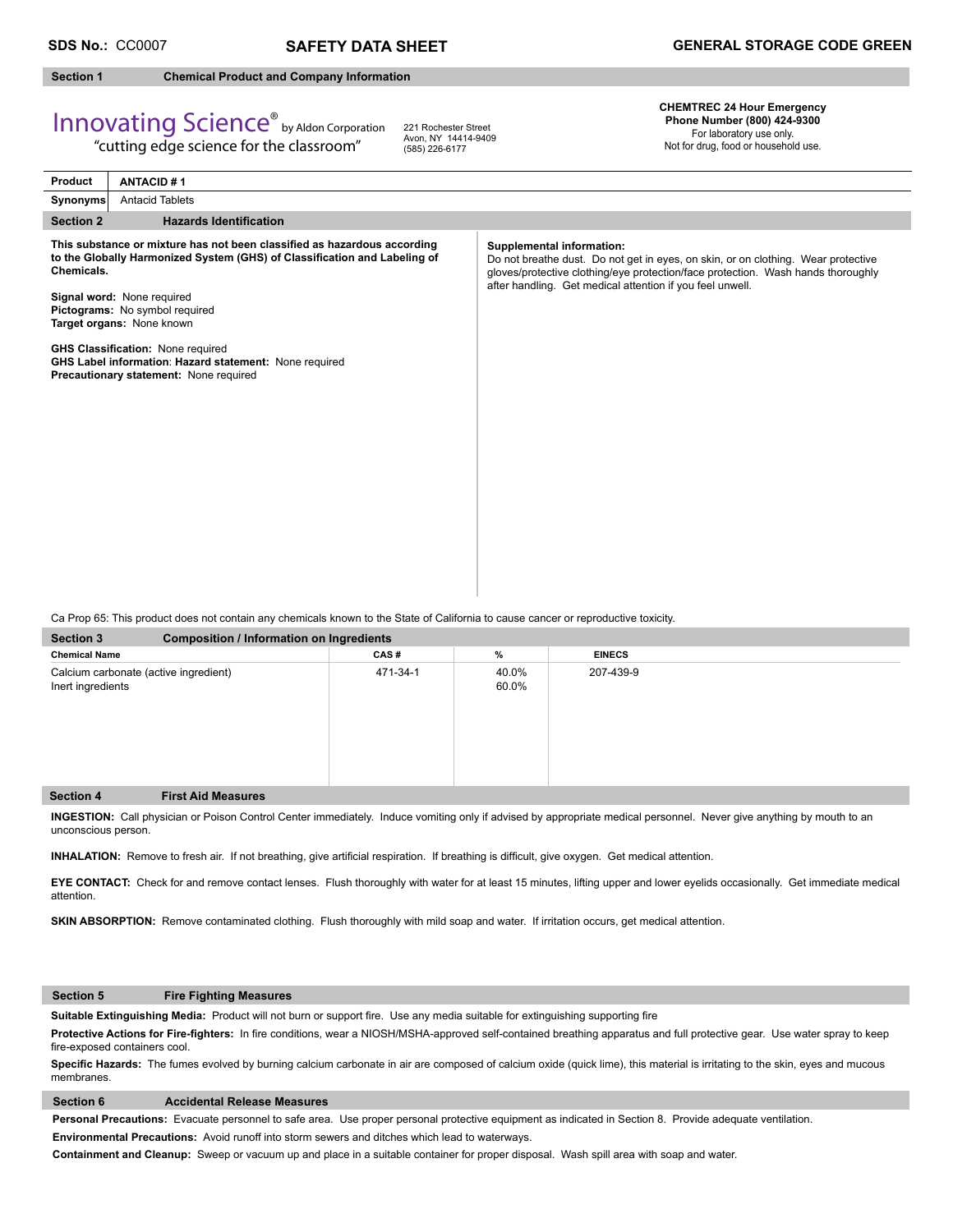**SDS No.:** CC0007 **SAFETY DATA SHEET** **GENERAL STORAGE CODE GREEN**

## Section 1 Chemical Product and Company Information

Innovating Science® by Aldon Corporation
"cutting edge science for the classroom"

221 Rochester Street
Avon, NY 14414-9409
(585) 226-6177

**CHEMTREC 24 Hour Emergency Phone Number (800) 424-9300**
For laboratory use only.
Not for drug, food or household use.

| **Product** | **ANTACID # 1** |
|---|---|
| **Synonyms** | Antacid Tablets |

## Section 2 Hazards Identification

**This substance or mixture has not been classified as hazardous according to the Globally Harmonized System (GHS) of Classification and Labeling of Chemicals.**

**Signal word:** None required
**Pictograms:** No symbol required
**Target organs:** None known

**GHS Classification:** None required
**GHS Label information**: **Hazard statement:** None required
**Precautionary statement:** None required

**Supplemental information:**
Do not breathe dust. Do not get in eyes, on skin, or on clothing. Wear protective gloves/protective clothing/eye protection/face protection. Wash hands thoroughly after handling. Get medical attention if you feel unwell.

Ca Prop 65: This product does not contain any chemicals known to the State of California to cause cancer or reproductive toxicity.

## Section 3 Composition / Information on Ingredients

| Chemical Name | CAS # | % | EINECS |
|---|---|---|---|
| Calcium carbonate (active ingredient) | 471-34-1 | 40.0% | 207-439-9 |
| Inert ingredients | | 60.0% | |

## Section 4 First Aid Measures

**INGESTION:** Call physician or Poison Control Center immediately. Induce vomiting only if advised by appropriate medical personnel. Never give anything by mouth to an unconscious person.

**INHALATION:** Remove to fresh air. If not breathing, give artificial respiration. If breathing is difficult, give oxygen. Get medical attention.

**EYE CONTACT:** Check for and remove contact lenses. Flush thoroughly with water for at least 15 minutes, lifting upper and lower eyelids occasionally. Get immediate medical attention.

**SKIN ABSORPTION:** Remove contaminated clothing. Flush thoroughly with mild soap and water. If irritation occurs, get medical attention.

## Section 5 Fire Fighting Measures

**Suitable Extinguishing Media:** Product will not burn or support fire. Use any media suitable for extinguishing supporting fire

**Protective Actions for Fire-fighters:** In fire conditions, wear a NIOSH/MSHA-approved self-contained breathing apparatus and full protective gear. Use water spray to keep fire-exposed containers cool.

**Specific Hazards:** The fumes evolved by burning calcium carbonate in air are composed of calcium oxide (quick lime), this material is irritating to the skin, eyes and mucous membranes.

## Section 6 Accidental Release Measures

**Personal Precautions:** Evacuate personnel to safe area. Use proper personal protective equipment as indicated in Section 8. Provide adequate ventilation.

**Environmental Precautions:** Avoid runoff into storm sewers and ditches which lead to waterways.

**Containment and Cleanup:** Sweep or vacuum up and place in a suitable container for proper disposal. Wash spill area with soap and water.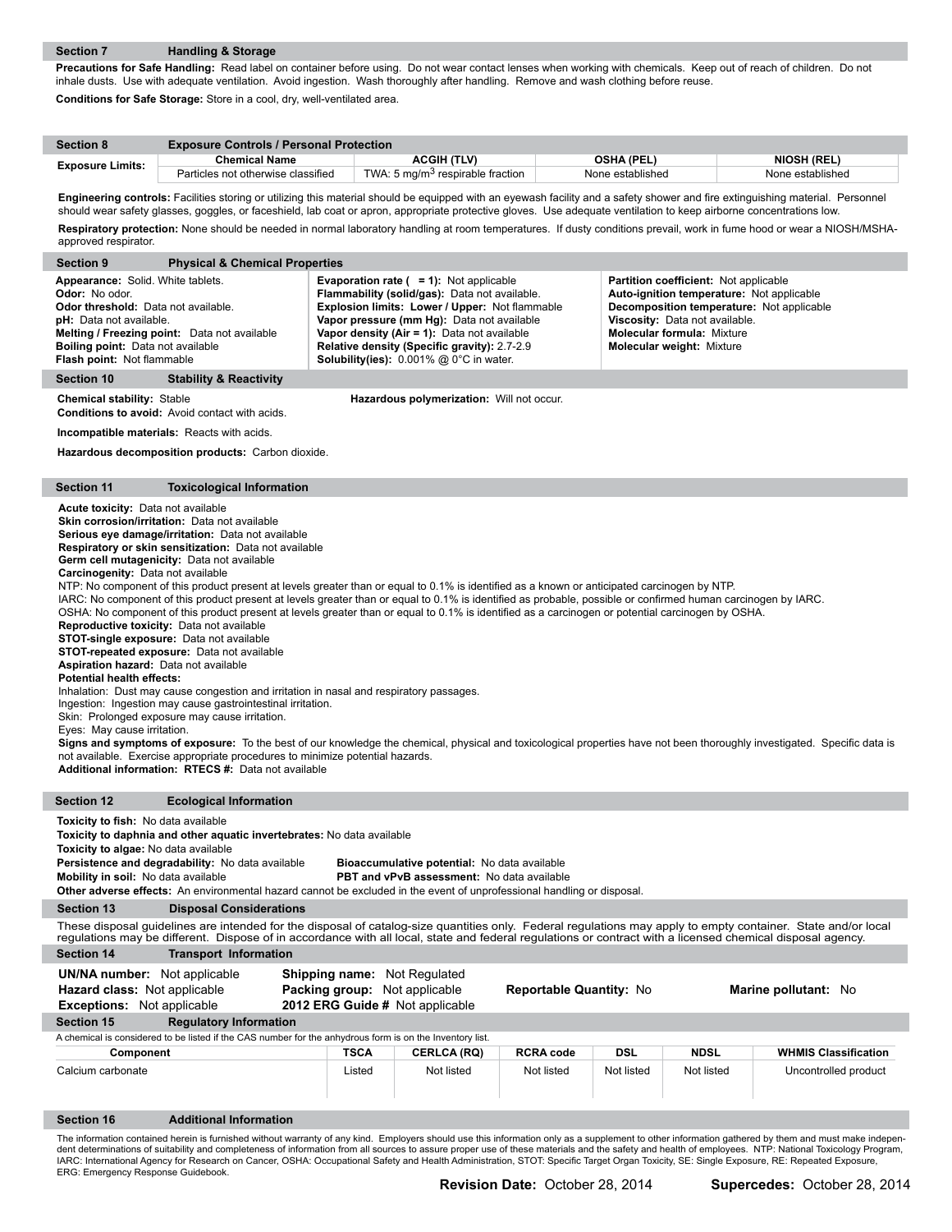## Section 7 Handling & Storage

**Precautions for Safe Handling:** Read label on container before using. Do not wear contact lenses when working with chemicals. Keep out of reach of children. Do not inhale dusts. Use with adequate ventilation. Avoid ingestion. Wash thoroughly after handling. Remove and wash clothing before reuse.

**Conditions for Safe Storage:** Store in a cool, dry, well-ventilated area.

## Section 8 Exposure Controls / Personal Protection

| Exposure Limits: | Chemical Name | ACGIH (TLV) | OSHA (PEL) | NIOSH (REL) |
|---|---|---|---|---|
| | Particles not otherwise classified | TWA: 5 mg/m$^3$ respirable fraction | None established | None established |

**Engineering controls:** Facilities storing or utilizing this material should be equipped with an eyewash facility and a safety shower and fire extinguishing material. Personnel should wear safety glasses, goggles, or faceshield, lab coat or apron, appropriate protective gloves. Use adequate ventilation to keep airborne concentrations low.

**Respiratory protection:** None should be needed in normal laboratory handling at room temperatures. If dusty conditions prevail, work in fume hood or wear a NIOSH/MSHA-approved respirator.

## Section 9 Physical & Chemical Properties

**Appearance:** Solid. White tablets.
**Odor:** No odor.
**Odor threshold:** Data not available.
**pH:** Data not available.
**Melting / Freezing point:** Data not available
**Boiling point:** Data not available
**Flash point:** Not flammable
**Evaporation rate ( = 1):** Not applicable
**Flammability (solid/gas):** Data not available.
**Explosion limits: Lower / Upper:** Not flammable
**Vapor pressure (mm Hg):** Data not available
**Vapor density (Air = 1):** Data not available
**Relative density (Specific gravity):** 2.7-2.9
**Solubility(ies):** 0.001% @ 0°C in water.
**Partition coefficient:** Not applicable
**Auto-ignition temperature:** Not applicable
**Decomposition temperature:** Not applicable
**Viscosity:** Data not available.
**Molecular formula:** Mixture
**Molecular weight:** Mixture

## Section 10 Stability & Reactivity

**Chemical stability:** Stable
**Hazardous polymerization:** Will not occur.
**Conditions to avoid:** Avoid contact with acids.

**Incompatible materials:** Reacts with acids.

**Hazardous decomposition products:** Carbon dioxide.

## Section 11 Toxicological Information

**Acute toxicity:** Data not available
**Skin corrosion/irritation:** Data not available
**Serious eye damage/irritation:** Data not available
**Respiratory or skin sensitization:** Data not available
**Germ cell mutagenicity:** Data not available
**Carcinogenity:** Data not available
NTP: No component of this product present at levels greater than or equal to 0.1% is identified as a known or anticipated carcinogen by NTP.
IARC: No component of this product present at levels greater than or equal to 0.1% is identified as probable, possible or confirmed human carcinogen by IARC.
OSHA: No component of this product present at levels greater than or equal to 0.1% is identified as a carcinogen or potential carcinogen by OSHA.
**Reproductive toxicity:** Data not available
**STOT-single exposure:** Data not available
**STOT-repeated exposure:** Data not available
**Aspiration hazard:** Data not available
**Potential health effects:**
Inhalation: Dust may cause congestion and irritation in nasal and respiratory passages.
Ingestion: Ingestion may cause gastrointestinal irritation.
Skin: Prolonged exposure may cause irritation.
Eyes: May cause irritation.
**Signs and symptoms of exposure:** To the best of our knowledge the chemical, physical and toxicological properties have not been thoroughly investigated. Specific data is not available. Exercise appropriate procedures to minimize potential hazards.
**Additional information: RTECS #:** Data not available

## Section 12 Ecological Information

**Toxicity to fish:** No data available
**Toxicity to daphnia and other aquatic invertebrates:** No data available
**Toxicity to algae:** No data available
**Persistence and degradability:** No data available
**Bioaccumulative potential:** No data available
**Mobility in soil:** No data available
**PBT and vPvB assessment:** No data available
**Other adverse effects:** An environmental hazard cannot be excluded in the event of unprofessional handling or disposal.

## Section 13 Disposal Considerations

These disposal guidelines are intended for the disposal of catalog-size quantities only. Federal regulations may apply to empty container. State and/or local regulations may be different. Dispose of in accordance with all local, state and federal regulations or contract with a licensed chemical disposal agency.

## Section 14 Transport Information

**UN/NA number:** Not applicable
**Hazard class:** Not applicable
**Exceptions:** Not applicable
**Shipping name:** Not Regulated
**Packing group:** Not applicable
**2012 ERG Guide #** Not applicable
**Reportable Quantity:** No
**Marine pollutant:** No

## Section 15 Regulatory Information

A chemical is considered to be listed if the CAS number for the anhydrous form is on the Inventory list.

| Component | TSCA | CERLCA (RQ) | RCRA code | DSL | NDSL | WHMIS Classification |
|---|---|---|---|---|---|---|
| Calcium carbonate | Listed | Not listed | Not listed | Not listed | Not listed | Uncontrolled product |

## Section 16 Additional Information

The information contained herein is furnished without warranty of any kind. Employers should use this information only as a supplement to other information gathered by them and must make independent determinations of suitability and completeness of information from all sources to assure proper use of these materials and the safety and health of employees. NTP: National Toxicology Program, IARC: International Agency for Research on Cancer, OSHA: Occupational Safety and Health Administration, STOT: Specific Target Organ Toxicity, SE: Single Exposure, RE: Repeated Exposure, ERG: Emergency Response Guidebook.

**Revision Date:** October 28, 2014 **Supercedes:** October 28, 2014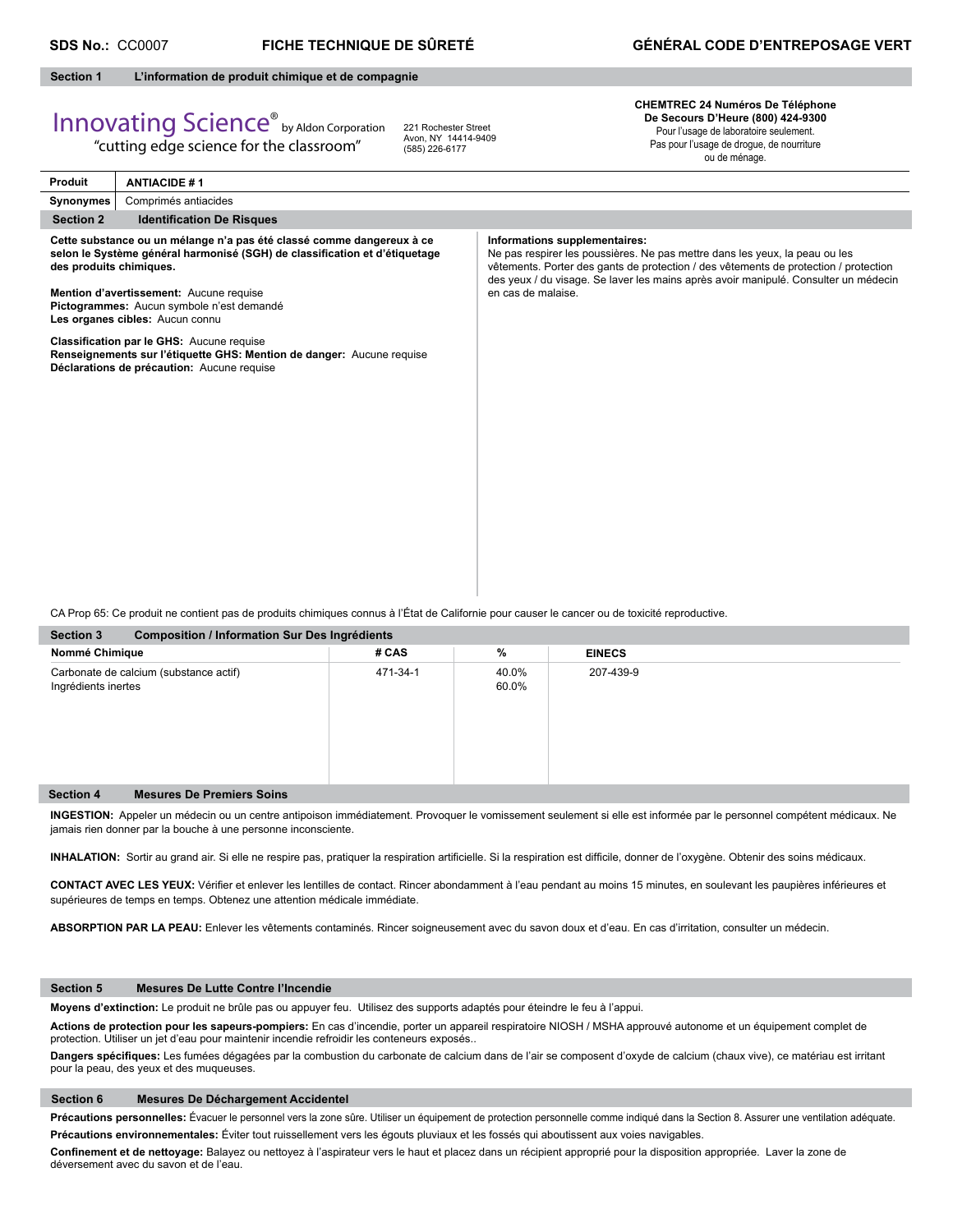**SDS No.:** CC0007 **FICHE TECHNIQUE DE SÛRETÉ** **GÉNÉRAL CODE D'ENTREPOSAGE VERT**

## Section 1 L'information de produit chimique et de compagnie

Innovating Science® by Aldon Corporation
"cutting edge science for the classroom"

221 Rochester Street
Avon, NY 14414-9409
(585) 226-6177

**CHEMTREC 24 Numéros De Téléphone De Secours D'Heure (800) 424-9300**
Pour l'usage de laboratoire seulement.
Pas pour l'usage de drogue, de nourriture ou de ménage.

| **Produit** | **ANTIACIDE # 1** |
|---|---|
| **Synonymes** | Comprimés antiacides |

## Section 2 Identification De Risques

**Cette substance ou un mélange n'a pas été classé comme dangereux à ce selon le Système général harmonisé (SGH) de classification et d'étiquetage des produits chimiques.**

**Mention d'avertissement:** Aucune requise
**Pictogrammes:** Aucun symbole n'est demandé
**Les organes cibles:** Aucun connu

**Classification par le GHS:** Aucune requise
**Renseignements sur l'étiquette GHS: Mention de danger:** Aucune requise
**Déclarations de précaution:** Aucune requise

**Informations supplementaires:**
Ne pas respirer les poussières. Ne pas mettre dans les yeux, la peau ou les vêtements. Porter des gants de protection / des vêtements de protection / protection des yeux / du visage. Se laver les mains après avoir manipulé. Consulter un médecin en cas de malaise.

CA Prop 65: Ce produit ne contient pas de produits chimiques connus à l'État de Californie pour causer le cancer ou de toxicité reproductive.

## Section 3 Composition / Information Sur Des Ingrédients

| Nommé Chimique | # CAS | % | EINECS |
|---|---|---|---|
| Carbonate de calcium (substance actif) | 471-34-1 | 40.0% | 207-439-9 |
| Ingrédients inertes | | 60.0% | |

## Section 4 Mesures De Premiers Soins

**INGESTION:** Appeler un médecin ou un centre antipoison immédiatement. Provoquer le vomissement seulement si elle est informée par le personnel compétent médicaux. Ne jamais rien donner par la bouche à une personne inconsciente.

**INHALATION:** Sortir au grand air. Si elle ne respire pas, pratiquer la respiration artificielle. Si la respiration est difficile, donner de l'oxygène. Obtenir des soins médicaux.

**CONTACT AVEC LES YEUX:** Vérifier et enlever les lentilles de contact. Rincer abondamment à l'eau pendant au moins 15 minutes, en soulevant les paupières inférieures et supérieures de temps en temps. Obtenez une attention médicale immédiate.

**ABSORPTION PAR LA PEAU:** Enlever les vêtements contaminés. Rincer soigneusement avec du savon doux et d'eau. En cas d'irritation, consulter un médecin.

## Section 5 Mesures De Lutte Contre l'Incendie

**Moyens d'extinction:** Le produit ne brûle pas ou appuyer feu. Utilisez des supports adaptés pour éteindre le feu à l'appui.

**Actions de protection pour les sapeurs-pompiers:** En cas d'incendie, porter un appareil respiratoire NIOSH / MSHA approuvé autonome et un équipement complet de protection. Utiliser un jet d'eau pour maintenir incendie refroidir les conteneurs exposés..

**Dangers spécifiques:** Les fumées dégagées par la combustion du carbonate de calcium dans de l'air se composent d'oxyde de calcium (chaux vive), ce matériau est irritant pour la peau, des yeux et des muqueuses.

## Section 6 Mesures De Déchargement Accidentel

**Précautions personnelles:** Évacuer le personnel vers la zone sûre. Utiliser un équipement de protection personnelle comme indiqué dans la Section 8. Assurer une ventilation adéquate.

**Précautions environnementales:** Éviter tout ruissellement vers les égouts pluviaux et les fossés qui aboutissent aux voies navigables.

**Confinement et de nettoyage:** Balayez ou nettoyez à l'aspirateur vers le haut et placez dans un récipient approprié pour la disposition appropriée. Laver la zone de déversement avec du savon et de l'eau.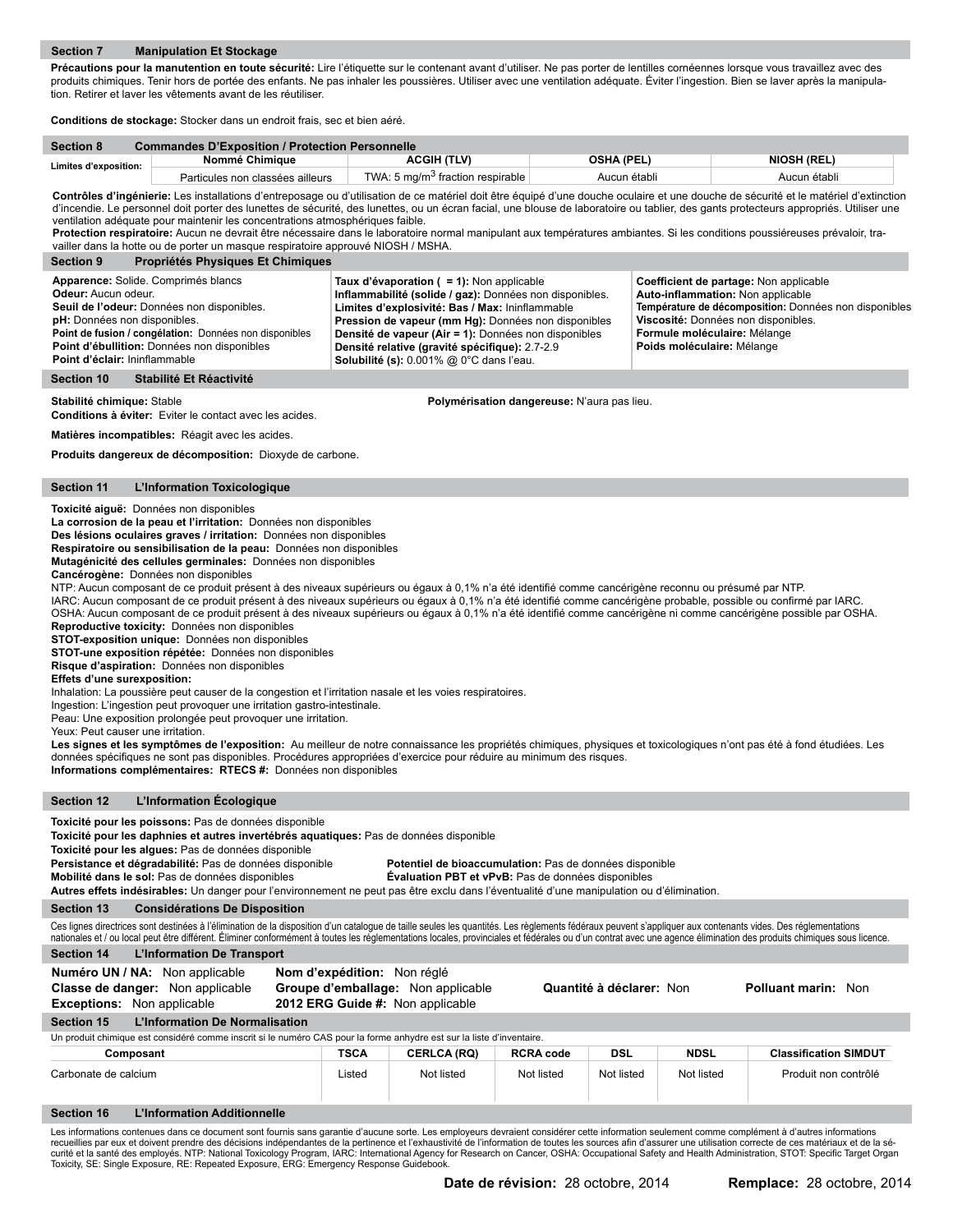## Section 7 Manipulation Et Stockage

**Précautions pour la manutention en toute sécurité:** Lire l'étiquette sur le contenant avant d'utiliser. Ne pas porter de lentilles cornéennes lorsque vous travaillez avec des produits chimiques. Tenir hors de portée des enfants. Ne pas inhaler les poussières. Utiliser avec une ventilation adéquate. Éviter l'ingestion. Bien se laver après la manipulation. Retirer et laver les vêtements avant de les réutiliser.

**Conditions de stockage:** Stocker dans un endroit frais, sec et bien aéré.

## Section 8 Commandes D'Exposition / Protection Personnelle

| Limites d'exposition: | Nommé Chimique | ACGIH (TLV) | OSHA (PEL) | NIOSH (REL) |
|---|---|---|---|---|
| | Particules non classées ailleurs | TWA: 5 mg/m$^3$ fraction respirable | Aucun établi | Aucun établi |

**Contrôles d'ingénierie:** Les installations d'entreposage ou d'utilisation de ce matériel doit être équipé d'une douche oculaire et une douche de sécurité et le matériel d'extinction d'incendie. Le personnel doit porter des lunettes de sécurité, des lunettes, ou un écran facial, une blouse de laboratoire ou tablier, des gants protecteurs appropriés. Utiliser une ventilation adéquate pour maintenir les concentrations atmosphériques faible.
**Protection respiratoire:** Aucun ne devrait être nécessaire dans le laboratoire normal manipulant aux températures ambiantes. Si les conditions poussiéreuses prévaloir, travailler dans la hotte ou de porter un masque respiratoire approuvé NIOSH / MSHA.

## Section 9 Propriétés Physiques Et Chimiques

**Apparence:** Solide. Comprimés blancs
**Odeur:** Aucun odeur.
**Seuil de l'odeur:** Données non disponibles.
**pH:** Données non disponibles.
**Point de fusion / congélation:** Données non disponibles
**Point d'ébullition:** Données non disponibles
**Point d'éclair:** Ininflammable
**Taux d'évaporation ( = 1):** Non applicable
**Inflammabilité (solide / gaz):** Données non disponibles.
**Limites d'explosivité: Bas / Max:** Ininflammable
**Pression de vapeur (mm Hg):** Données non disponibles
**Densité de vapeur (Air = 1):** Données non disponibles
**Densité relative (gravité spécifique):** 2.7-2.9
**Solubilité (s):** 0.001% @ 0°C dans l'eau.
**Coefficient de partage:** Non applicable
**Auto-inflammation:** Non applicable
**Température de décomposition:** Données non disponibles
**Viscosité:** Données non disponibles.
**Formule moléculaire:** Mélange
**Poids moléculaire:** Mélange

## Section 10 Stabilité Et Réactivité

**Stabilité chimique:** Stable
**Polymérisation dangereuse:** N'aura pas lieu.
**Conditions à éviter:** Eviter le contact avec les acides.

**Matières incompatibles:** Réagit avec les acides.

**Produits dangereux de décomposition:** Dioxyde de carbone.

## Section 11 L'Information Toxicologique

**Toxicité aiguë:** Données non disponibles
**La corrosion de la peau et l'irritation:** Données non disponibles
**Des lésions oculaires graves / irritation:** Données non disponibles
**Respiratoire ou sensibilisation de la peau:** Données non disponibles
**Mutagénicité des cellules germinales:** Données non disponibles
**Cancérogène:** Données non disponibles
NTP: Aucun composant de ce produit présent à des niveaux supérieurs ou égaux à 0,1% n'a été identifié comme cancérigène reconnu ou présumé par NTP.
IARC: Aucun composant de ce produit présent à des niveaux supérieurs ou égaux à 0,1% n'a été identifié comme cancérigène probable, possible ou confirmé par IARC.
OSHA: Aucun composant de ce produit présent à des niveaux supérieurs ou égaux à 0,1% n'a été identifié comme cancérigène ni comme cancérigène possible par OSHA.
**Reproductive toxicity:** Données non disponibles
**STOT-exposition unique:** Données non disponibles
**STOT-une exposition répétée:** Données non disponibles
**Risque d'aspiration:** Données non disponibles
**Effets d'une surexposition:**
Inhalation: La poussière peut causer de la congestion et l'irritation nasale et les voies respiratoires.
Ingestion: L'ingestion peut provoquer une irritation gastro-intestinale.
Peau: Une exposition prolongée peut provoquer une irritation.
Yeux: Peut causer une irritation.
**Les signes et les symptômes de l'exposition:** Au meilleur de notre connaissance les propriétés chimiques, physiques et toxicologiques n'ont pas été à fond étudiées. Les données spécifiques ne sont pas disponibles. Procédures appropriées d'exercice pour réduire au minimum des risques.
**Informations complémentaires: RTECS #:** Données non disponibles

## Section 12 L'Information Écologique

**Toxicité pour les poissons:** Pas de données disponible
**Toxicité pour les daphnies et autres invertébrés aquatiques:** Pas de données disponible
**Toxicité pour les algues:** Pas de données disponible
**Persistance et dégradabilité:** Pas de données disponible
**Potentiel de bioaccumulation:** Pas de données disponible
**Mobilité dans le sol:** Pas de données disponibles
**Évaluation PBT et vPvB:** Pas de données disponibles
**Autres effets indésirables:** Un danger pour l'environnement ne peut pas être exclu dans l'éventualité d'une manipulation ou d'élimination.

## Section 13 Considérations De Disposition

Ces lignes directrices sont destinées à l'élimination de la disposition d'un catalogue de taille seules les quantités. Les règlements fédéraux peuvent s'appliquer aux contenants vides. Des réglementations nationales et / ou local peut être différent. Éliminer conformément à toutes les réglementations locales, provinciales et fédérales ou d'un contrat avec une agence élimination des produits chimiques sous licence.

## Section 14 L'Information De Transport

**Numéro UN / NA:** Non applicable
**Nom d'expédition:** Non réglé
**Classe de danger:** Non applicable
**Groupe d'emballage:** Non applicable
**Quantité à déclarer:** Non
**Polluant marin:** Non
**Exceptions:** Non applicable
**2012 ERG Guide #:** Non applicable

## Section 15 L'Information De Normalisation

Un produit chimique est considéré comme inscrit si le numéro CAS pour la forme anhydre est sur la liste d'inventaire.

| Composant | TSCA | CERLCA (RQ) | RCRA code | DSL | NDSL | Classification SIMDUT |
|---|---|---|---|---|---|---|
| Carbonate de calcium | Listed | Not listed | Not listed | Not listed | Not listed | Produit non contrôlé |

## Section 16 L'Information Additionnelle

Les informations contenues dans ce document sont fournis sans garantie d'aucune sorte. Les employeurs devraient considérer cette information seulement comme complément à d'autres informations recueillies par eux et doivent prendre des décisions indépendantes de la pertinence et l'exhaustivité de l'information de toutes les sources afin d'assurer une utilisation correcte de ces matériaux et de la sécurité et la santé des employés. NTP: National Toxicology Program, IARC: International Agency for Research on Cancer, OSHA: Occupational Safety and Health Administration, STOT: Specific Target Organ Toxicity, SE: Single Exposure, RE: Repeated Exposure, ERG: Emergency Response Guidebook.

**Date de révision:** 28 octobre, 2014 **Remplace:** 28 octobre, 2014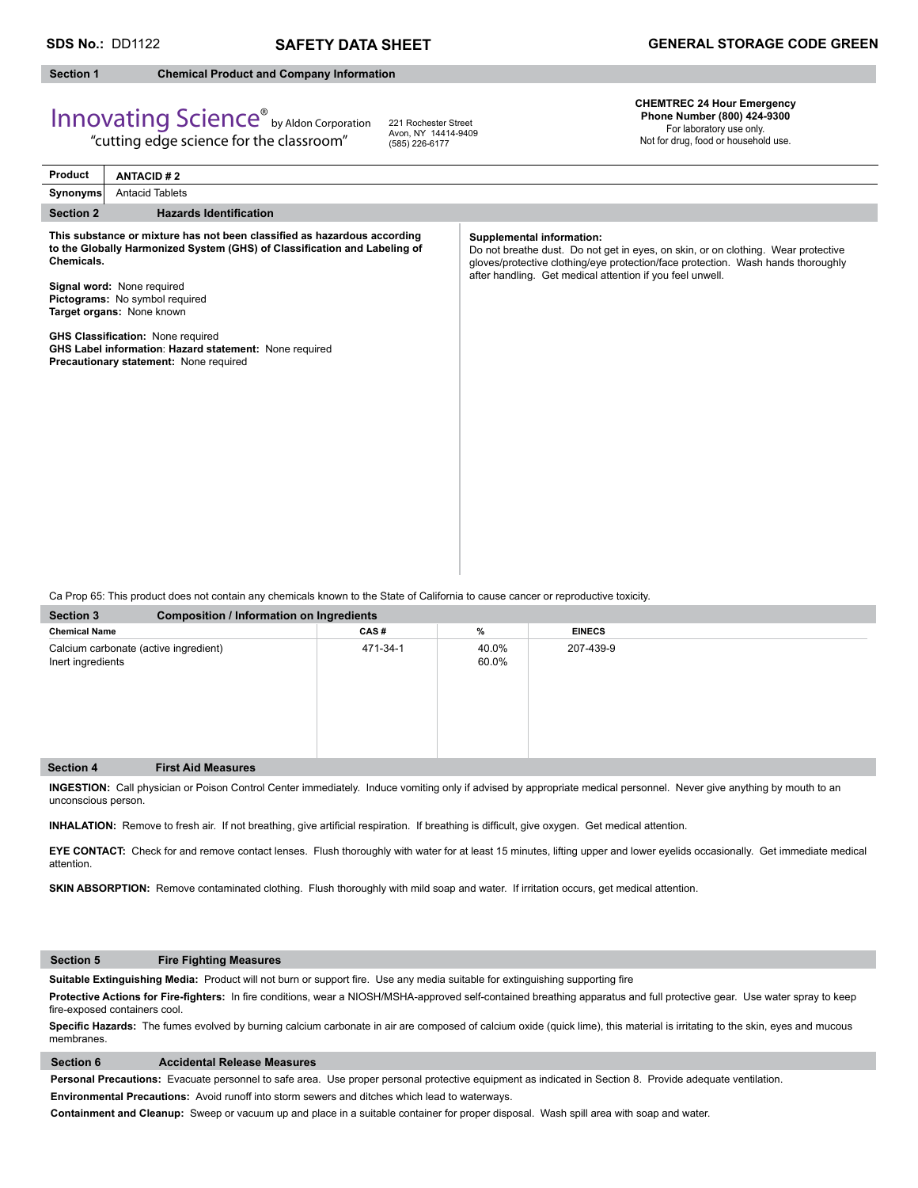**SDS No.:** DD1122 **SAFETY DATA SHEET** **GENERAL STORAGE CODE GREEN**

## Section 1 Chemical Product and Company Information

Innovating Science® by Aldon Corporation
"cutting edge science for the classroom"

221 Rochester Street
Avon, NY 14414-9409
(585) 226-6177

**CHEMTREC 24 Hour Emergency Phone Number (800) 424-9300**
For laboratory use only.
Not for drug, food or household use.

| | |
|---|---|
| **Product** | **ANTACID # 2** |
| **Synonyms** | Antacid Tablets |

## Section 2 Hazards Identification

**This substance or mixture has not been classified as hazardous according to the Globally Harmonized System (GHS) of Classification and Labeling of Chemicals.**

**Signal word:** None required
**Pictograms:** No symbol required
**Target organs:** None known

**GHS Classification:** None required
**GHS Label information**: **Hazard statement:** None required
**Precautionary statement:** None required

**Supplemental information:**
Do not breathe dust. Do not get in eyes, on skin, or on clothing. Wear protective gloves/protective clothing/eye protection/face protection. Wash hands thoroughly after handling. Get medical attention if you feel unwell.

Ca Prop 65: This product does not contain any chemicals known to the State of California to cause cancer or reproductive toxicity.

## Section 3 Composition / Information on Ingredients

| Chemical Name | CAS # | % | EINECS |
|---|---|---|---|
| Calcium carbonate (active ingredient) | 471-34-1 | 40.0% | 207-439-9 |
| Inert ingredients | | 60.0% | |

## Section 4 First Aid Measures

**INGESTION:** Call physician or Poison Control Center immediately. Induce vomiting only if advised by appropriate medical personnel. Never give anything by mouth to an unconscious person.

**INHALATION:** Remove to fresh air. If not breathing, give artificial respiration. If breathing is difficult, give oxygen. Get medical attention.

**EYE CONTACT:** Check for and remove contact lenses. Flush thoroughly with water for at least 15 minutes, lifting upper and lower eyelids occasionally. Get immediate medical attention.

**SKIN ABSORPTION:** Remove contaminated clothing. Flush thoroughly with mild soap and water. If irritation occurs, get medical attention.

## Section 5 Fire Fighting Measures

**Suitable Extinguishing Media:** Product will not burn or support fire. Use any media suitable for extinguishing supporting fire

**Protective Actions for Fire-fighters:** In fire conditions, wear a NIOSH/MSHA-approved self-contained breathing apparatus and full protective gear. Use water spray to keep fire-exposed containers cool.

**Specific Hazards:** The fumes evolved by burning calcium carbonate in air are composed of calcium oxide (quick lime), this material is irritating to the skin, eyes and mucous membranes.

## Section 6 Accidental Release Measures

**Personal Precautions:** Evacuate personnel to safe area. Use proper personal protective equipment as indicated in Section 8. Provide adequate ventilation.

**Environmental Precautions:** Avoid runoff into storm sewers and ditches which lead to waterways.

**Containment and Cleanup:** Sweep or vacuum up and place in a suitable container for proper disposal. Wash spill area with soap and water.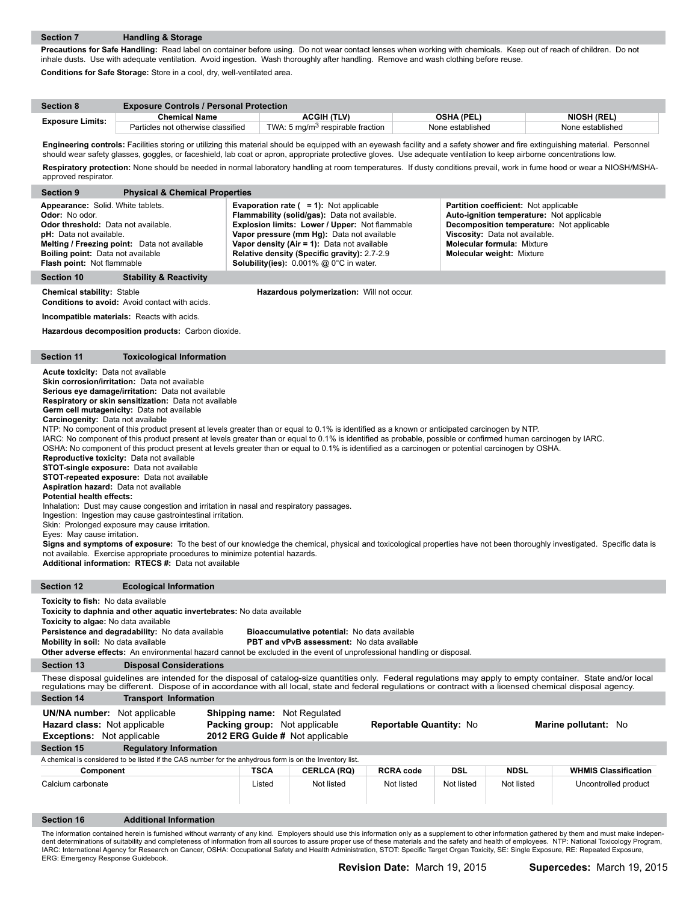## Section 7 Handling & Storage

**Precautions for Safe Handling:** Read label on container before using. Do not wear contact lenses when working with chemicals. Keep out of reach of children. Do not inhale dusts. Use with adequate ventilation. Avoid ingestion. Wash thoroughly after handling. Remove and wash clothing before reuse.

**Conditions for Safe Storage:** Store in a cool, dry, well-ventilated area.

## Section 8 Exposure Controls / Personal Protection

| Exposure Limits: | Chemical Name | ACGIH (TLV) | OSHA (PEL) | NIOSH (REL) |
|---|---|---|---|---|
| | Particles not otherwise classified | TWA: 5 mg/m$^3$ respirable fraction | None established | None established |

**Engineering controls:** Facilities storing or utilizing this material should be equipped with an eyewash facility and a safety shower and fire extinguishing material. Personnel should wear safety glasses, goggles, or faceshield, lab coat or apron, appropriate protective gloves. Use adequate ventilation to keep airborne concentrations low.

**Respiratory protection:** None should be needed in normal laboratory handling at room temperatures. If dusty conditions prevail, work in fume hood or wear a NIOSH/MSHA-approved respirator.

## Section 9 Physical & Chemical Properties

**Appearance:** Solid. White tablets.
**Odor:** No odor.
**Odor threshold:** Data not available.
**pH:** Data not available.
**Melting / Freezing point:** Data not available
**Boiling point:** Data not available
**Flash point:** Not flammable

**Evaporation rate ( = 1):** Not applicable
**Flammability (solid/gas):** Data not available.
**Explosion limits: Lower / Upper:** Not flammable
**Vapor pressure (mm Hg):** Data not available
**Vapor density (Air = 1):** Data not available
**Relative density (Specific gravity):** 2.7-2.9
**Solubility(ies):** 0.001% @ 0°C in water.

**Partition coefficient:** Not applicable
**Auto-ignition temperature:** Not applicable
**Decomposition temperature:** Not applicable
**Viscosity:** Data not available.
**Molecular formula:** Mixture
**Molecular weight:** Mixture

## Section 10 Stability & Reactivity

**Chemical stability:** Stable
**Hazardous polymerization:** Will not occur.
**Conditions to avoid:** Avoid contact with acids.

**Incompatible materials:** Reacts with acids.

**Hazardous decomposition products:** Carbon dioxide.

## Section 11 Toxicological Information

**Acute toxicity:** Data not available
**Skin corrosion/irritation:** Data not available
**Serious eye damage/irritation:** Data not available
**Respiratory or skin sensitization:** Data not available
**Germ cell mutagenicity:** Data not available
**Carcinogenity:** Data not available
NTP: No component of this product present at levels greater than or equal to 0.1% is identified as a known or anticipated carcinogen by NTP.
IARC: No component of this product present at levels greater than or equal to 0.1% is identified as probable, possible or confirmed human carcinogen by IARC.
OSHA: No component of this product present at levels greater than or equal to 0.1% is identified as a carcinogen or potential carcinogen by OSHA.
**Reproductive toxicity:** Data not available
**STOT-single exposure:** Data not available
**STOT-repeated exposure:** Data not available
**Aspiration hazard:** Data not available
**Potential health effects:**
Inhalation: Dust may cause congestion and irritation in nasal and respiratory passages.
Ingestion: Ingestion may cause gastrointestinal irritation.
Skin: Prolonged exposure may cause irritation.
Eyes: May cause irritation.
**Signs and symptoms of exposure:** To the best of our knowledge the chemical, physical and toxicological properties have not been thoroughly investigated. Specific data is not available. Exercise appropriate procedures to minimize potential hazards.
**Additional information: RTECS #:** Data not available

## Section 12 Ecological Information

**Toxicity to fish:** No data available
**Toxicity to daphnia and other aquatic invertebrates:** No data available
**Toxicity to algae:** No data available
**Persistence and degradability:** No data available
**Bioaccumulative potential:** No data available
**Mobility in soil:** No data available
**PBT and vPvB assessment:** No data available
**Other adverse effects:** An environmental hazard cannot be excluded in the event of unprofessional handling or disposal.

## Section 13 Disposal Considerations

These disposal guidelines are intended for the disposal of catalog-size quantities only. Federal regulations may apply to empty container. State and/or local regulations may be different. Dispose of in accordance with all local, state and federal regulations or contract with a licensed chemical disposal agency.

## Section 14 Transport Information

**UN/NA number:** Not applicable
**Hazard class:** Not applicable
**Exceptions:** Not applicable
**Shipping name:** Not Regulated
**Packing group:** Not applicable
**2012 ERG Guide #** Not applicable
**Reportable Quantity:** No
**Marine pollutant:** No

## Section 15 Regulatory Information

A chemical is considered to be listed if the CAS number for the anhydrous form is on the Inventory list.

| Component | TSCA | CERLCA (RQ) | RCRA code | DSL | NDSL | WHMIS Classification |
|---|---|---|---|---|---|---|
| Calcium carbonate | Listed | Not listed | Not listed | Not listed | Not listed | Uncontrolled product |

## Section 16 Additional Information

The information contained herein is furnished without warranty of any kind. Employers should use this information only as a supplement to other information gathered by them and must make independent determinations of suitability and completeness of information from all sources to assure proper use of these materials and the safety and health of employees. NTP: National Toxicology Program, IARC: International Agency for Research on Cancer, OSHA: Occupational Safety and Health Administration, STOT: Specific Target Organ Toxicity, SE: Single Exposure, RE: Repeated Exposure, ERG: Emergency Response Guidebook.

**Revision Date:** March 19, 2015 **Supercedes:** March 19, 2015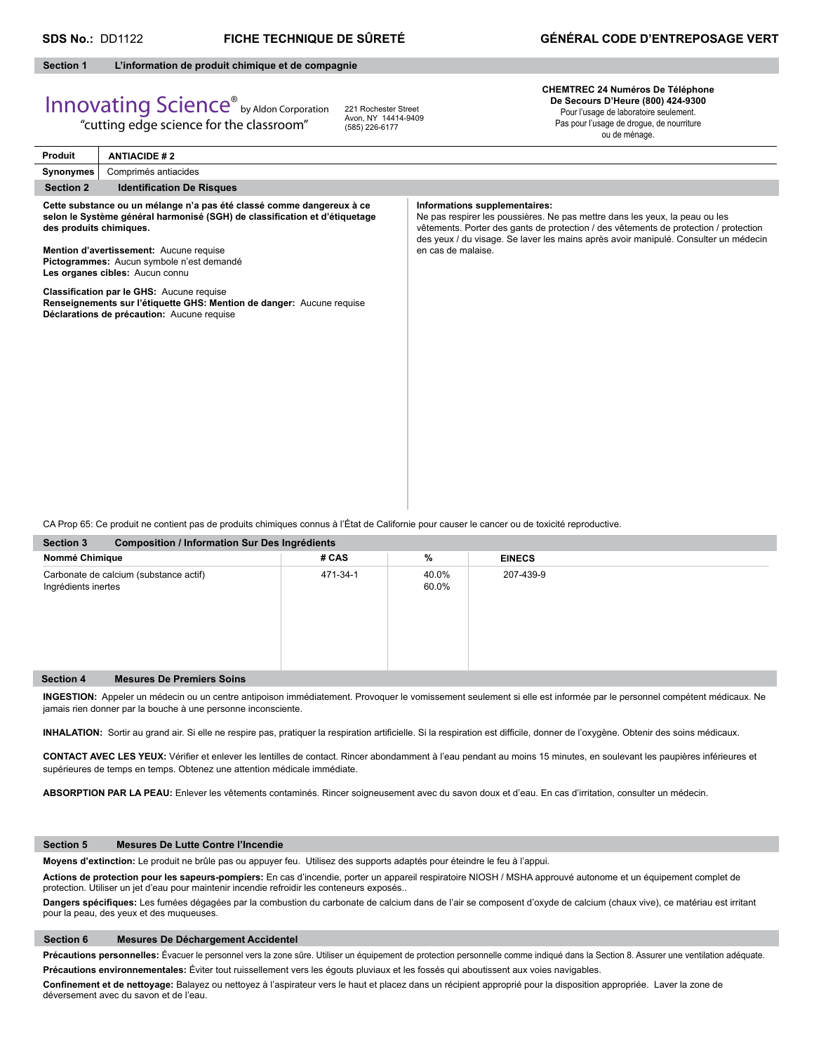**SDS No.:** DD1122 **FICHE TECHNIQUE DE SÛRETÉ** **GÉNÉRAL CODE D'ENTREPOSAGE VERT**

## Section 1 L'information de produit chimique et de compagnie

Innovating Science® by Aldon Corporation
"cutting edge science for the classroom"

221 Rochester Street
Avon, NY 14414-9409
(585) 226-6177

**CHEMTREC 24 Numéros De Téléphone De Secours D'Heure (800) 424-9300**
Pour l'usage de laboratoire seulement.
Pas pour l'usage de drogue, de nourriture ou de ménage.

| **Produit** | **ANTIACIDE # 2** |
|---|---|
| **Synonymes** | Comprimés antiacides |

## Section 2 Identification De Risques

**Cette substance ou un mélange n'a pas été classé comme dangereux à ce selon le Système général harmonisé (SGH) de classification et d'étiquetage des produits chimiques.**

**Mention d'avertissement:** Aucune requise
**Pictogrammes:** Aucun symbole n'est demandé
**Les organes cibles:** Aucun connu

**Classification par le GHS:** Aucune requise
**Renseignements sur l'étiquette GHS: Mention de danger:** Aucune requise
**Déclarations de précaution:** Aucune requise

**Informations supplementaires:**
Ne pas respirer les poussières. Ne pas mettre dans les yeux, la peau ou les vêtements. Porter des gants de protection / des vêtements de protection / protection des yeux / du visage. Se laver les mains après avoir manipulé. Consulter un médecin en cas de malaise.

CA Prop 65: Ce produit ne contient pas de produits chimiques connus à l'État de Californie pour causer le cancer ou de toxicité reproductive.

## Section 3 Composition / Information Sur Des Ingrédients

| Nommé Chimique | # CAS | % | EINECS |
|---|---|---|---|
| Carbonate de calcium (substance actif) | 471-34-1 | 40.0% | 207-439-9 |
| Ingrédients inertes | | 60.0% | |

## Section 4 Mesures De Premiers Soins

**INGESTION:** Appeler un médecin ou un centre antipoison immédiatement. Provoquer le vomissement seulement si elle est informée par le personnel compétent médicaux. Ne jamais rien donner par la bouche à une personne inconsciente.

**INHALATION:** Sortir au grand air. Si elle ne respire pas, pratiquer la respiration artificielle. Si la respiration est difficile, donner de l'oxygène. Obtenir des soins médicaux.

**CONTACT AVEC LES YEUX:** Vérifier et enlever les lentilles de contact. Rincer abondamment à l'eau pendant au moins 15 minutes, en soulevant les paupières inférieures et supérieures de temps en temps. Obtenez une attention médicale immédiate.

**ABSORPTION PAR LA PEAU:** Enlever les vêtements contaminés. Rincer soigneusement avec du savon doux et d'eau. En cas d'irritation, consulter un médecin.

## Section 5 Mesures De Lutte Contre l'Incendie

**Moyens d'extinction:** Le produit ne brûle pas ou appuyer feu. Utilisez des supports adaptés pour éteindre le feu à l'appui.

**Actions de protection pour les sapeurs-pompiers:** En cas d'incendie, porter un appareil respiratoire NIOSH / MSHA approuvé autonome et un équipement complet de protection. Utiliser un jet d'eau pour maintenir incendie refroidir les conteneurs exposés..

**Dangers spécifiques:** Les fumées dégagées par la combustion du carbonate de calcium dans de l'air se composent d'oxyde de calcium (chaux vive), ce matériau est irritant pour la peau, des yeux et des muqueuses.

## Section 6 Mesures De Déchargement Accidentel

**Précautions personnelles:** Évacuer le personnel vers la zone sûre. Utiliser un équipement de protection personnelle comme indiqué dans la Section 8. Assurer une ventilation adéquate.

**Précautions environnementales:** Éviter tout ruissellement vers les égouts pluviaux et les fossés qui aboutissent aux voies navigables.

**Confinement et de nettoyage:** Balayez ou nettoyez à l'aspirateur vers le haut et placez dans un récipient approprié pour la disposition appropriée. Laver la zone de déversement avec du savon et de l'eau.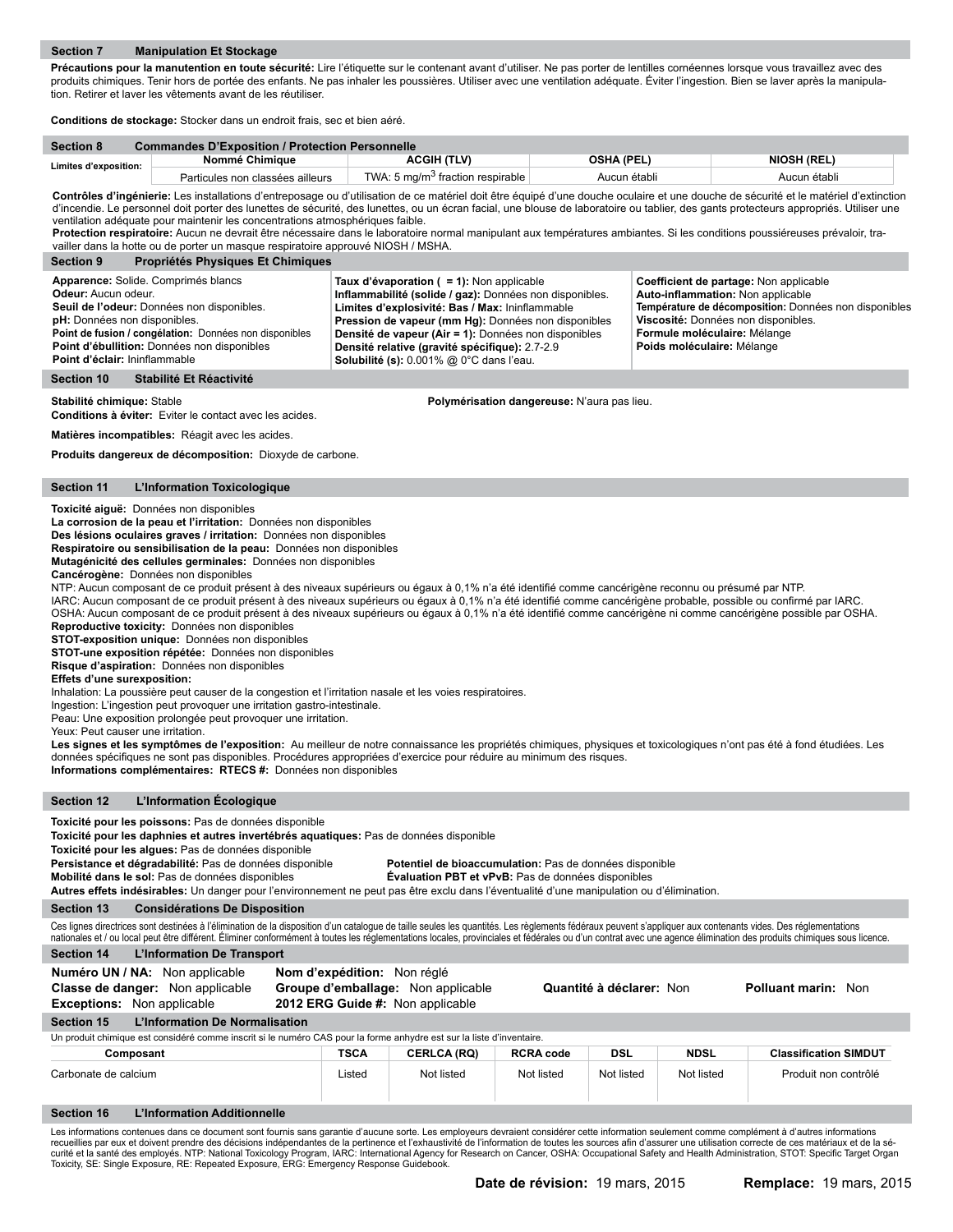## Section 7 Manipulation Et Stockage

**Précautions pour la manutention en toute sécurité:** Lire l'étiquette sur le contenant avant d'utiliser. Ne pas porter de lentilles cornéennes lorsque vous travaillez avec des produits chimiques. Tenir hors de portée des enfants. Ne pas inhaler les poussières. Utiliser avec une ventilation adéquate. Éviter l'ingestion. Bien se laver après la manipulation. Retirer et laver les vêtements avant de les réutiliser.

**Conditions de stockage:** Stocker dans un endroit frais, sec et bien aéré.

## Section 8 Commandes D'Exposition / Protection Personnelle

| Limites d'exposition: | Nommé Chimique | ACGIH (TLV) | OSHA (PEL) | NIOSH (REL) |
|---|---|---|---|---|
| | Particules non classées ailleurs | TWA: 5 mg/m$^3$ fraction respirable | Aucun établi | Aucun établi |

**Contrôles d'ingénierie:** Les installations d'entreposage ou d'utilisation de ce matériel doit être équipé d'une douche oculaire et une douche de sécurité et le matériel d'extinction d'incendie. Le personnel doit porter des lunettes de sécurité, des lunettes, ou un écran facial, une blouse de laboratoire ou tablier, des gants protecteurs appropriés. Utiliser une ventilation adéquate pour maintenir les concentrations atmosphériques faible.

**Protection respiratoire:** Aucun ne devrait être nécessaire dans le laboratoire normal manipulant aux températures ambiantes. Si les conditions poussiéreuses prévaloir, travailler dans la hotte ou de porter un masque respiratoire approuvé NIOSH / MSHA.

## Section 9 Propriétés Physiques Et Chimiques

**Apparence:** Solide. Comprimés blancs
**Odeur:** Aucun odeur.
**Seuil de l'odeur:** Données non disponibles.
**pH:** Données non disponibles.
**Point de fusion / congélation:** Données non disponibles
**Point d'ébullition:** Données non disponibles
**Point d'éclair:** Ininflammable

**Taux d'évaporation ( = 1):** Non applicable
**Inflammabilité (solide / gaz):** Données non disponibles.
**Limites d'explosivité: Bas / Max:** Ininflammable
**Pression de vapeur (mm Hg):** Données non disponibles
**Densité de vapeur (Air = 1):** Données non disponibles
**Densité relative (gravité spécifique):** 2.7-2.9
**Solubilité (s):** 0.001% @ 0°C dans l'eau.

**Coefficient de partage:** Non applicable
**Auto-inflammation:** Non applicable
**Température de décomposition:** Données non disponibles
**Viscosité:** Données non disponibles.
**Formule moléculaire:** Mélange
**Poids moléculaire:** Mélange

## Section 10 Stabilité Et Réactivité

**Stabilité chimique:** Stable
**Polymérisation dangereuse:** N'aura pas lieu.
**Conditions à éviter:** Eviter le contact avec les acides.

**Matières incompatibles:** Réagit avec les acides.

**Produits dangereux de décomposition:** Dioxyde de carbone.

## Section 11 L'Information Toxicologique

**Toxicité aiguë:** Données non disponibles
**La corrosion de la peau et l'irritation:** Données non disponibles
**Des lésions oculaires graves / irritation:** Données non disponibles
**Respiratoire ou sensibilisation de la peau:** Données non disponibles
**Mutagénicité des cellules germinales:** Données non disponibles
**Cancérogène:** Données non disponibles
NTP: Aucun composant de ce produit présent à des niveaux supérieurs ou égaux à 0,1% n'a été identifié comme cancérigène reconnu ou présumé par NTP.
IARC: Aucun composant de ce produit présent à des niveaux supérieurs ou égaux à 0,1% n'a été identifié comme cancérigène probable, possible ou confirmé par IARC.
OSHA: Aucun composant de ce produit présent à des niveaux supérieurs ou égaux à 0,1% n'a été identifié comme cancérigène ni comme cancérigène possible par OSHA.
**Reproductive toxicity:** Données non disponibles
**STOT-exposition unique:** Données non disponibles
**STOT-une exposition répétée:** Données non disponibles
**Risque d'aspiration:** Données non disponibles
**Effets d'une surexposition:**
Inhalation: La poussière peut causer de la congestion et l'irritation nasale et les voies respiratoires.
Ingestion: L'ingestion peut provoquer une irritation gastro-intestinale.
Peau: Une exposition prolongée peut provoquer une irritation.
Yeux: Peut causer une irritation.
**Les signes et les symptômes de l'exposition:** Au meilleur de notre connaissance les propriétés chimiques, physiques et toxicologiques n'ont pas été à fond étudiées. Les données spécifiques ne sont pas disponibles. Procédures appropriées d'exercice pour réduire au minimum des risques.
**Informations complémentaires: RTECS #:** Données non disponibles

## Section 12 L'Information Écologique

**Toxicité pour les poissons:** Pas de données disponible
**Toxicité pour les daphnies et autres invertébrés aquatiques:** Pas de données disponible
**Toxicité pour les algues:** Pas de données disponible
**Persistance et dégradabilité:** Pas de données disponible
**Potentiel de bioaccumulation:** Pas de données disponible
**Mobilité dans le sol:** Pas de données disponibles
**Évaluation PBT et vPvB:** Pas de données disponibles
**Autres effets indésirables:** Un danger pour l'environnement ne peut pas être exclu dans l'éventualité d'une manipulation ou d'élimination.

## Section 13 Considérations De Disposition

Ces lignes directrices sont destinées à l'élimination de la disposition d'un catalogue de taille seules les quantités. Les règlements fédéraux peuvent s'appliquer aux contenants vides. Des réglementations nationales et / ou local peut être différent. Éliminer conformément à toutes les réglementations locales, provinciales et fédérales ou d'un contrat avec une agence élimination des produits chimiques sous licence.

## Section 14 L'Information De Transport

**Numéro UN / NA:** Non applicable
**Nom d'expédition:** Non réglé
**Classe de danger:** Non applicable
**Groupe d'emballage:** Non applicable
**Quantité à déclarer:** Non
**Polluant marin:** Non
**Exceptions:** Non applicable
**2012 ERG Guide #:** Non applicable

## Section 15 L'Information De Normalisation

Un produit chimique est considéré comme inscrit si le numéro CAS pour la forme anhydre est sur la liste d'inventaire.

| Composant | TSCA | CERLCA (RQ) | RCRA code | DSL | NDSL | Classification SIMDUT |
|---|---|---|---|---|---|---|
| Carbonate de calcium | Listed | Not listed | Not listed | Not listed | Not listed | Produit non contrôlé |

## Section 16 L'Information Additionnelle

Les informations contenues dans ce document sont fournis sans garantie d'aucune sorte. Les employeurs devraient considérer cette information seulement comme complément à d'autres informations recueillies par eux et doivent prendre des décisions indépendantes de la pertinence et l'exhaustivité de l'information de toutes les sources afin d'assurer une utilisation correcte de ces matériaux et de la sécurité et la santé des employés. NTP: National Toxicology Program, IARC: International Agency for Research on Cancer, OSHA: Occupational Safety and Health Administration, STOT: Specific Target Organ Toxicity, SE: Single Exposure, RE: Repeated Exposure, ERG: Emergency Response Guidebook.

**Date de révision:** 19 mars, 2015 **Remplace:** 19 mars, 2015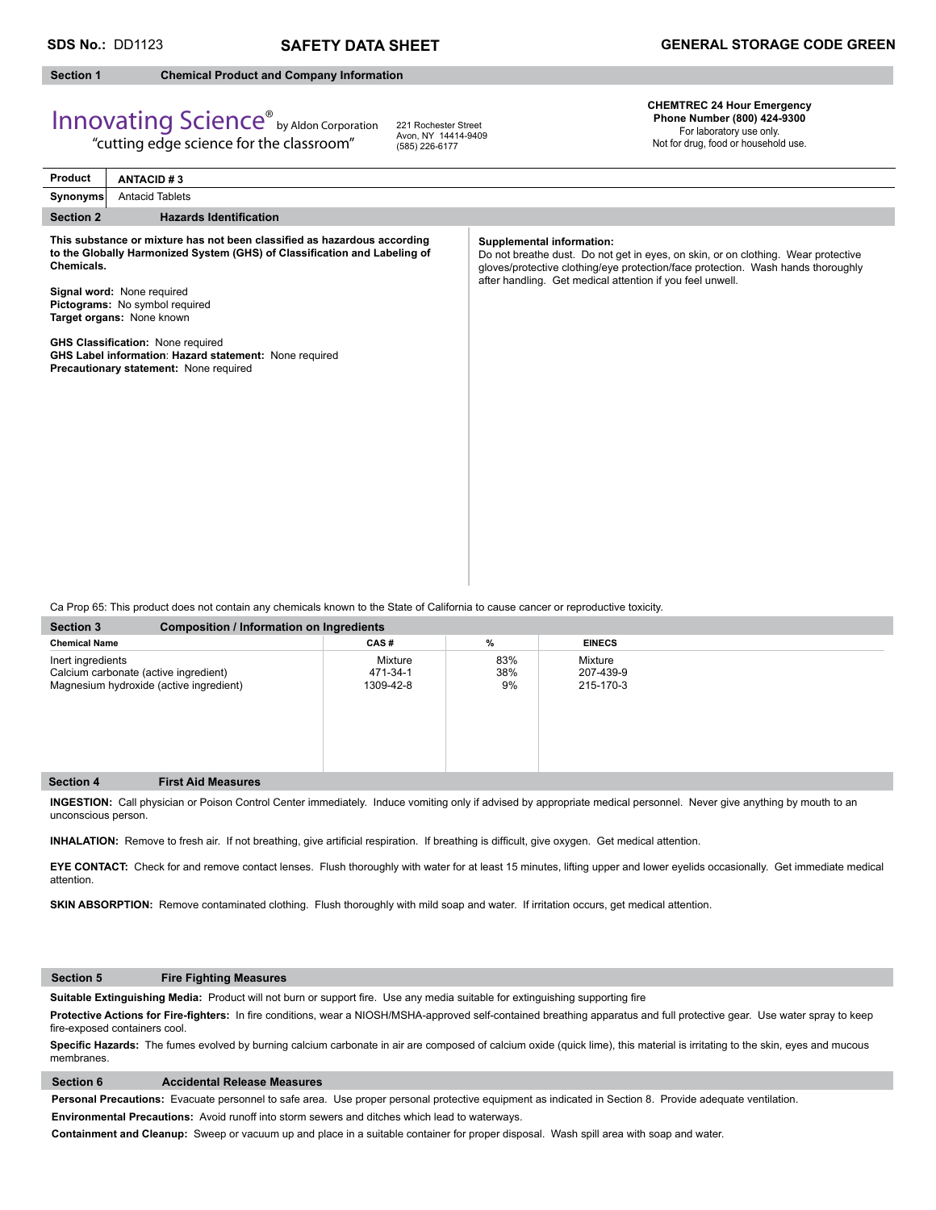**SDS No.:** DD1123 **SAFETY DATA SHEET** **GENERAL STORAGE CODE GREEN**

## Section 1 Chemical Product and Company Information

Innovating Science® by Aldon Corporation
"cutting edge science for the classroom"

221 Rochester Street
Avon, NY 14414-9409
(585) 226-6177

**CHEMTREC 24 Hour Emergency Phone Number (800) 424-9300**
For laboratory use only.
Not for drug, food or household use.

| **Product** | **ANTACID # 3** |
|---|---|
| **Synonyms** | Antacid Tablets |

## Section 2 Hazards Identification

**This substance or mixture has not been classified as hazardous according to the Globally Harmonized System (GHS) of Classification and Labeling of Chemicals.**

**Signal word:** None required
**Pictograms:** No symbol required
**Target organs:** None known

**GHS Classification:** None required
**GHS Label information**: **Hazard statement:** None required
**Precautionary statement:** None required

**Supplemental information:**
Do not breathe dust. Do not get in eyes, on skin, or on clothing. Wear protective gloves/protective clothing/eye protection/face protection. Wash hands thoroughly after handling. Get medical attention if you feel unwell.

Ca Prop 65: This product does not contain any chemicals known to the State of California to cause cancer or reproductive toxicity.

## Section 3 Composition / Information on Ingredients

| Chemical Name | CAS # | % | EINECS |
|---|---|---|---|
| Inert ingredients | Mixture | 83% | Mixture |
| Calcium carbonate (active ingredient) | 471-34-1 | 38% | 207-439-9 |
| Magnesium hydroxide (active ingredient) | 1309-42-8 | 9% | 215-170-3 |

## Section 4 First Aid Measures

**INGESTION:** Call physician or Poison Control Center immediately. Induce vomiting only if advised by appropriate medical personnel. Never give anything by mouth to an unconscious person.

**INHALATION:** Remove to fresh air. If not breathing, give artificial respiration. If breathing is difficult, give oxygen. Get medical attention.

**EYE CONTACT:** Check for and remove contact lenses. Flush thoroughly with water for at least 15 minutes, lifting upper and lower eyelids occasionally. Get immediate medical attention.

**SKIN ABSORPTION:** Remove contaminated clothing. Flush thoroughly with mild soap and water. If irritation occurs, get medical attention.

## Section 5 Fire Fighting Measures

**Suitable Extinguishing Media:** Product will not burn or support fire. Use any media suitable for extinguishing supporting fire

**Protective Actions for Fire-fighters:** In fire conditions, wear a NIOSH/MSHA-approved self-contained breathing apparatus and full protective gear. Use water spray to keep fire-exposed containers cool.

**Specific Hazards:** The fumes evolved by burning calcium carbonate in air are composed of calcium oxide (quick lime), this material is irritating to the skin, eyes and mucous membranes.

## Section 6 Accidental Release Measures

**Personal Precautions:** Evacuate personnel to safe area. Use proper personal protective equipment as indicated in Section 8. Provide adequate ventilation.

**Environmental Precautions:** Avoid runoff into storm sewers and ditches which lead to waterways.

**Containment and Cleanup:** Sweep or vacuum up and place in a suitable container for proper disposal. Wash spill area with soap and water.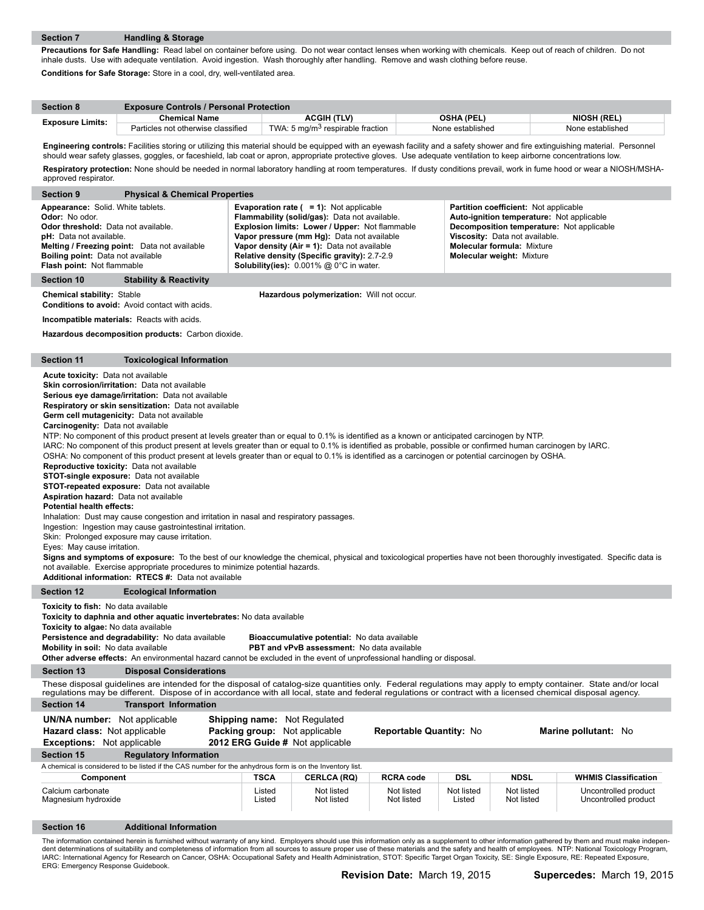## Section 7 Handling & Storage

**Precautions for Safe Handling:** Read label on container before using. Do not wear contact lenses when working with chemicals. Keep out of reach of children. Do not inhale dusts. Use with adequate ventilation. Avoid ingestion. Wash thoroughly after handling. Remove and wash clothing before reuse.

**Conditions for Safe Storage:** Store in a cool, dry, well-ventilated area.

## Section 8 Exposure Controls / Personal Protection

| Exposure Limits: | Chemical Name | ACGIH (TLV) | OSHA (PEL) | NIOSH (REL) |
|---|---|---|---|---|
| | Particles not otherwise classified | TWA: 5 mg/m$^3$ respirable fraction | None established | None established |

**Engineering controls:** Facilities storing or utilizing this material should be equipped with an eyewash facility and a safety shower and fire extinguishing material. Personnel should wear safety glasses, goggles, or faceshield, lab coat or apron, appropriate protective gloves. Use adequate ventilation to keep airborne concentrations low.

**Respiratory protection:** None should be needed in normal laboratory handling at room temperatures. If dusty conditions prevail, work in fume hood or wear a NIOSH/MSHA-approved respirator.

## Section 9 Physical & Chemical Properties

**Appearance:** Solid. White tablets.
**Odor:** No odor.
**Odor threshold:** Data not available.
**pH:** Data not available.
**Melting / Freezing point:** Data not available
**Boiling point:** Data not available
**Flash point:** Not flammable

**Evaporation rate ( = 1):** Not applicable
**Flammability (solid/gas):** Data not available.
**Explosion limits: Lower / Upper:** Not flammable
**Vapor pressure (mm Hg):** Data not available
**Vapor density (Air = 1):** Data not available
**Relative density (Specific gravity):** 2.7-2.9
**Solubility(ies):** 0.001% @ 0°C in water.

**Partition coefficient:** Not applicable
**Auto-ignition temperature:** Not applicable
**Decomposition temperature:** Not applicable
**Viscosity:** Data not available.
**Molecular formula:** Mixture
**Molecular weight:** Mixture

## Section 10 Stability & Reactivity

**Chemical stability:** Stable
**Hazardous polymerization:** Will not occur.
**Conditions to avoid:** Avoid contact with acids.

**Incompatible materials:** Reacts with acids.

**Hazardous decomposition products:** Carbon dioxide.

## Section 11 Toxicological Information

**Acute toxicity:** Data not available
**Skin corrosion/irritation:** Data not available
**Serious eye damage/irritation:** Data not available
**Respiratory or skin sensitization:** Data not available
**Germ cell mutagenicity:** Data not available
**Carcinogenity:** Data not available
NTP: No component of this product present at levels greater than or equal to 0.1% is identified as a known or anticipated carcinogen by NTP.
IARC: No component of this product present at levels greater than or equal to 0.1% is identified as probable, possible or confirmed human carcinogen by IARC.
OSHA: No component of this product present at levels greater than or equal to 0.1% is identified as a carcinogen or potential carcinogen by OSHA.
**Reproductive toxicity:** Data not available
**STOT-single exposure:** Data not available
**STOT-repeated exposure:** Data not available
**Aspiration hazard:** Data not available
**Potential health effects:**
Inhalation: Dust may cause congestion and irritation in nasal and respiratory passages.
Ingestion: Ingestion may cause gastrointestinal irritation.
Skin: Prolonged exposure may cause irritation.
Eyes: May cause irritation.
**Signs and symptoms of exposure:** To the best of our knowledge the chemical, physical and toxicological properties have not been thoroughly investigated. Specific data is not available. Exercise appropriate procedures to minimize potential hazards.
**Additional information: RTECS #:** Data not available

## Section 12 Ecological Information

**Toxicity to fish:** No data available
**Toxicity to daphnia and other aquatic invertebrates:** No data available
**Toxicity to algae:** No data available
**Persistence and degradability:** No data available
**Bioaccumulative potential:** No data available
**Mobility in soil:** No data available
**PBT and vPvB assessment:** No data available
**Other adverse effects:** An environmental hazard cannot be excluded in the event of unprofessional handling or disposal.

## Section 13 Disposal Considerations

These disposal guidelines are intended for the disposal of catalog-size quantities only. Federal regulations may apply to empty container. State and/or local regulations may be different. Dispose of in accordance with all local, state and federal regulations or contract with a licensed chemical disposal agency.

## Section 14 Transport Information

**UN/NA number:** Not applicable
**Hazard class:** Not applicable
**Exceptions:** Not applicable
**Shipping name:** Not Regulated
**Packing group:** Not applicable
**2012 ERG Guide #** Not applicable
**Reportable Quantity:** No
**Marine pollutant:** No

## Section 15 Regulatory Information

A chemical is considered to be listed if the CAS number for the anhydrous form is on the Inventory list.

| Component | TSCA | CERLCA (RQ) | RCRA code | DSL | NDSL | WHMIS Classification |
|---|---|---|---|---|---|---|
| Calcium carbonate | Listed | Not listed | Not listed | Not listed | Not listed | Uncontrolled product |
| Magnesium hydroxide | Listed | Not listed | Not listed | Listed | Not listed | Uncontrolled product |

## Section 16 Additional Information

The information contained herein is furnished without warranty of any kind. Employers should use this information only as a supplement to other information gathered by them and must make independent determinations of suitability and completeness of information from all sources to assure proper use of these materials and the safety and health of employees. NTP: National Toxicology Program, IARC: International Agency for Research on Cancer, OSHA: Occupational Safety and Health Administration, STOT: Specific Target Organ Toxicity, SE: Single Exposure, RE: Repeated Exposure, ERG: Emergency Response Guidebook.

**Revision Date:** March 19, 2015 **Supercedes:** March 19, 2015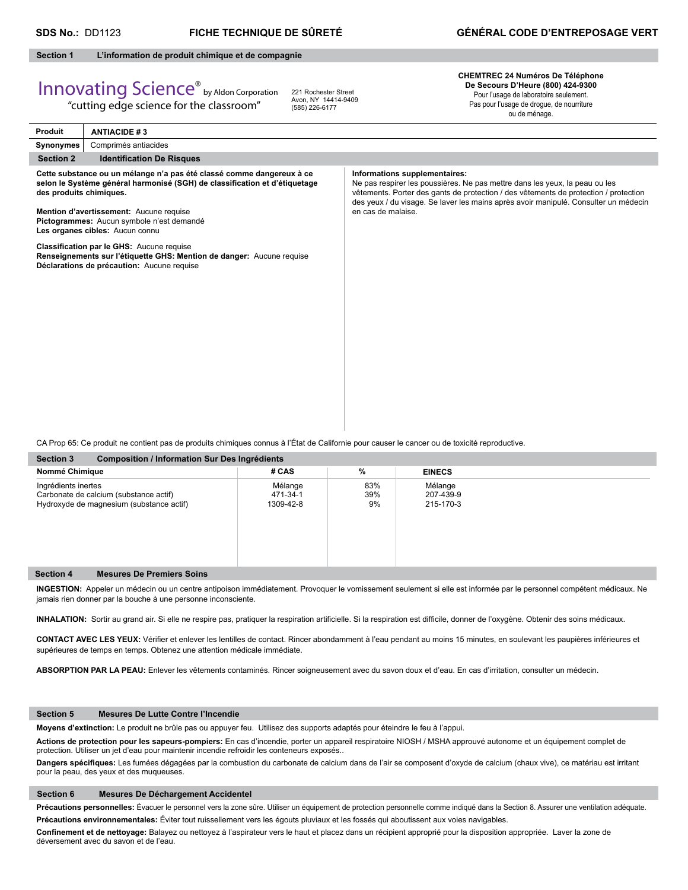**SDS No.:** DD1123 **FICHE TECHNIQUE DE SÛRETÉ** **GÉNÉRAL CODE D'ENTREPOSAGE VERT**

## Section 1 L'information de produit chimique et de compagnie

Innovating Science® by Aldon Corporation
"cutting edge science for the classroom"

221 Rochester Street
Avon, NY 14414-9409
(585) 226-6177

**CHEMTREC 24 Numéros De Téléphone De Secours D'Heure (800) 424-9300**
Pour l'usage de laboratoire seulement.
Pas pour l'usage de drogue, de nourriture ou de ménage.

| **Produit** | **ANTIACIDE # 3** |
|---|---|
| **Synonymes** | Comprimés antiacides |

## Section 2 Identification De Risques

**Cette substance ou un mélange n'a pas été classé comme dangereux à ce selon le Système général harmonisé (SGH) de classification et d'étiquetage des produits chimiques.**

**Mention d'avertissement:** Aucune requise
**Pictogrammes:** Aucun symbole n'est demandé
**Les organes cibles:** Aucun connu

**Classification par le GHS:** Aucune requise
**Renseignements sur l'étiquette GHS: Mention de danger:** Aucune requise
**Déclarations de précaution:** Aucune requise

**Informations supplementaires:**
Ne pas respirer les poussières. Ne pas mettre dans les yeux, la peau ou les vêtements. Porter des gants de protection / des vêtements de protection / protection des yeux / du visage. Se laver les mains après avoir manipulé. Consulter un médecin en cas de malaise.

CA Prop 65: Ce produit ne contient pas de produits chimiques connus à l'État de Californie pour causer le cancer ou de toxicité reproductive.

## Section 3 Composition / Information Sur Des Ingrédients

| Nommé Chimique | # CAS | % | EINECS |
|---|---|---|---|
| Ingrédients inertes | Mélange | 83% | Mélange |
| Carbonate de calcium (substance actif) | 471-34-1 | 39% | 207-439-9 |
| Hydroxyde de magnesium (substance actif) | 1309-42-8 | 9% | 215-170-3 |

## Section 4 Mesures De Premiers Soins

**INGESTION:** Appeler un médecin ou un centre antipoison immédiatement. Provoquer le vomissement seulement si elle est informée par le personnel compétent médicaux. Ne jamais rien donner par la bouche à une personne inconsciente.

**INHALATION:** Sortir au grand air. Si elle ne respire pas, pratiquer la respiration artificielle. Si la respiration est difficile, donner de l'oxygène. Obtenir des soins médicaux.

**CONTACT AVEC LES YEUX:** Vérifier et enlever les lentilles de contact. Rincer abondamment à l'eau pendant au moins 15 minutes, en soulevant les paupières inférieures et supérieures de temps en temps. Obtenez une attention médicale immédiate.

**ABSORPTION PAR LA PEAU:** Enlever les vêtements contaminés. Rincer soigneusement avec du savon doux et d'eau. En cas d'irritation, consulter un médecin.

## Section 5 Mesures De Lutte Contre l'Incendie

**Moyens d'extinction:** Le produit ne brûle pas ou appuyer feu. Utilisez des supports adaptés pour éteindre le feu à l'appui.

**Actions de protection pour les sapeurs-pompiers:** En cas d'incendie, porter un appareil respiratoire NIOSH / MSHA approuvé autonome et un équipement complet de protection. Utiliser un jet d'eau pour maintenir incendie refroidir les conteneurs exposés..

**Dangers spécifiques:** Les fumées dégagées par la combustion du carbonate de calcium dans de l'air se composent d'oxyde de calcium (chaux vive), ce matériau est irritant pour la peau, des yeux et des muqueuses.

## Section 6 Mesures De Déchargement Accidentel

**Précautions personnelles:** Évacuer le personnel vers la zone sûre. Utiliser un équipement de protection personnelle comme indiqué dans la Section 8. Assurer une ventilation adéquate.

**Précautions environnementales:** Éviter tout ruissellement vers les égouts pluviaux et les fossés qui aboutissent aux voies navigables.

**Confinement et de nettoyage:** Balayez ou nettoyez à l'aspirateur vers le haut et placez dans un récipient approprié pour la disposition appropriée. Laver la zone de déversement avec du savon et de l'eau.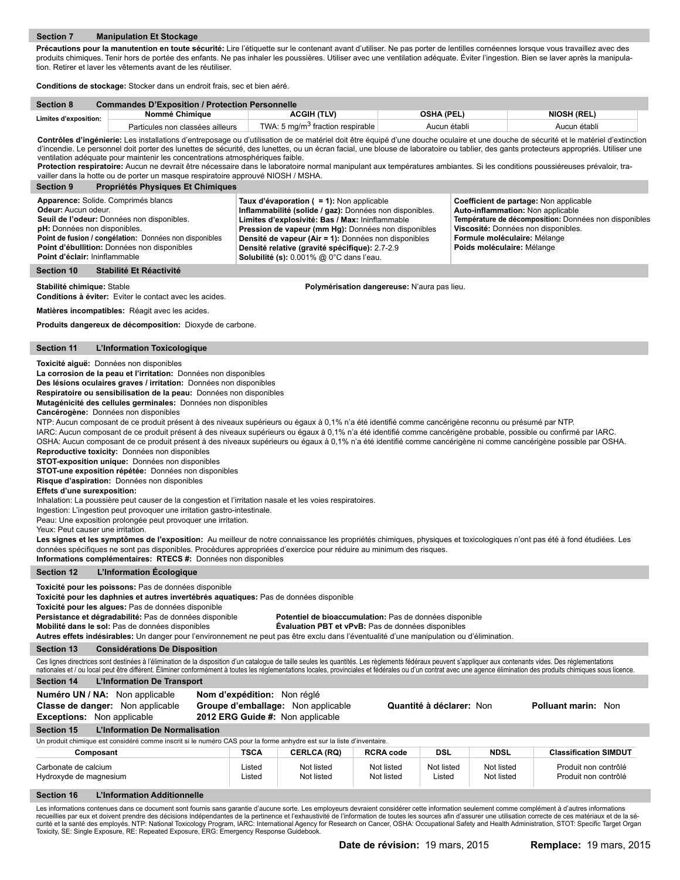## Section 7 Manipulation Et Stockage

**Précautions pour la manutention en toute sécurité:** Lire l'étiquette sur le contenant avant d'utiliser. Ne pas porter de lentilles cornéennes lorsque vous travaillez avec des produits chimiques. Tenir hors de portée des enfants. Ne pas inhaler les poussières. Utiliser avec une ventilation adéquate. Éviter l'ingestion. Bien se laver après la manipulation. Retirer et laver les vêtements avant de les réutiliser.

**Conditions de stockage:** Stocker dans un endroit frais, sec et bien aéré.

## Section 8 Commandes D'Exposition / Protection Personnelle

| Limites d'exposition: | Nommé Chimique | ACGIH (TLV) | OSHA (PEL) | NIOSH (REL) |
|---|---|---|---|---|
| | Particules non classées ailleurs | TWA: 5 mg/m$^3$ fraction respirable | Aucun établi | Aucun établi |

**Contrôles d'ingénierie:** Les installations d'entreposage ou d'utilisation de ce matériel doit être équipé d'une douche oculaire et une douche de sécurité et le matériel d'extinction d'incendie. Le personnel doit porter des lunettes de sécurité, des lunettes, ou un écran facial, une blouse de laboratoire ou tablier, des gants protecteurs appropriés. Utiliser une ventilation adéquate pour maintenir les concentrations atmosphériques faible.

**Protection respiratoire:** Aucun ne devrait être nécessaire dans le laboratoire normal manipulant aux températures ambiantes. Si les conditions poussiéreuses prévaloir, travailler dans la hotte ou de porter un masque respiratoire approuvé NIOSH / MSHA.

## Section 9 Propriétés Physiques Et Chimiques

**Apparence:** Solide. Comprimés blancs
**Odeur:** Aucun odeur.
**Seuil de l'odeur:** Données non disponibles.
**pH:** Données non disponibles.
**Point de fusion / congélation:** Données non disponibles
**Point d'ébullition:** Données non disponibles
**Point d'éclair:** Ininflammable

**Taux d'évaporation ( = 1):** Non applicable
**Inflammabilité (solide / gaz):** Données non disponibles.
**Limites d'explosivité: Bas / Max:** Ininflammable
**Pression de vapeur (mm Hg):** Données non disponibles
**Densité de vapeur (Air = 1):** Données non disponibles
**Densité relative (gravité spécifique):** 2.7-2.9
**Solubilité (s):** 0.001% @ 0°C dans l'eau.

**Coefficient de partage:** Non applicable
**Auto-inflammation:** Non applicable
**Température de décomposition:** Données non disponibles
**Viscosité:** Données non disponibles.
**Formule moléculaire:** Mélange
**Poids moléculaire:** Mélange

## Section 10 Stabilité Et Réactivité

**Stabilité chimique:** Stable
**Polymérisation dangereuse:** N'aura pas lieu.
**Conditions à éviter:** Eviter le contact avec les acides.

**Matières incompatibles:** Réagit avec les acides.

**Produits dangereux de décomposition:** Dioxyde de carbone.

## Section 11 L'Information Toxicologique

**Toxicité aiguë:** Données non disponibles
**La corrosion de la peau et l'irritation:** Données non disponibles
**Des lésions oculaires graves / irritation:** Données non disponibles
**Respiratoire ou sensibilisation de la peau:** Données non disponibles
**Mutagénicité des cellules germinales:** Données non disponibles
**Cancérogène:** Données non disponibles
NTP: Aucun composant de ce produit présent à des niveaux supérieurs ou égaux à 0,1% n'a été identifié comme cancérigène reconnu ou présumé par NTP.
IARC: Aucun composant de ce produit présent à des niveaux supérieurs ou égaux à 0,1% n'a été identifié comme cancérigène probable, possible ou confirmé par IARC.
OSHA: Aucun composant de ce produit présent à des niveaux supérieurs ou égaux à 0,1% n'a été identifié comme cancérigène ni comme cancérigène possible par OSHA.
**Reproductive toxicity:** Données non disponibles
**STOT-exposition unique:** Données non disponibles
**STOT-une exposition répétée:** Données non disponibles
**Risque d'aspiration:** Données non disponibles
**Effets d'une surexposition:**
Inhalation: La poussière peut causer de la congestion et l'irritation nasale et les voies respiratoires.
Ingestion: L'ingestion peut provoquer une irritation gastro-intestinale.
Peau: Une exposition prolongée peut provoquer une irritation.
Yeux: Peut causer une irritation.
**Les signes et les symptômes de l'exposition:** Au meilleur de notre connaissance les propriétés chimiques, physiques et toxicologiques n'ont pas été à fond étudiées. Les données spécifiques ne sont pas disponibles. Procédures appropriées d'exercice pour réduire au minimum des risques.
**Informations complémentaires: RTECS #:** Données non disponibles

## Section 12 L'Information Écologique

**Toxicité pour les poissons:** Pas de données disponible
**Toxicité pour les daphnies et autres invertébrés aquatiques:** Pas de données disponible
**Toxicité pour les algues:** Pas de données disponible
**Persistance et dégradabilité:** Pas de données disponible
**Potentiel de bioaccumulation:** Pas de données disponible
**Mobilité dans le sol:** Pas de données disponibles
**Évaluation PBT et vPvB:** Pas de données disponibles
**Autres effets indésirables:** Un danger pour l'environnement ne peut pas être exclu dans l'éventualité d'une manipulation ou d'élimination.

## Section 13 Considérations De Disposition

Ces lignes directrices sont destinées à l'élimination de la disposition d'un catalogue de taille seules les quantités. Les règlements fédéraux peuvent s'appliquer aux contenants vides. Des réglementations nationales et / ou local peut être différent. Éliminer conformément à toutes les réglementations locales, provinciales et fédérales ou d'un contrat avec une agence élimination des produits chimiques sous licence.

## Section 14 L'Information De Transport

**Numéro UN / NA:** Non applicable
**Nom d'expédition:** Non réglé
**Classe de danger:** Non applicable
**Groupe d'emballage:** Non applicable
**Quantité à déclarer:** Non
**Polluant marin:** Non
**Exceptions:** Non applicable
**2012 ERG Guide #:** Non applicable

## Section 15 L'Information De Normalisation

Un produit chimique est considéré comme inscrit si le numéro CAS pour la forme anhydre est sur la liste d'inventaire.

| Composant | TSCA | CERLCA (RQ) | RCRA code | DSL | NDSL | Classification SIMDUT |
|---|---|---|---|---|---|---|
| Carbonate de calcium | Listed | Not listed | Not listed | Not listed | Not listed | Produit non contrôlé |
| Hydroxyde de magnesium | Listed | Not listed | Not listed | Listed | Not listed | Produit non contrôlé |

## Section 16 L'Information Additionnelle

Les informations contenues dans ce document sont fournis sans garantie d'aucune sorte. Les employeurs devraient considérer cette information seulement comme complément à d'autres informations recueillies par eux et doivent prendre des décisions indépendantes de la pertinence et l'exhaustivité de l'information de toutes les sources afin d'assurer une utilisation correcte de ces matériaux et de la sécurité et la santé des employés. NTP: National Toxicology Program, IARC: International Agency for Research on Cancer, OSHA: Occupational Safety and Health Administration, STOT: Specific Target Organ Toxicity, SE: Single Exposure, RE: Repeated Exposure, ERG: Emergency Response Guidebook.

**Date de révision:** 19 mars, 2015 **Remplace:** 19 mars, 2015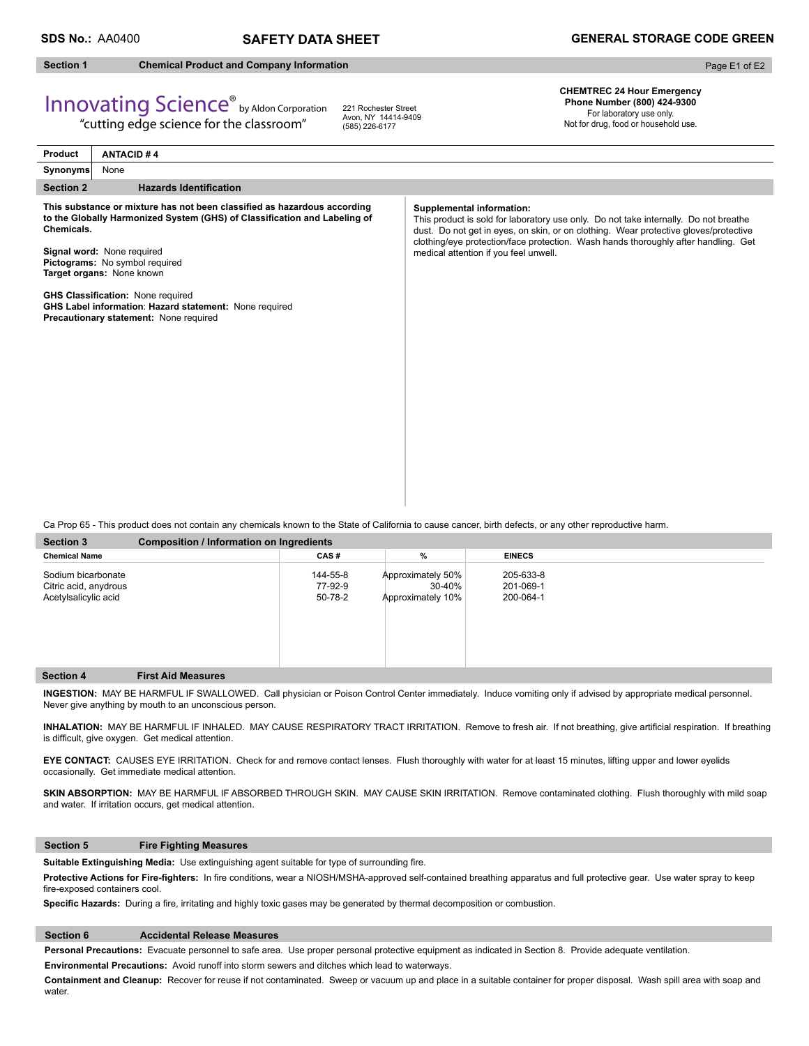**SDS No.:** AA0400

# SAFETY DATA SHEET

**GENERAL STORAGE CODE GREEN**

## Section 1 Chemical Product and Company Information

Innovating Science® by Aldon Corporation
"cutting edge science for the classroom"

221 Rochester Street
Avon, NY 14414-9409
(585) 226-6177

**CHEMTREC 24 Hour Emergency Phone Number (800) 424-9300**
For laboratory use only.
Not for drug, food or household use.

| **Product** | **ANTACID # 4** |
|---|---|
| **Synonyms** | None |

## Section 2 Hazards Identification

**This substance or mixture has not been classified as hazardous according to the Globally Harmonized System (GHS) of Classification and Labeling of Chemicals.**

**Signal word:** None required
**Pictograms:** No symbol required
**Target organs:** None known

**GHS Classification:** None required
**GHS Label information**: **Hazard statement:** None required
**Precautionary statement:** None required

**Supplemental information:**
This product is sold for laboratory use only. Do not take internally. Do not breathe dust. Do not get in eyes, on skin, or on clothing. Wear protective gloves/protective clothing/eye protection/face protection. Wash hands thoroughly after handling. Get medical attention if you feel unwell.

Ca Prop 65 - This product does not contain any chemicals known to the State of California to cause cancer, birth defects, or any other reproductive harm.

## Section 3 Composition / Information on Ingredients

| Chemical Name | CAS # | % | EINECS |
|---|---|---|---|
| Sodium bicarbonate | 144-55-8 | Approximately 50% | 205-633-8 |
| Citric acid, anydrous | 77-92-9 | 30-40% | 201-069-1 |
| Acetylsalicylic acid | 50-78-2 | Approximately 10% | 200-064-1 |

## Section 4 First Aid Measures

**INGESTION:** MAY BE HARMFUL IF SWALLOWED. Call physician or Poison Control Center immediately. Induce vomiting only if advised by appropriate medical personnel. Never give anything by mouth to an unconscious person.

**INHALATION:** MAY BE HARMFUL IF INHALED. MAY CAUSE RESPIRATORY TRACT IRRITATION. Remove to fresh air. If not breathing, give artificial respiration. If breathing is difficult, give oxygen. Get medical attention.

**EYE CONTACT:** CAUSES EYE IRRITATION. Check for and remove contact lenses. Flush thoroughly with water for at least 15 minutes, lifting upper and lower eyelids occasionally. Get immediate medical attention.

**SKIN ABSORPTION:** MAY BE HARMFUL IF ABSORBED THROUGH SKIN. MAY CAUSE SKIN IRRITATION. Remove contaminated clothing. Flush thoroughly with mild soap and water. If irritation occurs, get medical attention.

## Section 5 Fire Fighting Measures

**Suitable Extinguishing Media:** Use extinguishing agent suitable for type of surrounding fire.

**Protective Actions for Fire-fighters:** In fire conditions, wear a NIOSH/MSHA-approved self-contained breathing apparatus and full protective gear. Use water spray to keep fire-exposed containers cool.

**Specific Hazards:** During a fire, irritating and highly toxic gases may be generated by thermal decomposition or combustion.

## Section 6 Accidental Release Measures

**Personal Precautions:** Evacuate personnel to safe area. Use proper personal protective equipment as indicated in Section 8. Provide adequate ventilation.

**Environmental Precautions:** Avoid runoff into storm sewers and ditches which lead to waterways.

**Containment and Cleanup:** Recover for reuse if not contaminated. Sweep or vacuum up and place in a suitable container for proper disposal. Wash spill area with soap and water.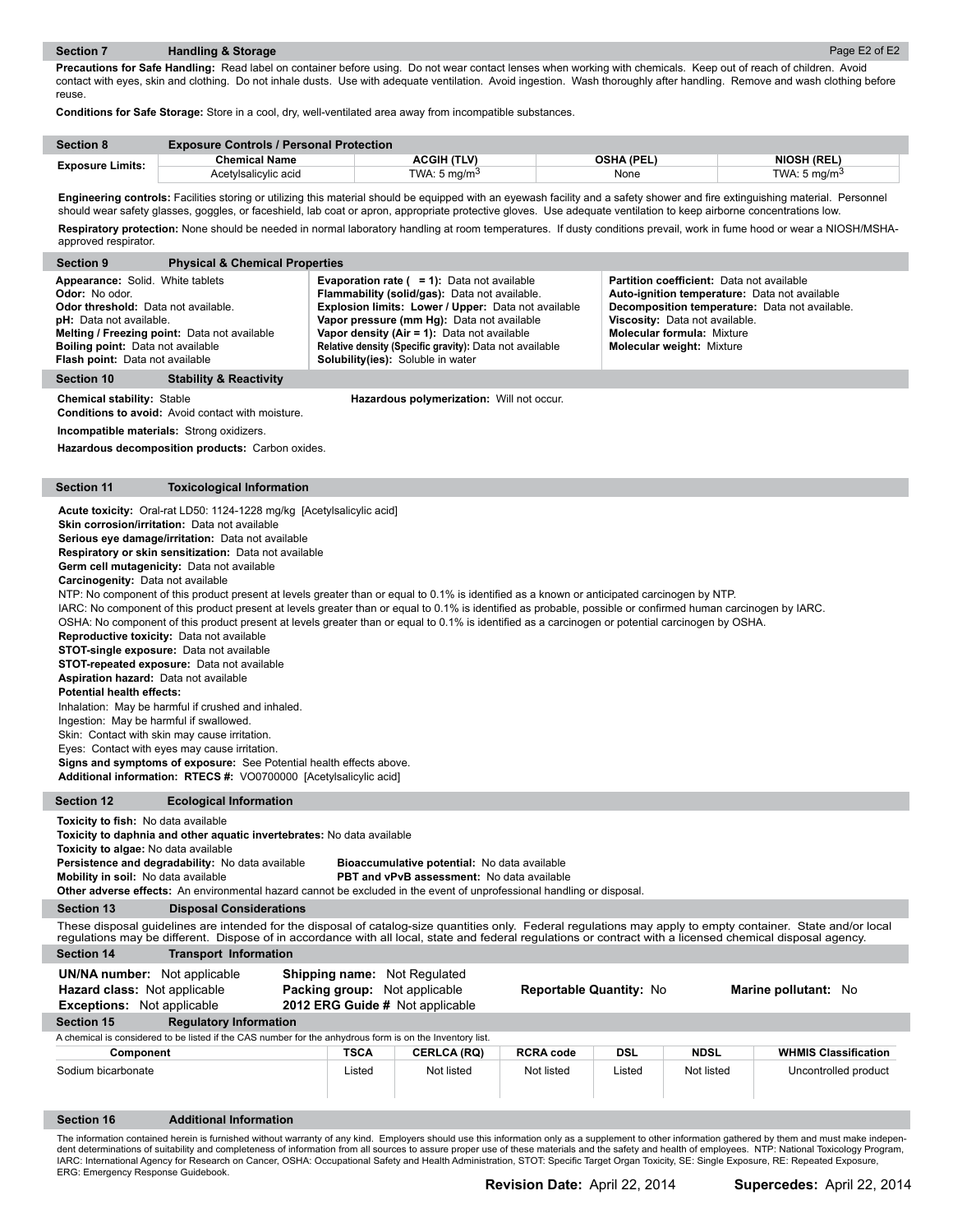## Section 7 Handling & Storage

**Precautions for Safe Handling:** Read label on container before using. Do not wear contact lenses when working with chemicals. Keep out of reach of children. Avoid contact with eyes, skin and clothing. Do not inhale dusts. Use with adequate ventilation. Avoid ingestion. Wash thoroughly after handling. Remove and wash clothing before reuse.

**Conditions for Safe Storage:** Store in a cool, dry, well-ventilated area away from incompatible substances.

## Section 8 Exposure Controls / Personal Protection

| Exposure Limits: | Chemical Name | ACGIH (TLV) | OSHA (PEL) | NIOSH (REL) |
|---|---|---|---|---|
| | Acetylsalicylic acid | TWA: 5 mg/m$^3$ | None | TWA: 5 mg/m$^3$ |

**Engineering controls:** Facilities storing or utilizing this material should be equipped with an eyewash facility and a safety shower and fire extinguishing material. Personnel should wear safety glasses, goggles, or faceshield, lab coat or apron, appropriate protective gloves. Use adequate ventilation to keep airborne concentrations low.

**Respiratory protection:** None should be needed in normal laboratory handling at room temperatures. If dusty conditions prevail, work in fume hood or wear a NIOSH/MSHA-approved respirator.

## Section 9 Physical & Chemical Properties

**Appearance:** Solid. White tablets
**Odor:** No odor.
**Odor threshold:** Data not available.
**pH:** Data not available.
**Melting / Freezing point:** Data not available
**Boiling point:** Data not available
**Flash point:** Data not available

**Evaporation rate ( = 1):** Data not available
**Flammability (solid/gas):** Data not available.
**Explosion limits: Lower / Upper:** Data not available
**Vapor pressure (mm Hg):** Data not available
**Vapor density (Air = 1):** Data not available
**Relative density (Specific gravity):** Data not available
**Solubility(ies):** Soluble in water

**Partition coefficient:** Data not available
**Auto-ignition temperature:** Data not available
**Decomposition temperature:** Data not available.
**Viscosity:** Data not available.
**Molecular formula:** Mixture
**Molecular weight:** Mixture

## Section 10 Stability & Reactivity

**Chemical stability:** Stable
**Hazardous polymerization:** Will not occur.
**Conditions to avoid:** Avoid contact with moisture.

**Incompatible materials:** Strong oxidizers.

**Hazardous decomposition products:** Carbon oxides.

## Section 11 Toxicological Information

**Acute toxicity:** Oral-rat LD50: 1124-1228 mg/kg [Acetylsalicylic acid]
**Skin corrosion/irritation:** Data not available
**Serious eye damage/irritation:** Data not available
**Respiratory or skin sensitization:** Data not available
**Germ cell mutagenicity:** Data not available
**Carcinogenity:** Data not available
NTP: No component of this product present at levels greater than or equal to 0.1% is identified as a known or anticipated carcinogen by NTP.
IARC: No component of this product present at levels greater than or equal to 0.1% is identified as probable, possible or confirmed human carcinogen by IARC.
OSHA: No component of this product present at levels greater than or equal to 0.1% is identified as a carcinogen or potential carcinogen by OSHA.
**Reproductive toxicity:** Data not available
**STOT-single exposure:** Data not available
**STOT-repeated exposure:** Data not available
**Aspiration hazard:** Data not available
**Potential health effects:**
Inhalation: May be harmful if crushed and inhaled.
Ingestion: May be harmful if swallowed.
Skin: Contact with skin may cause irritation.
Eyes: Contact with eyes may cause irritation.
**Signs and symptoms of exposure:** See Potential health effects above.
**Additional information: RTECS #:** VO0700000 [Acetylsalicylic acid]

## Section 12 Ecological Information

**Toxicity to fish:** No data available
**Toxicity to daphnia and other aquatic invertebrates:** No data available
**Toxicity to algae:** No data available
**Persistence and degradability:** No data available
**Bioaccumulative potential:** No data available
**Mobility in soil:** No data available
**PBT and vPvB assessment:** No data available
**Other adverse effects:** An environmental hazard cannot be excluded in the event of unprofessional handling or disposal.

## Section 13 Disposal Considerations

These disposal guidelines are intended for the disposal of catalog-size quantities only. Federal regulations may apply to empty container. State and/or local regulations may be different. Dispose of in accordance with all local, state and federal regulations or contract with a licensed chemical disposal agency.

## Section 14 Transport Information

**UN/NA number:** Not applicable
**Hazard class:** Not applicable
**Exceptions:** Not applicable
**Shipping name:** Not Regulated
**Packing group:** Not applicable
**2012 ERG Guide #** Not applicable
**Reportable Quantity:** No
**Marine pollutant:** No

## Section 15 Regulatory Information

A chemical is considered to be listed if the CAS number for the anhydrous form is on the Inventory list.

| Component | TSCA | CERLCA (RQ) | RCRA code | DSL | NDSL | WHMIS Classification |
|---|---|---|---|---|---|---|
| Sodium bicarbonate | Listed | Not listed | Not listed | Listed | Not listed | Uncontrolled product |

## Section 16 Additional Information

The information contained herein is furnished without warranty of any kind. Employers should use this information only as a supplement to other information gathered by them and must make independent determinations of suitability and completeness of information from all sources to assure proper use of these materials and the safety and health of employees. NTP: National Toxicology Program, IARC: International Agency for Research on Cancer, OSHA: Occupational Safety and Health Administration, STOT: Specific Target Organ Toxicity, SE: Single Exposure, RE: Repeated Exposure, ERG: Emergency Response Guidebook.

**Revision Date:** April 22, 2014 **Supercedes:** April 22, 2014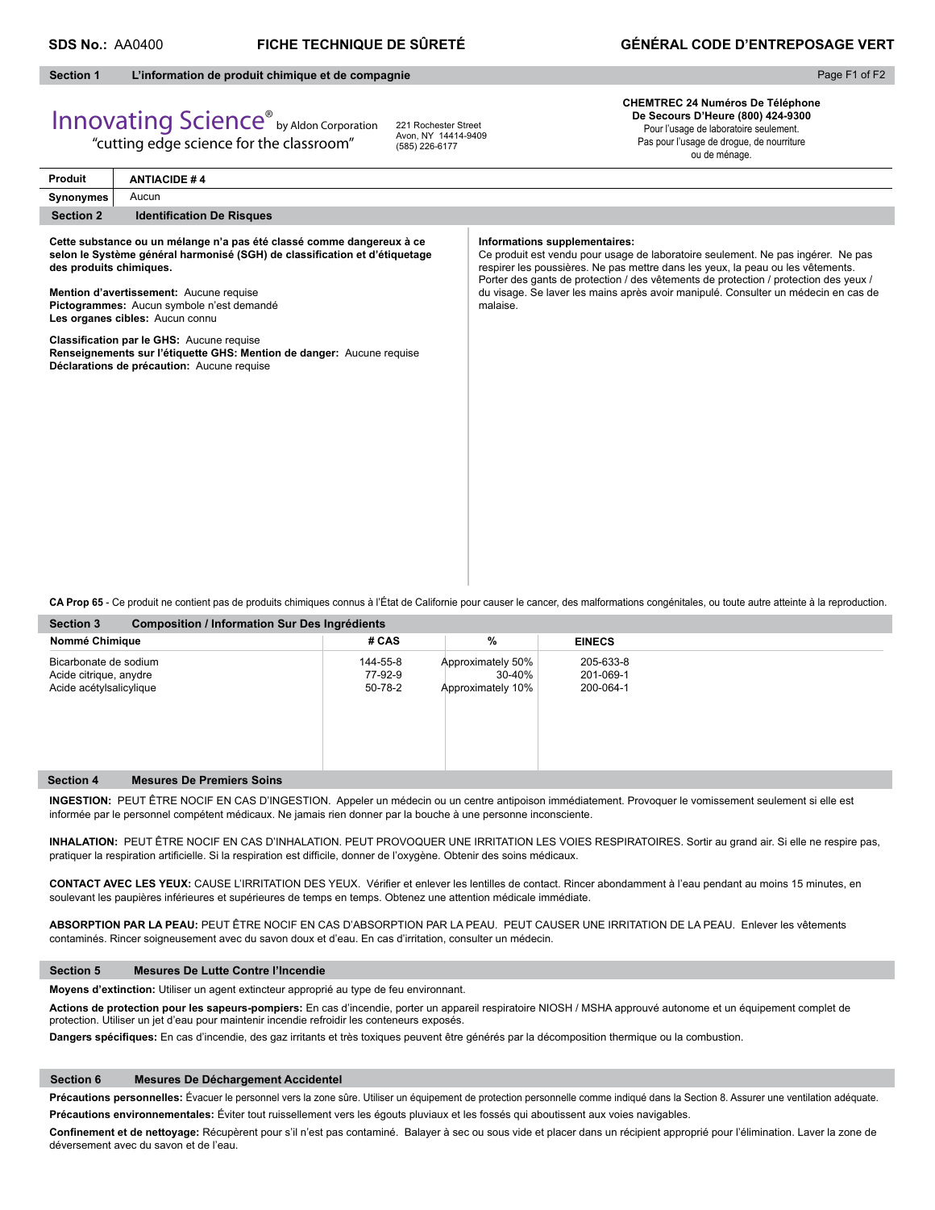**SDS No.:** AA0400 **FICHE TECHNIQUE DE SÛRETÉ** **GÉNÉRAL CODE D'ENTREPOSAGE VERT**

## Section 1 L'information de produit chimique et de compagnie

Innovating Science® by Aldon Corporation
"cutting edge science for the classroom"

221 Rochester Street
Avon, NY 14414-9409
(585) 226-6177

**CHEMTREC 24 Numéros De Téléphone De Secours D'Heure (800) 424-9300**
Pour l'usage de laboratoire seulement.
Pas pour l'usage de drogue, de nourriture ou de ménage.

| | |
|---|---|
| **Produit** | **ANTIACIDE # 4** |
| **Synonymes** | Aucun |

## Section 2 Identification De Risques

**Cette substance ou un mélange n'a pas été classé comme dangereux à ce selon le Système général harmonisé (SGH) de classification et d'étiquetage des produits chimiques.**

**Mention d'avertissement:** Aucune requise
**Pictogrammes:** Aucun symbole n'est demandé
**Les organes cibles:** Aucun connu

**Classification par le GHS:** Aucune requise
**Renseignements sur l'étiquette GHS: Mention de danger:** Aucune requise
**Déclarations de précaution:** Aucune requise

**Informations supplementaires:**
Ce produit est vendu pour usage de laboratoire seulement. Ne pas ingérer. Ne pas respirer les poussières. Ne pas mettre dans les yeux, la peau ou les vêtements. Porter des gants de protection / des vêtements de protection / protection des yeux / du visage. Se laver les mains après avoir manipulé. Consulter un médecin en cas de malaise.

**CA Prop 65** - Ce produit ne contient pas de produits chimiques connus à l'État de Californie pour causer le cancer, des malformations congénitales, ou toute autre atteinte à la reproduction.

## Section 3 Composition / Information Sur Des Ingrédients

| Nommé Chimique | # CAS | % | EINECS |
|---|---|---|---|
| Bicarbonate de sodium | 144-55-8 | Approximately 50% | 205-633-8 |
| Acide citrique, anydre | 77-92-9 | 30-40% | 201-069-1 |
| Acide acétylsalicylique | 50-78-2 | Approximately 10% | 200-064-1 |

## Section 4 Mesures De Premiers Soins

**INGESTION:** PEUT ÊTRE NOCIF EN CAS D'INGESTION. Appeler un médecin ou un centre antipoison immédiatement. Provoquer le vomissement seulement si elle est informée par le personnel compétent médicaux. Ne jamais rien donner par la bouche à une personne inconsciente.

**INHALATION:** PEUT ÊTRE NOCIF EN CAS D'INHALATION. PEUT PROVOQUER UNE IRRITATION LES VOIES RESPIRATOIRES. Sortir au grand air. Si elle ne respire pas, pratiquer la respiration artificielle. Si la respiration est difficile, donner de l'oxygène. Obtenir des soins médicaux.

**CONTACT AVEC LES YEUX:** CAUSE L'IRRITATION DES YEUX. Vérifier et enlever les lentilles de contact. Rincer abondamment à l'eau pendant au moins 15 minutes, en soulevant les paupières inférieures et supérieures de temps en temps. Obtenez une attention médicale immédiate.

**ABSORPTION PAR LA PEAU:** PEUT ÊTRE NOCIF EN CAS D'ABSORPTION PAR LA PEAU. PEUT CAUSER UNE IRRITATION DE LA PEAU. Enlever les vêtements contaminés. Rincer soigneusement avec du savon doux et d'eau. En cas d'irritation, consulter un médecin.

## Section 5 Mesures De Lutte Contre l'Incendie

**Moyens d'extinction:** Utiliser un agent extincteur approprié au type de feu environnant.

**Actions de protection pour les sapeurs-pompiers:** En cas d'incendie, porter un appareil respiratoire NIOSH / MSHA approuvé autonome et un équipement complet de protection. Utiliser un jet d'eau pour maintenir incendie refroidir les conteneurs exposés.

**Dangers spécifiques:** En cas d'incendie, des gaz irritants et très toxiques peuvent être générés par la décomposition thermique ou la combustion.

## Section 6 Mesures De Déchargement Accidentel

**Précautions personnelles:** Évacuer le personnel vers la zone sûre. Utiliser un équipement de protection personnelle comme indiqué dans la Section 8. Assurer une ventilation adéquate.

**Précautions environnementales:** Éviter tout ruissellement vers les égouts pluviaux et les fossés qui aboutissent aux voies navigables.

**Confinement et de nettoyage:** Récupèrent pour s'il n'est pas contaminé. Balayer à sec ou sous vide et placer dans un récipient approprié pour l'élimination. Laver la zone de déversement avec du savon et de l'eau.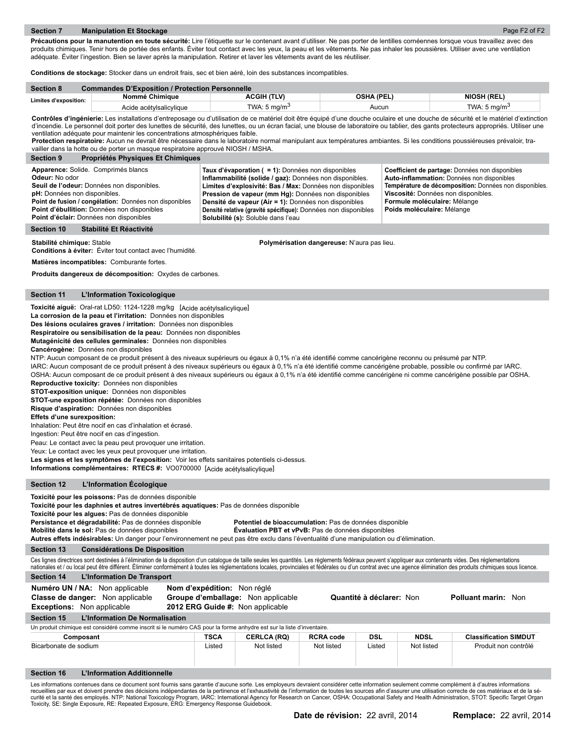## Section 7 Manipulation Et Stockage

**Précautions pour la manutention en toute sécurité:** Lire l'étiquette sur le contenant avant d'utiliser. Ne pas porter de lentilles cornéennes lorsque vous travaillez avec des produits chimiques. Tenir hors de portée des enfants. Éviter tout contact avec les yeux, la peau et les vêtements. Ne pas inhaler les poussières. Utiliser avec une ventilation adéquate. Éviter l'ingestion. Bien se laver après la manipulation. Retirer et laver les vêtements avant de les réutiliser.

**Conditions de stockage:** Stocker dans un endroit frais, sec et bien aéré, loin des substances incompatibles.

## Section 8 Commandes D'Exposition / Protection Personnelle

| Limites d'exposition: | Nommé Chimique | ACGIH (TLV) | OSHA (PEL) | NIOSH (REL) |
|---|---|---|---|---|
| | Acide acétylsalicylique | TWA: 5 mg/m$^3$ | Aucun | TWA: 5 mg/m$^3$ |

**Contrôles d'ingénierie:** Les installations d'entreposage ou d'utilisation de ce matériel doit être équipé d'une douche oculaire et une douche de sécurité et le matériel d'extinction d'incendie. Le personnel doit porter des lunettes de sécurité, des lunettes, ou un écran facial, une blouse de laboratoire ou tablier, des gants protecteurs appropriés. Utiliser une ventilation adéquate pour maintenir les concentrations atmosphériques faible.

**Protection respiratoire:** Aucun ne devrait être nécessaire dans le laboratoire normal manipulant aux températures ambiantes. Si les conditions poussiéreuses prévaloir, travailler dans la hotte ou de porter un masque respiratoire approuvé NIOSH / MSHA.

## Section 9 Propriétés Physiques Et Chimiques

**Apparence:** Solide. Comprimés blancs
**Odeur:** No odor
**Seuil de l'odeur:** Données non disponibles.
**pH:** Données non disponibles.
**Point de fusion / congélation:** Données non disponibles
**Point d'ébullition:** Données non disponibles
**Point d'éclair:** Données non disponibles

**Taux d'évaporation ( = 1):** Données non disponibles
**Inflammabilité (solide / gaz):** Données non disponibles.
**Limites d'explosivité: Bas / Max:** Données non disponibles
**Pression de vapeur (mm Hg):** Données non disponibles
**Densité de vapeur (Air = 1):** Données non disponibles
**Densité relative (gravité spécifique):** Données non disponibles
**Solubilité (s):** Soluble dans l'eau

**Coefficient de partage:** Données non disponibles
**Auto-inflammation:** Données non disponibles
**Température de décomposition:** Données non disponibles.
**Viscosité:** Données non disponibles.
**Formule moléculaire:** Mélange
**Poids moléculaire:** Mélange

## Section 10 Stabilité Et Réactivité

**Stabilité chimique:** Stable
**Conditions à éviter:** Éviter tout contact avec l'humidité.

**Polymérisation dangereuse:** N'aura pas lieu.

**Matières incompatibles:** Comburante fortes.

**Produits dangereux de décomposition:** Oxydes de carbones.

## Section 11 L'Information Toxicologique

**Toxicité aiguë:** Oral-rat LD50: 1124-1228 mg/kg [Acide acétylsalicylique]
**La corrosion de la peau et l'irritation:** Données non disponibles
**Des lésions oculaires graves / irritation:** Données non disponibles
**Respiratoire ou sensibilisation de la peau:** Données non disponibles
**Mutagénicité des cellules germinales:** Données non disponibles
**Cancérogène:** Données non disponibles
NTP: Aucun composant de ce produit présent à des niveaux supérieurs ou égaux à 0,1% n'a été identifié comme cancérigène reconnu ou présumé par NTP.
IARC: Aucun composant de ce produit présent à des niveaux supérieurs ou égaux à 0,1% n'a été identifié comme cancérigène probable, possible ou confirmé par IARC.
OSHA: Aucun composant de ce produit présent à des niveaux supérieurs ou égaux à 0,1% n'a été identifié comme cancérigène ni comme cancérigène possible par OSHA.
**Reproductive toxicity:** Données non disponibles
**STOT-exposition unique:** Données non disponibles
**STOT-une exposition répétée:** Données non disponibles
**Risque d'aspiration:** Données non disponibles
**Effets d'une surexposition:**
Inhalation: Peut être nocif en cas d'inhalation et écrasé.
Ingestion: Peut être nocif en cas d'ingestion.
Peau: Le contact avec la peau peut provoquer une irritation.
Yeux: Le contact avec les yeux peut provoquer une irritation.
**Les signes et les symptômes de l'exposition:** Voir les effets sanitaires potentiels ci-dessus.
**Informations complémentaires: RTECS #:** VO0700000 [Acide acétylsalicylique]

## Section 12 L'Information Écologique

**Toxicité pour les poissons:** Pas de données disponible
**Toxicité pour les daphnies et autres invertébrés aquatiques:** Pas de données disponible
**Toxicité pour les algues:** Pas de données disponible
**Persistance et dégradabilité:** Pas de données disponible
**Potentiel de bioaccumulation:** Pas de données disponible
**Mobilité dans le sol:** Pas de données disponibles
**Évaluation PBT et vPvB:** Pas de données disponibles
**Autres effets indésirables:** Un danger pour l'environnement ne peut pas être exclu dans l'éventualité d'une manipulation ou d'élimination.

## Section 13 Considérations De Disposition

Ces lignes directrices sont destinées à l'élimination de la disposition d'un catalogue de taille seules les quantités. Les règlements fédéraux peuvent s'appliquer aux contenants vides. Des réglementations nationales et / ou local peut être différent. Éliminer conformément à toutes les réglementations locales, provinciales et fédérales ou d'un contrat avec une agence élimination des produits chimiques sous licence.

## Section 14 L'Information De Transport

**Numéro UN / NA:** Non applicable
**Classe de danger:** Non applicable
**Exceptions:** Non applicable
**Nom d'expédition:** Non réglé
**Groupe d'emballage:** Non applicable
**2012 ERG Guide #:** Non applicable
**Quantité à déclarer:** Non
**Polluant marin:** Non

## Section 15 L'Information De Normalisation

Un produit chimique est considéré comme inscrit si le numéro CAS pour la forme anhydre est sur la liste d'inventaire.

| Composant | TSCA | CERLCA (RQ) | RCRA code | DSL | NDSL | Classification SIMDUT |
|---|---|---|---|---|---|---|
| Bicarbonate de sodium | Listed | Not listed | Not listed | Listed | Not listed | Produit non contrôlé |

## Section 16 L'Information Additionnelle

Les informations contenues dans ce document sont fournis sans garantie d'aucune sorte. Les employeurs devraient considérer cette information seulement comme complément à d'autres informations recueillies par eux et doivent prendre des décisions indépendantes de la pertinence et l'exhaustivité de l'information de toutes les sources afin d'assurer une utilisation correcte de ces matériaux et de la sécurité et la santé des employés. NTP: National Toxicology Program, IARC: International Agency for Research on Cancer, OSHA: Occupational Safety and Health Administration, STOT: Specific Target Organ Toxicity, SE: Single Exposure, RE: Repeated Exposure, ERG: Emergency Response Guidebook.

**Date de révision:** 22 avril, 2014 **Remplace:** 22 avril, 2014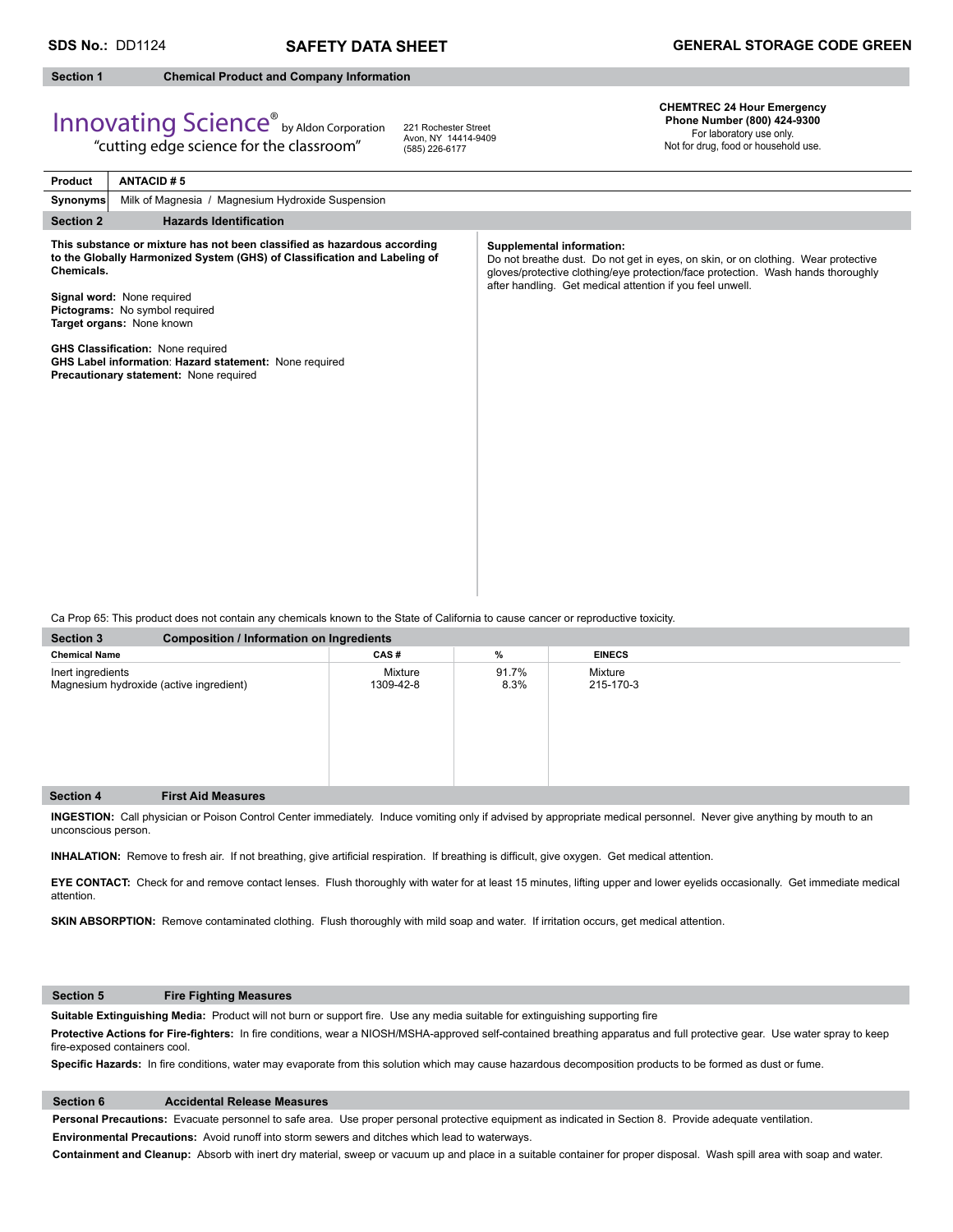**SDS No.:** DD1124 **SAFETY DATA SHEET** **GENERAL STORAGE CODE GREEN**

## Section 1 Chemical Product and Company Information

Innovating Science® by Aldon Corporation
"cutting edge science for the classroom"

221 Rochester Street
Avon, NY 14414-9409
(585) 226-6177

**CHEMTREC 24 Hour Emergency Phone Number (800) 424-9300**
For laboratory use only.
Not for drug, food or household use.

| **Product** | **ANTACID # 5** |
|---|---|
| **Synonyms** | Milk of Magnesia / Magnesium Hydroxide Suspension |

## Section 2 Hazards Identification

**This substance or mixture has not been classified as hazardous according to the Globally Harmonized System (GHS) of Classification and Labeling of Chemicals.**

**Signal word:** None required
**Pictograms:** No symbol required
**Target organs:** None known

**GHS Classification:** None required
**GHS Label information**: **Hazard statement:** None required
**Precautionary statement:** None required

**Supplemental information:**
Do not breathe dust. Do not get in eyes, on skin, or on clothing. Wear protective gloves/protective clothing/eye protection/face protection. Wash hands thoroughly after handling. Get medical attention if you feel unwell.

Ca Prop 65: This product does not contain any chemicals known to the State of California to cause cancer or reproductive toxicity.

## Section 3 Composition / Information on Ingredients

| Chemical Name | CAS # | % | EINECS |
|---|---|---|---|
| Inert ingredients | Mixture | 91.7% | Mixture |
| Magnesium hydroxide (active ingredient) | 1309-42-8 | 8.3% | 215-170-3 |

## Section 4 First Aid Measures

**INGESTION:** Call physician or Poison Control Center immediately. Induce vomiting only if advised by appropriate medical personnel. Never give anything by mouth to an unconscious person.

**INHALATION:** Remove to fresh air. If not breathing, give artificial respiration. If breathing is difficult, give oxygen. Get medical attention.

**EYE CONTACT:** Check for and remove contact lenses. Flush thoroughly with water for at least 15 minutes, lifting upper and lower eyelids occasionally. Get immediate medical attention.

**SKIN ABSORPTION:** Remove contaminated clothing. Flush thoroughly with mild soap and water. If irritation occurs, get medical attention.

## Section 5 Fire Fighting Measures

**Suitable Extinguishing Media:** Product will not burn or support fire. Use any media suitable for extinguishing supporting fire

**Protective Actions for Fire-fighters:** In fire conditions, wear a NIOSH/MSHA-approved self-contained breathing apparatus and full protective gear. Use water spray to keep fire-exposed containers cool.

**Specific Hazards:** In fire conditions, water may evaporate from this solution which may cause hazardous decomposition products to be formed as dust or fume.

## Section 6 Accidental Release Measures

**Personal Precautions:** Evacuate personnel to safe area. Use proper personal protective equipment as indicated in Section 8. Provide adequate ventilation.

**Environmental Precautions:** Avoid runoff into storm sewers and ditches which lead to waterways.

**Containment and Cleanup:** Absorb with inert dry material, sweep or vacuum up and place in a suitable container for proper disposal. Wash spill area with soap and water.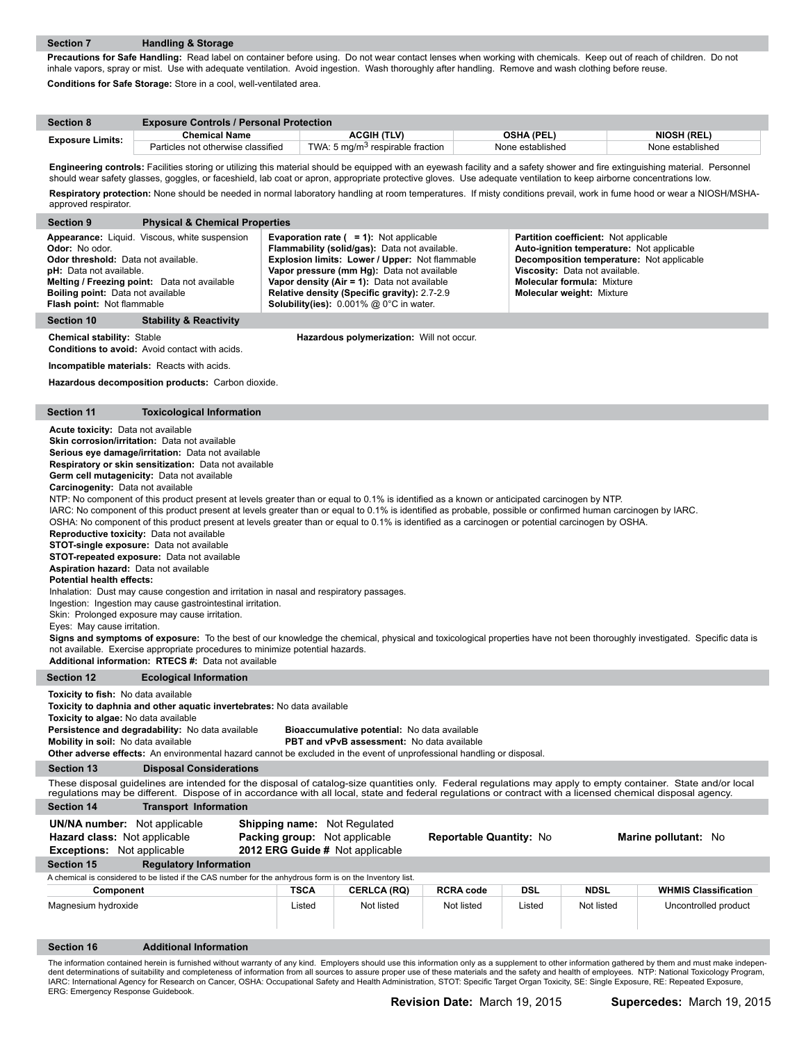## Section 7 Handling & Storage

**Precautions for Safe Handling:** Read label on container before using. Do not wear contact lenses when working with chemicals. Keep out of reach of children. Do not inhale vapors, spray or mist. Use with adequate ventilation. Avoid ingestion. Wash thoroughly after handling. Remove and wash clothing before reuse.

**Conditions for Safe Storage:** Store in a cool, well-ventilated area.

## Section 8 Exposure Controls / Personal Protection

| Exposure Limits: | Chemical Name | ACGIH (TLV) | OSHA (PEL) | NIOSH (REL) |
|---|---|---|---|---|
| | Particles not otherwise classified | TWA: 5 $mg/m^3$ respirable fraction | None established | None established |

**Engineering controls:** Facilities storing or utilizing this material should be equipped with an eyewash facility and a safety shower and fire extinguishing material. Personnel should wear safety glasses, goggles, or faceshield, lab coat or apron, appropriate protective gloves. Use adequate ventilation to keep airborne concentrations low.

**Respiratory protection:** None should be needed in normal laboratory handling at room temperatures. If misty conditions prevail, work in fume hood or wear a NIOSH/MSHA-approved respirator.

## Section 9 Physical & Chemical Properties

**Appearance:** Liquid. Viscous, white suspension
**Odor:** No odor.
**Odor threshold:** Data not available.
**pH:** Data not available.
**Melting / Freezing point:** Data not available
**Boiling point:** Data not available
**Flash point:** Not flammable

**Evaporation rate ( = 1):** Not applicable
**Flammability (solid/gas):** Data not available.
**Explosion limits: Lower / Upper:** Not flammable
**Vapor pressure (mm Hg):** Data not available
**Vapor density (Air = 1):** Data not available
**Relative density (Specific gravity):** 2.7-2.9
**Solubility(ies):** 0.001% @ 0°C in water.

**Partition coefficient:** Not applicable
**Auto-ignition temperature:** Not applicable
**Decomposition temperature:** Not applicable
**Viscosity:** Data not available.
**Molecular formula:** Mixture
**Molecular weight:** Mixture

## Section 10 Stability & Reactivity

**Chemical stability:** Stable

**Hazardous polymerization:** Will not occur.

**Conditions to avoid:** Avoid contact with acids.

**Incompatible materials:** Reacts with acids.

**Hazardous decomposition products:** Carbon dioxide.

## Section 11 Toxicological Information

**Acute toxicity:** Data not available
**Skin corrosion/irritation:** Data not available
**Serious eye damage/irritation:** Data not available
**Respiratory or skin sensitization:** Data not available
**Germ cell mutagenicity:** Data not available
**Carcinogenity:** Data not available
NTP: No component of this product present at levels greater than or equal to 0.1% is identified as a known or anticipated carcinogen by NTP.
IARC: No component of this product present at levels greater than or equal to 0.1% is identified as probable, possible or confirmed human carcinogen by IARC.
OSHA: No component of this product present at levels greater than or equal to 0.1% is identified as a carcinogen or potential carcinogen by OSHA.
**Reproductive toxicity:** Data not available
**STOT-single exposure:** Data not available
**STOT-repeated exposure:** Data not available
**Aspiration hazard:** Data not available
**Potential health effects:**
Inhalation: Dust may cause congestion and irritation in nasal and respiratory passages.
Ingestion: Ingestion may cause gastrointestinal irritation.
Skin: Prolonged exposure may cause irritation.
Eyes: May cause irritation.
**Signs and symptoms of exposure:** To the best of our knowledge the chemical, physical and toxicological properties have not been thoroughly investigated. Specific data is not available. Exercise appropriate procedures to minimize potential hazards.
**Additional information: RTECS #:** Data not available

## Section 12 Ecological Information

**Toxicity to fish:** No data available
**Toxicity to daphnia and other aquatic invertebrates:** No data available
**Toxicity to algae:** No data available
**Persistence and degradability:** No data available
**Bioaccumulative potential:** No data available
**Mobility in soil:** No data available
**PBT and vPvB assessment:** No data available
**Other adverse effects:** An environmental hazard cannot be excluded in the event of unprofessional handling or disposal.

## Section 13 Disposal Considerations

These disposal guidelines are intended for the disposal of catalog-size quantities only. Federal regulations may apply to empty container. State and/or local regulations may be different. Dispose of in accordance with all local, state and federal regulations or contract with a licensed chemical disposal agency.

## Section 14 Transport Information

**UN/NA number:** Not applicable
**Hazard class:** Not applicable
**Exceptions:** Not applicable
**Shipping name:** Not Regulated
**Packing group:** Not applicable
**2012 ERG Guide #** Not applicable
**Reportable Quantity:** No
**Marine pollutant:** No

## Section 15 Regulatory Information

A chemical is considered to be listed if the CAS number for the anhydrous form is on the Inventory list.

| Component | TSCA | CERLCA (RQ) | RCRA code | DSL | NDSL | WHMIS Classification |
|---|---|---|---|---|---|---|
| Magnesium hydroxide | Listed | Not listed | Not listed | Listed | Not listed | Uncontrolled product |

## Section 16 Additional Information

The information contained herein is furnished without warranty of any kind. Employers should use this information only as a supplement to other information gathered by them and must make independent determinations of suitability and completeness of information from all sources to assure proper use of these materials and the safety and health of employees. NTP: National Toxicology Program, IARC: International Agency for Research on Cancer, OSHA: Occupational Safety and Health Administration, STOT: Specific Target Organ Toxicity, SE: Single Exposure, RE: Repeated Exposure, ERG: Emergency Response Guidebook.

**Revision Date:** March 19, 2015 **Supercedes:** March 19, 2015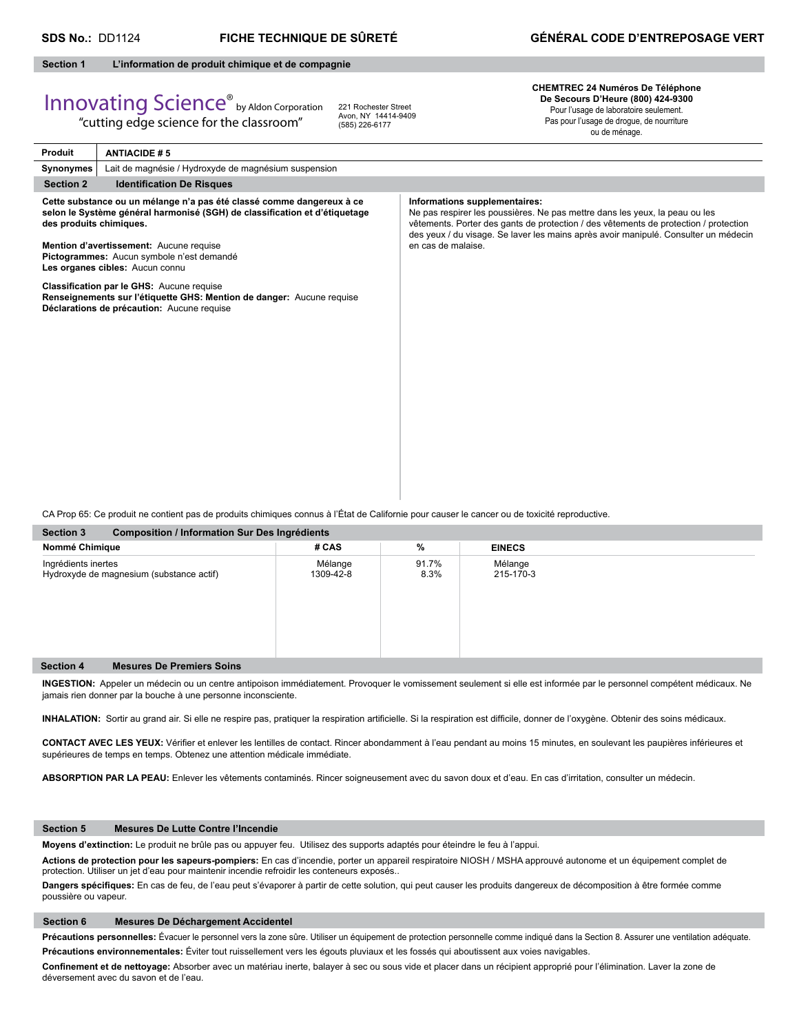**SDS No.:** DD1124 **FICHE TECHNIQUE DE SÛRETÉ** **GÉNÉRAL CODE D'ENTREPOSAGE VERT**

## Section 1 L'information de produit chimique et de compagnie

Innovating Science® by Aldon Corporation
"cutting edge science for the classroom"

221 Rochester Street
Avon, NY 14414-9409
(585) 226-6177

**CHEMTREC 24 Numéros De Téléphone De Secours D'Heure (800) 424-9300**
Pour l'usage de laboratoire seulement.
Pas pour l'usage de drogue, de nourriture ou de ménage.

| **Produit** | **ANTIACIDE # 5** |
|---|---|
| **Synonymes** | Lait de magnésie / Hydroxyde de magnésium suspension |

## Section 2 Identification De Risques

**Cette substance ou un mélange n'a pas été classé comme dangereux à ce selon le Système général harmonisé (SGH) de classification et d'étiquetage des produits chimiques.**

**Mention d'avertissement:** Aucune requise
**Pictogrammes:** Aucun symbole n'est demandé
**Les organes cibles:** Aucun connu

**Classification par le GHS:** Aucune requise
**Renseignements sur l'étiquette GHS: Mention de danger:** Aucune requise
**Déclarations de précaution:** Aucune requise

**Informations supplementaires:**
Ne pas respirer les poussières. Ne pas mettre dans les yeux, la peau ou les vêtements. Porter des gants de protection / des vêtements de protection / protection des yeux / du visage. Se laver les mains après avoir manipulé. Consulter un médecin en cas de malaise.

CA Prop 65: Ce produit ne contient pas de produits chimiques connus à l'État de Californie pour causer le cancer ou de toxicité reproductive.

## Section 3 Composition / Information Sur Des Ingrédients

| Nommé Chimique | # CAS | % | EINECS |
|---|---|---|---|
| Ingrédients inertes | Mélange | 91.7% | Mélange |
| Hydroxyde de magnesium (substance actif) | 1309-42-8 | 8.3% | 215-170-3 |

## Section 4 Mesures De Premiers Soins

**INGESTION:** Appeler un médecin ou un centre antipoison immédiatement. Provoquer le vomissement seulement si elle est informée par le personnel compétent médicaux. Ne jamais rien donner par la bouche à une personne inconsciente.

**INHALATION:** Sortir au grand air. Si elle ne respire pas, pratiquer la respiration artificielle. Si la respiration est difficile, donner de l'oxygène. Obtenir des soins médicaux.

**CONTACT AVEC LES YEUX:** Vérifier et enlever les lentilles de contact. Rincer abondamment à l'eau pendant au moins 15 minutes, en soulevant les paupières inférieures et supérieures de temps en temps. Obtenez une attention médicale immédiate.

**ABSORPTION PAR LA PEAU:** Enlever les vêtements contaminés. Rincer soigneusement avec du savon doux et d'eau. En cas d'irritation, consulter un médecin.

## Section 5 Mesures De Lutte Contre l'Incendie

**Moyens d'extinction:** Le produit ne brûle pas ou appuyer feu. Utilisez des supports adaptés pour éteindre le feu à l'appui.

**Actions de protection pour les sapeurs-pompiers:** En cas d'incendie, porter un appareil respiratoire NIOSH / MSHA approuvé autonome et un équipement complet de protection. Utiliser un jet d'eau pour maintenir incendie refroidir les conteneurs exposés..

**Dangers spécifiques:** En cas de feu, de l'eau peut s'évaporer à partir de cette solution, qui peut causer les produits dangereux de décomposition à être formée comme poussière ou vapeur.

## Section 6 Mesures De Déchargement Accidentel

**Précautions personnelles:** Évacuer le personnel vers la zone sûre. Utiliser un équipement de protection personnelle comme indiqué dans la Section 8. Assurer une ventilation adéquate.

**Précautions environnementales:** Éviter tout ruissellement vers les égouts pluviaux et les fossés qui aboutissent aux voies navigables.

**Confinement et de nettoyage:** Absorber avec un matériau inerte, balayer à sec ou sous vide et placer dans un récipient approprié pour l'élimination. Laver la zone de déversement avec du savon et de l'eau.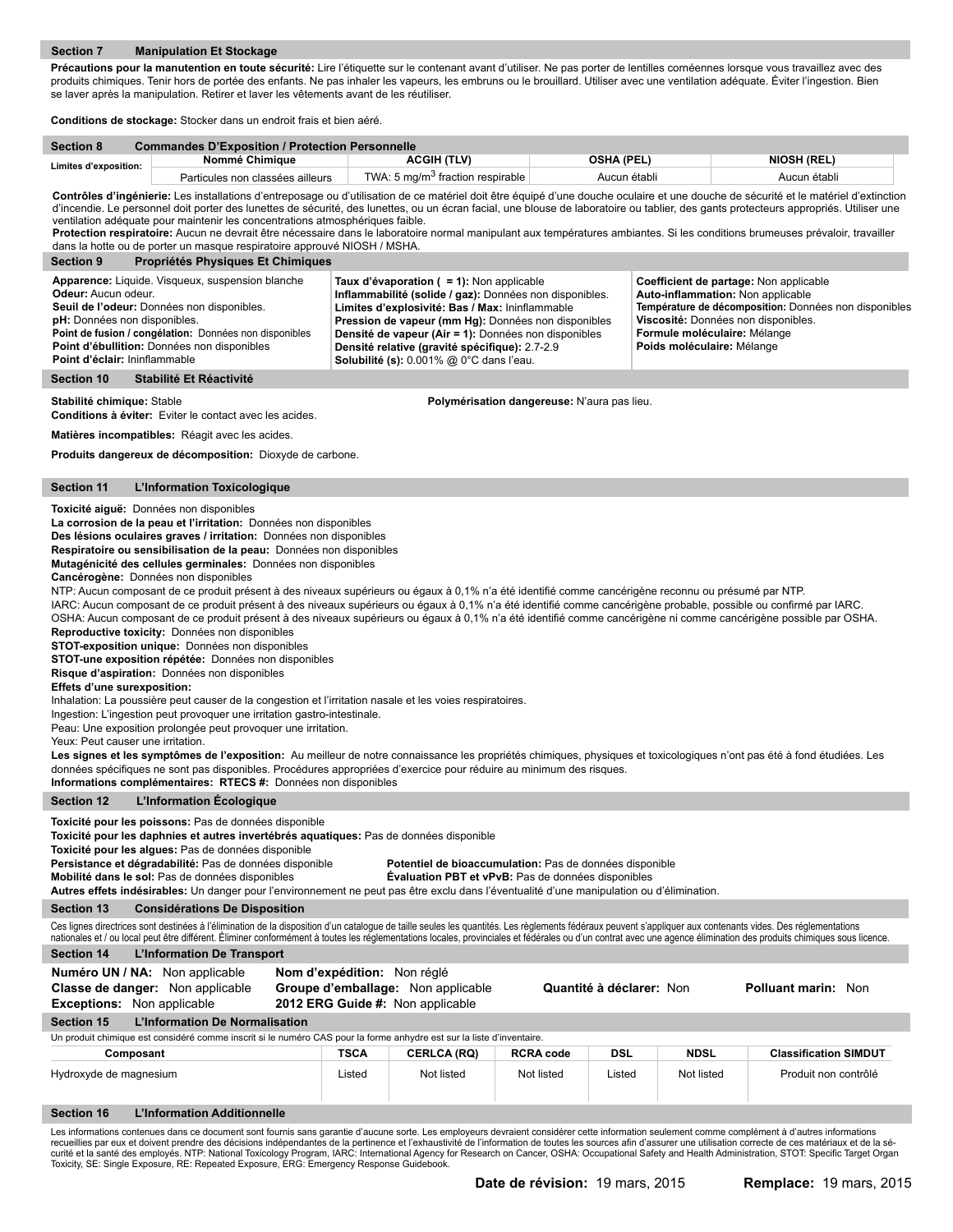## Section 7 Manipulation Et Stockage

**Précautions pour la manutention en toute sécurité:** Lire l'étiquette sur le contenant avant d'utiliser. Ne pas porter de lentilles cornéennes lorsque vous travaillez avec des produits chimiques. Tenir hors de portée des enfants. Ne pas inhaler les vapeurs, les embruns ou le brouillard. Utiliser avec une ventilation adéquate. Éviter l'ingestion. Bien se laver après la manipulation. Retirer et laver les vêtements avant de les réutiliser.

**Conditions de stockage:** Stocker dans un endroit frais et bien aéré.

## Section 8 Commandes D'Exposition / Protection Personnelle

| Limites d'exposition: | Nommé Chimique | ACGIH (TLV) | OSHA (PEL) | NIOSH (REL) |
|---|---|---|---|---|
| | Particules non classées ailleurs | TWA: 5 mg/m$^3$ fraction respirable | Aucun établi | Aucun établi |

**Contrôles d'ingénierie:** Les installations d'entreposage ou d'utilisation de ce matériel doit être équipé d'une douche oculaire et une douche de sécurité et le matériel d'extinction d'incendie. Le personnel doit porter des lunettes de sécurité, des lunettes, ou un écran facial, une blouse de laboratoire ou tablier, des gants protecteurs appropriés. Utiliser une ventilation adéquate pour maintenir les concentrations atmosphériques faible.
**Protection respiratoire:** Aucun ne devrait être nécessaire dans le laboratoire normal manipulant aux températures ambiantes. Si les conditions brumeuses prévaloir, travailler dans la hotte ou de porter un masque respiratoire approuvé NIOSH / MSHA.

## Section 9 Propriétés Physiques Et Chimiques

**Apparence:** Liquide. Visqueux, suspension blanche
**Odeur:** Aucun odeur.
**Seuil de l'odeur:** Données non disponibles.
**pH:** Données non disponibles.
**Point de fusion / congélation:** Données non disponibles
**Point d'ébullition:** Données non disponibles
**Point d'éclair:** Ininflammable

**Taux d'évaporation ( = 1):** Non applicable
**Inflammabilité (solide / gaz):** Données non disponibles.
**Limites d'explosivité: Bas / Max:** Ininflammable
**Pression de vapeur (mm Hg):** Données non disponibles
**Densité de vapeur (Air = 1):** Données non disponibles
**Densité relative (gravité spécifique):** 2.7-2.9
**Solubilité (s):** 0.001% @ 0°C dans l'eau.

**Coefficient de partage:** Non applicable
**Auto-inflammation:** Non applicable
**Température de décomposition:** Données non disponibles
**Viscosité:** Données non disponibles.
**Formule moléculaire:** Mélange
**Poids moléculaire:** Mélange

## Section 10 Stabilité Et Réactivité

**Stabilité chimique:** Stable
**Polymérisation dangereuse:** N'aura pas lieu.
**Conditions à éviter:** Eviter le contact avec les acides.

**Matières incompatibles:** Réagit avec les acides.

**Produits dangereux de décomposition:** Dioxyde de carbone.

## Section 11 L'Information Toxicologique

**Toxicité aiguë:** Données non disponibles
**La corrosion de la peau et l'irritation:** Données non disponibles
**Des lésions oculaires graves / irritation:** Données non disponibles
**Respiratoire ou sensibilisation de la peau:** Données non disponibles
**Mutagénicité des cellules germinales:** Données non disponibles
**Cancérogène:** Données non disponibles
NTP: Aucun composant de ce produit présent à des niveaux supérieurs ou égaux à 0,1% n'a été identifié comme cancérigène reconnu ou présumé par NTP.
IARC: Aucun composant de ce produit présent à des niveaux supérieurs ou égaux à 0,1% n'a été identifié comme cancérigène probable, possible ou confirmé par IARC.
OSHA: Aucun composant de ce produit présent à des niveaux supérieurs ou égaux à 0,1% n'a été identifié comme cancérigène ni comme cancérigène possible par OSHA.
**Reproductive toxicity:** Données non disponibles
**STOT-exposition unique:** Données non disponibles
**STOT-une exposition répétée:** Données non disponibles
**Risque d'aspiration:** Données non disponibles
**Effets d'une surexposition:**
Inhalation: La poussière peut causer de la congestion et l'irritation nasale et les voies respiratoires.
Ingestion: L'ingestion peut provoquer une irritation gastro-intestinale.
Peau: Une exposition prolongée peut provoquer une irritation.
Yeux: Peut causer une irritation.
**Les signes et les symptômes de l'exposition:** Au meilleur de notre connaissance les propriétés chimiques, physiques et toxicologiques n'ont pas été à fond étudiées. Les données spécifiques ne sont pas disponibles. Procédures appropriées d'exercice pour réduire au minimum des risques.
**Informations complémentaires: RTECS #:** Données non disponibles

## Section 12 L'Information Écologique

**Toxicité pour les poissons:** Pas de données disponible
**Toxicité pour les daphnies et autres invertébrés aquatiques:** Pas de données disponible
**Toxicité pour les algues:** Pas de données disponible
**Persistance et dégradabilité:** Pas de données disponible
**Potentiel de bioaccumulation:** Pas de données disponible
**Mobilité dans le sol:** Pas de données disponibles
**Évaluation PBT et vPvB:** Pas de données disponibles
**Autres effets indésirables:** Un danger pour l'environnement ne peut pas être exclu dans l'éventualité d'une manipulation ou d'élimination.

## Section 13 Considérations De Disposition

Ces lignes directrices sont destinées à l'élimination de la disposition d'un catalogue de taille seules les quantités. Les règlements fédéraux peuvent s'appliquer aux contenants vides. Des réglementations nationales et / ou local peut être différent. Éliminer conformément à toutes les réglementations locales, provinciales et fédérales ou d'un contrat avec une agence élimination des produits chimiques sous licence.

## Section 14 L'Information De Transport

**Numéro UN / NA:** Non applicable
**Nom d'expédition:** Non réglé
**Classe de danger:** Non applicable
**Groupe d'emballage:** Non applicable
**Quantité à déclarer:** Non
**Polluant marin:** Non
**Exceptions:** Non applicable
**2012 ERG Guide #:** Non applicable

## Section 15 L'Information De Normalisation

Un produit chimique est considéré comme inscrit si le numéro CAS pour la forme anhydre est sur la liste d'inventaire.

| Composant | TSCA | CERLCA (RQ) | RCRA code | DSL | NDSL | Classification SIMDUT |
|---|---|---|---|---|---|---|
| Hydroxyde de magnesium | Listed | Not listed | Not listed | Listed | Not listed | Produit non contrôlé |

## Section 16 L'Information Additionnelle

Les informations contenues dans ce document sont fournis sans garantie d'aucune sorte. Les employeurs devraient considérer cette information seulement comme complément à d'autres informations recueillies par eux et doivent prendre des décisions indépendantes de la pertinence et l'exhaustivité de l'information de toutes les sources afin d'assurer une utilisation correcte de ces matériaux et de la sécurité et la santé des employés. NTP: National Toxicology Program, IARC: International Agency for Research on Cancer, OSHA: Occupational Safety and Health Administration, STOT: Specific Target Organ Toxicity, SE: Single Exposure, RE: Repeated Exposure, ERG: Emergency Response Guidebook.

**Date de révision:** 19 mars, 2015 **Remplace:** 19 mars, 2015